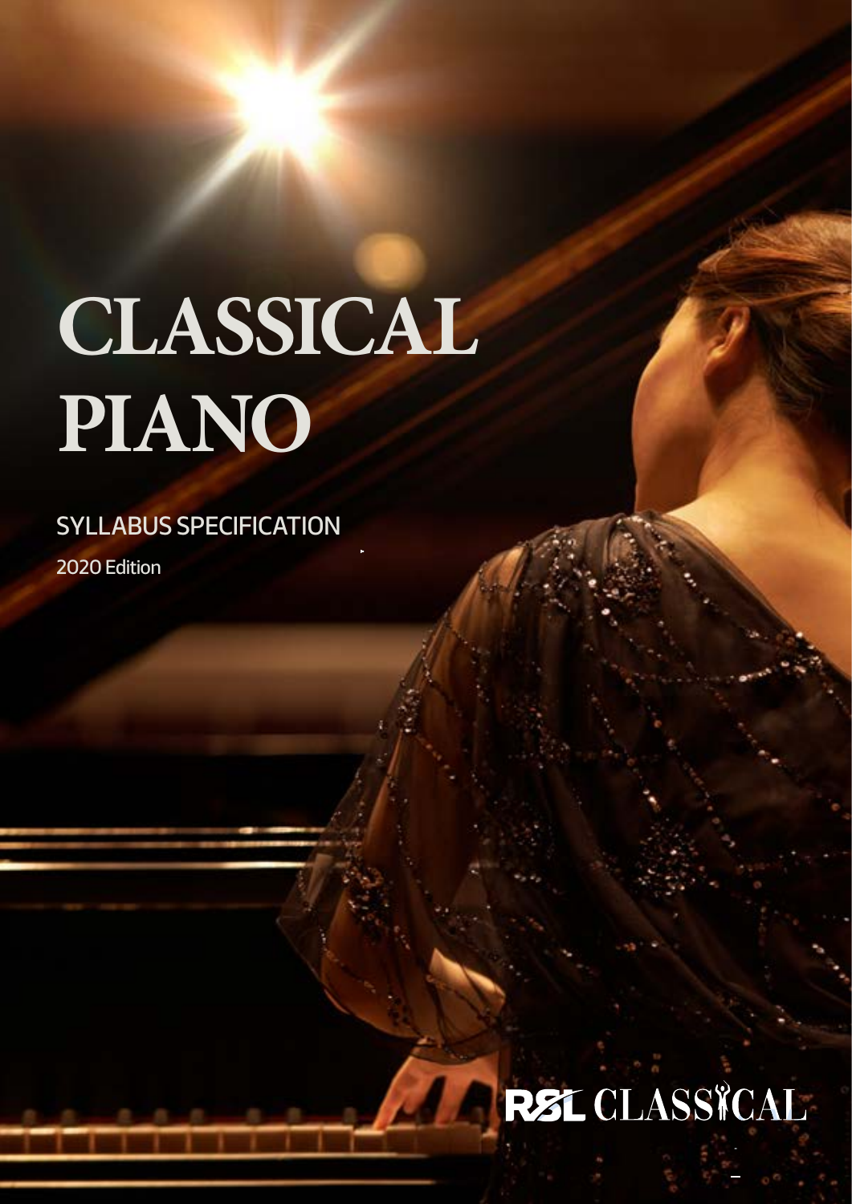# CLASSICAL PIANO

SYLLABUS SPECIFICATION

2020 Edition

RSL CLASSICAL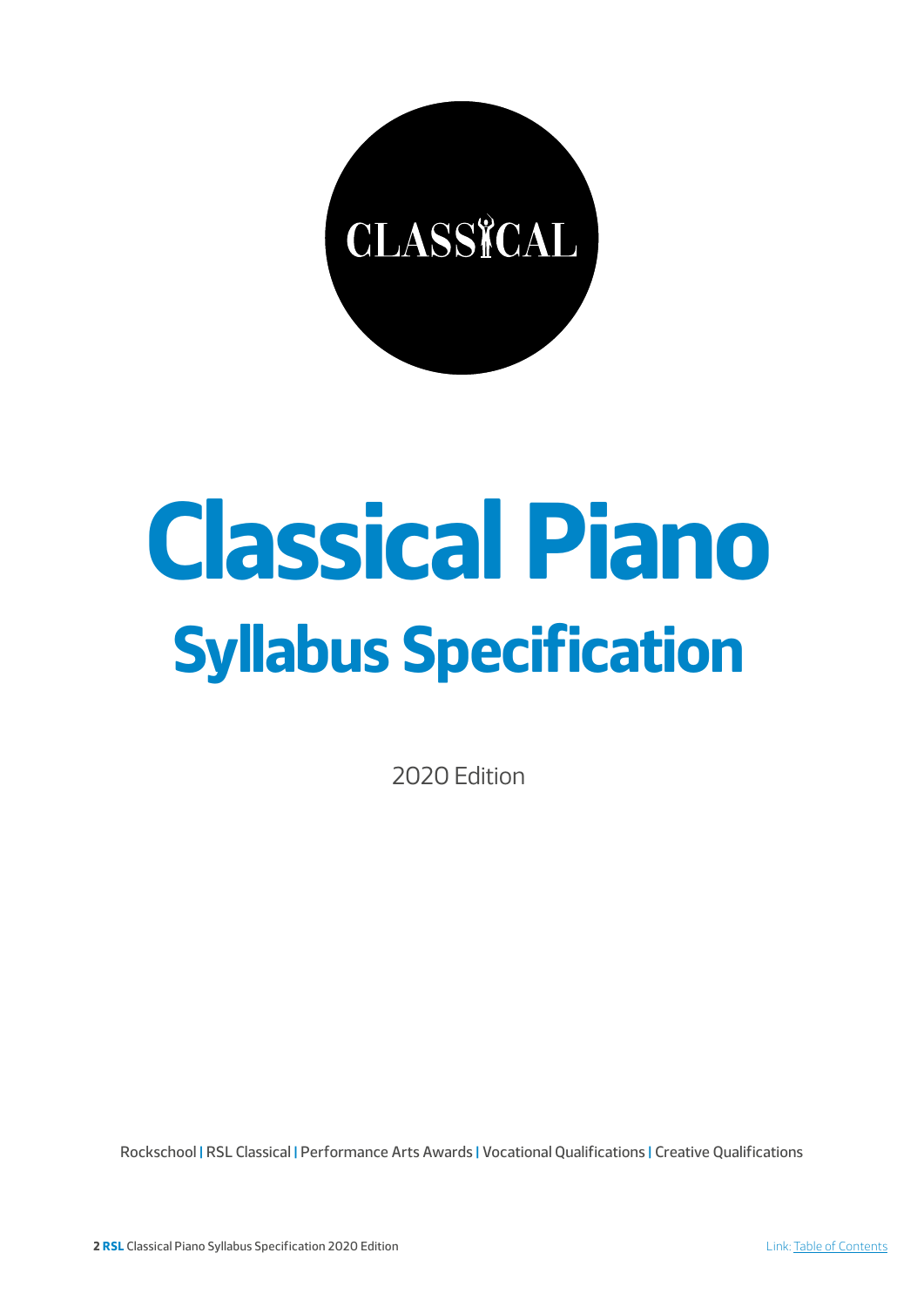CLASSICAL

# Classical Piano

## Syllabus Specification

2020 Edition

Rockschool | RSL Classical | Performance Arts Awards | Vocational Qualifications | Creative Qualifications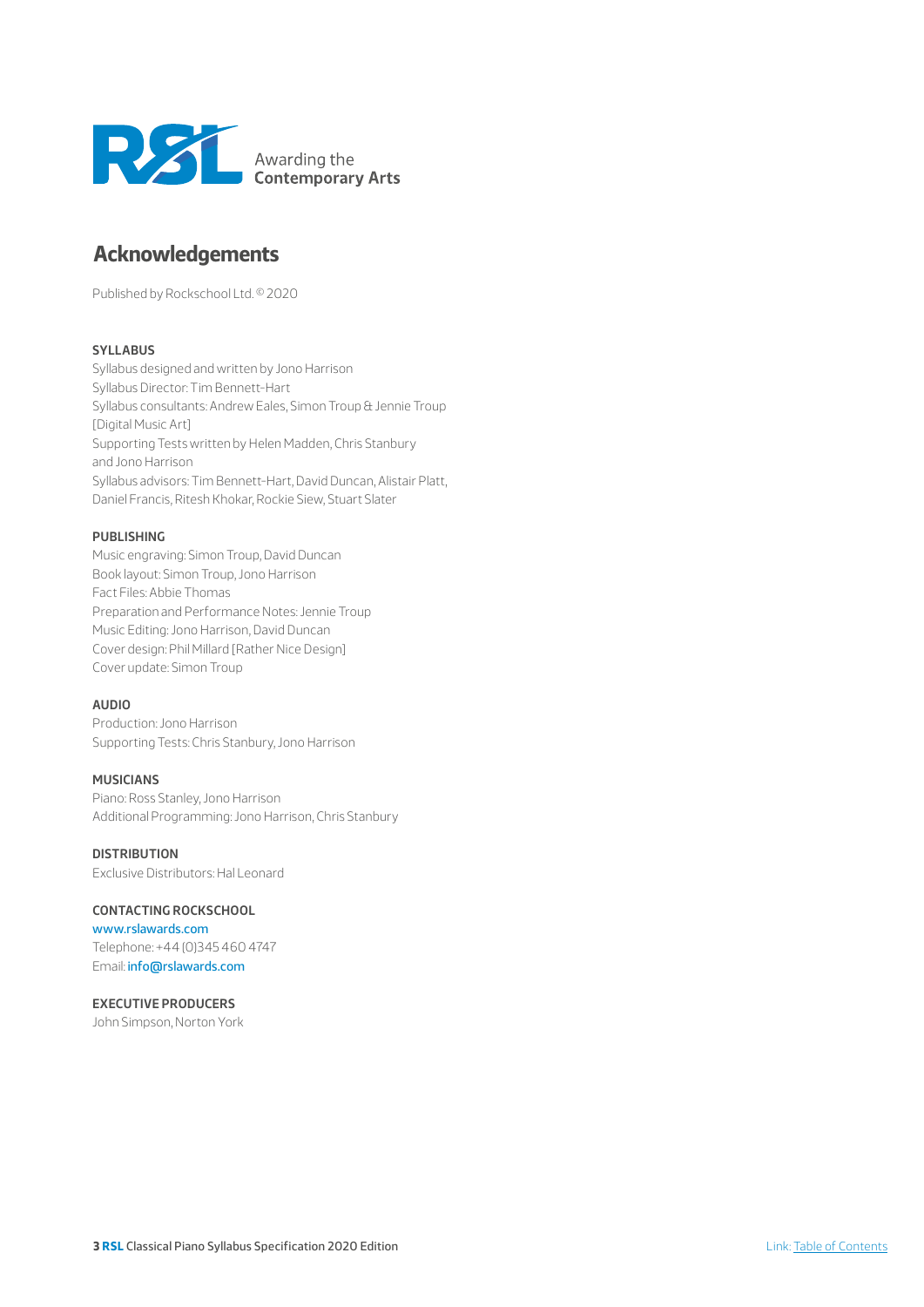# Acknowledgements

Published by Rockschool Ltd. © 2020

**SYLLABUS**
Syllabus designed and written by Jono Harrison
Syllabus Director: Tim Bennett-Hart
Syllabus consultants: Andrew Eales, Simon Troup & Jennie Troup [Digital Music Art]
Supporting Tests written by Helen Madden, Chris Stanbury and Jono Harrison
Syllabus advisors: Tim Bennett-Hart, David Duncan, Alistair Platt, Daniel Francis, Ritesh Khokar, Rockie Siew, Stuart Slater

**PUBLISHING**
Music engraving: Simon Troup, David Duncan
Book layout: Simon Troup, Jono Harrison
Fact Files: Abbie Thomas
Preparation and Performance Notes: Jennie Troup
Music Editing: Jono Harrison, David Duncan
Cover design: Phil Millard [Rather Nice Design]
Cover update: Simon Troup

**AUDIO**
Production: Jono Harrison
Supporting Tests: Chris Stanbury, Jono Harrison

**MUSICIANS**
Piano: Ross Stanley, Jono Harrison
Additional Programming: Jono Harrison, Chris Stanbury

**DISTRIBUTION**
Exclusive Distributors: Hal Leonard

**CONTACTING ROCKSCHOOL**
www.rslawards.com
Telephone: +44 (0)345 460 4747
Email: info@rslawards.com

**EXECUTIVE PRODUCERS**
John Simpson, Norton York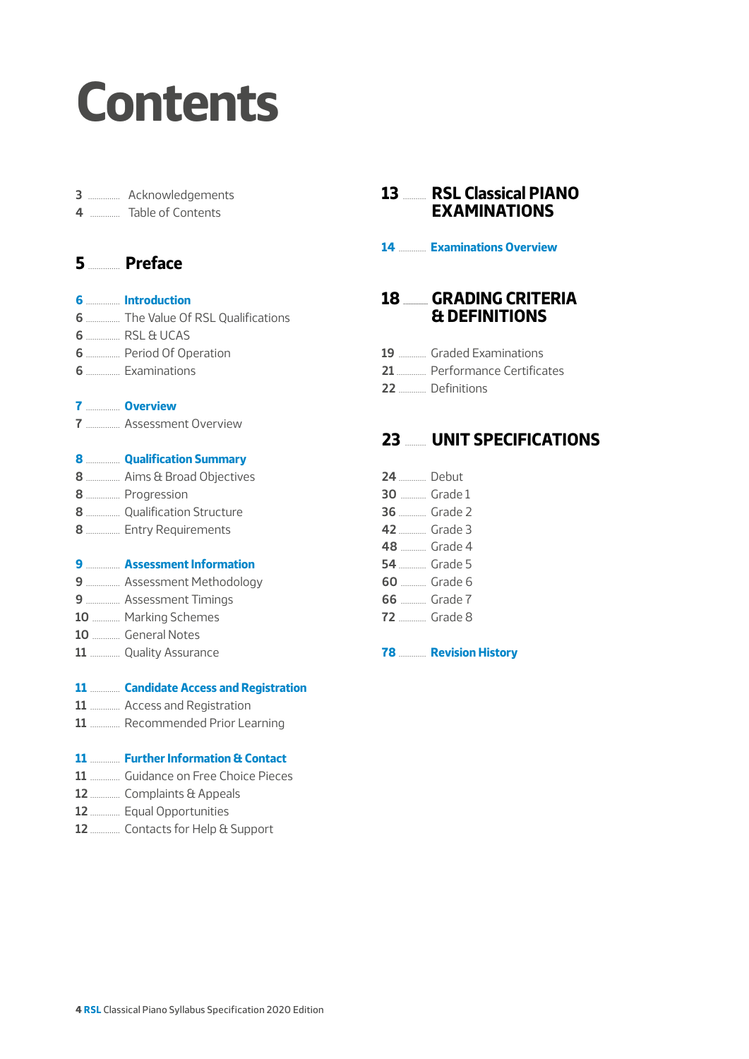# Contents

3 ............ Acknowledgements
4 ............ Table of Contents

## 5 ............ Preface

**6 ............ Introduction**
6 ............ The Value Of RSL Qualifications
6 ............ RSL & UCAS
6 ............ Period Of Operation
6 ............ Examinations

**7 ............ Overview**
7 ............ Assessment Overview

**8 ............ Qualification Summary**
8 ............ Aims & Broad Objectives
8 ............ Progression
8 ............ Qualification Structure
8 ............ Entry Requirements

**9 ............ Assessment Information**
9 ............ Assessment Methodology
9 ............ Assessment Timings
10 ............ Marking Schemes
10 ............ General Notes
11 ............ Quality Assurance

**11 ............ Candidate Access and Registration**
11 ............ Access and Registration
11 ............ Recommended Prior Learning

**11 ............ Further Information & Contact**
11 ............ Guidance on Free Choice Pieces
12 ............ Complaints & Appeals
12 ............ Equal Opportunities
12 ............ Contacts for Help & Support

## 13 ............ RSL Classical PIANO EXAMINATIONS

**14 ............ Examinations Overview**

## 18 ............ GRADING CRITERIA & DEFINITIONS

19 ............ Graded Examinations
21 ............ Performance Certificates
22 ............ Definitions

## 23 ............ UNIT SPECIFICATIONS

24 ............ Debut
30 ............ Grade 1
36 ............ Grade 2
42 ............ Grade 3
48 ............ Grade 4
54 ............ Grade 5
60 ............ Grade 6
66 ............ Grade 7
72 ............ Grade 8

**78 ............ Revision History**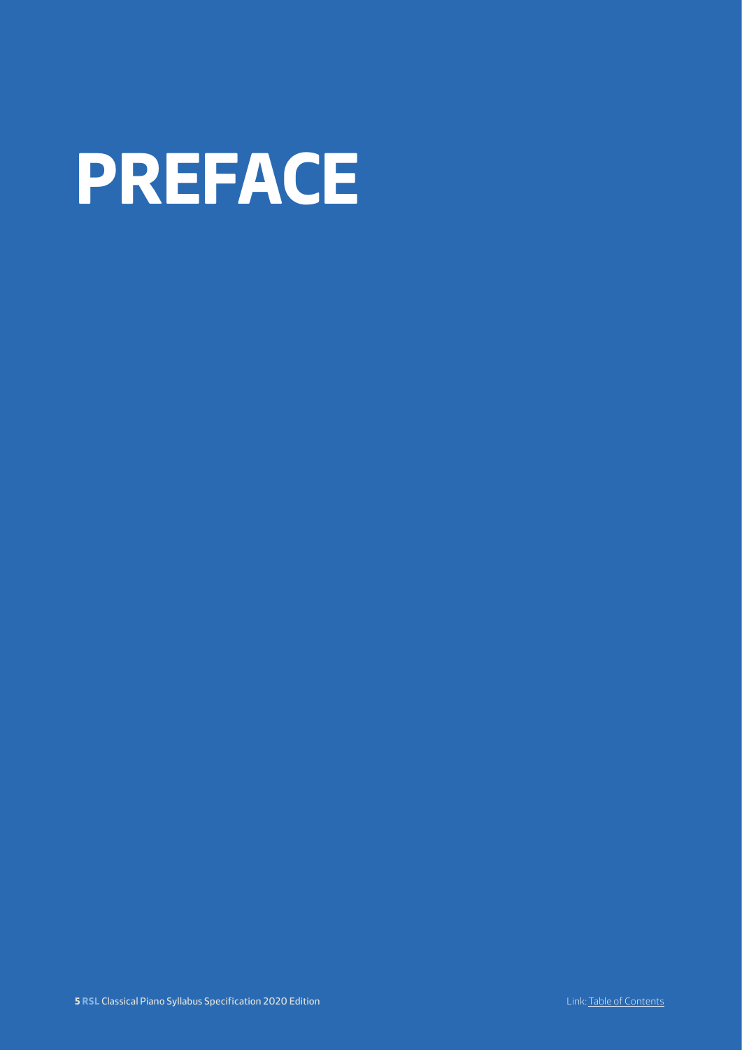# PREFACE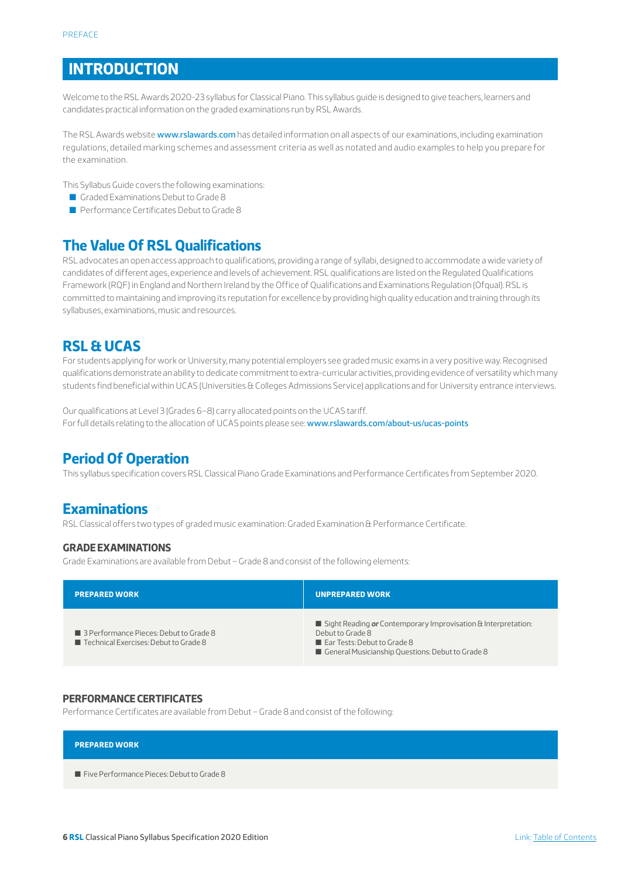# INTRODUCTION

Welcome to the RSL Awards 2020-23 syllabus for Classical Piano. This syllabus guide is designed to give teachers, learners and candidates practical information on the graded examinations run by RSL Awards.

The RSL Awards website www.rslawards.com has detailed information on all aspects of our examinations, including examination regulations, detailed marking schemes and assessment criteria as well as notated and audio examples to help you prepare for the examination.

This Syllabus Guide covers the following examinations:

- Graded Examinations Debut to Grade 8
- Performance Certificates Debut to Grade 8

## The Value Of RSL Qualifications

RSL advocates an open access approach to qualifications, providing a range of syllabi, designed to accommodate a wide variety of candidates of different ages, experience and levels of achievement. RSL qualifications are listed on the Regulated Qualifications Framework (RQF) in England and Northern Ireland by the Office of Qualifications and Examinations Regulation (Ofqual). RSL is committed to maintaining and improving its reputation for excellence by providing high quality education and training through its syllabuses, examinations, music and resources.

## RSL & UCAS

For students applying for work or University, many potential employers see graded music exams in a very positive way. Recognised qualifications demonstrate an ability to dedicate commitment to extra-curricular activities, providing evidence of versatility which many students find beneficial within UCAS (Universities & Colleges Admissions Service) applications and for University entrance interviews.

Our qualifications at Level 3 (Grades 6–8) carry allocated points on the UCAS tariff.
For full details relating to the allocation of UCAS points please see: www.rslawards.com/about-us/ucas-points

## Period Of Operation

This syllabus specification covers RSL Classical Piano Grade Examinations and Performance Certificates from September 2020.

## Examinations

RSL Classical offers two types of graded music examination: Graded Examination & Performance Certificate.

### GRADE EXAMINATIONS

Grade Examinations are available from Debut – Grade 8 and consist of the following elements:

| PREPARED WORK | UNPREPARED WORK |
|---|---|
| ■ 3 Performance Pieces: Debut to Grade 8<br>■ Technical Exercises: Debut to Grade 8 | ■ Sight Reading ***or*** Contemporary Improvisation & Interpretation: Debut to Grade 8<br>■ Ear Tests: Debut to Grade 8<br>■ General Musicianship Questions: Debut to Grade 8 |

### PERFORMANCE CERTIFICATES

Performance Certificates are available from Debut – Grade 8 and consist of the following:

| PREPARED WORK |
|---|
| ■ Five Performance Pieces: Debut to Grade 8 |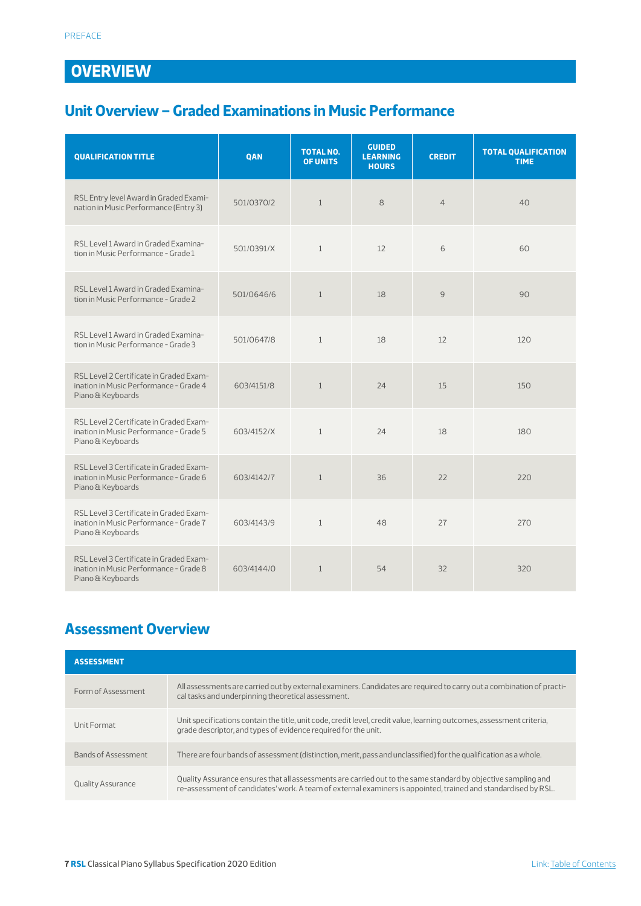# OVERVIEW

## Unit Overview – Graded Examinations in Music Performance

| QUALIFICATION TITLE | QAN | TOTAL NO. OF UNITS | GUIDED LEARNING HOURS | CREDIT | TOTAL QUALIFICATION TIME |
|---|---|---|---|---|---|
| RSL Entry level Award in Graded Examination in Music Performance (Entry 3) | 501/0370/2 | 1 | 8 | 4 | 40 |
| RSL Level 1 Award in Graded Examination in Music Performance - Grade 1 | 501/0391/X | 1 | 12 | 6 | 60 |
| RSL Level 1 Award in Graded Examination in Music Performance - Grade 2 | 501/0646/6 | 1 | 18 | 9 | 90 |
| RSL Level 1 Award in Graded Examination in Music Performance - Grade 3 | 501/0647/8 | 1 | 18 | 12 | 120 |
| RSL Level 2 Certificate in Graded Examination in Music Performance - Grade 4 Piano & Keyboards | 603/4151/8 | 1 | 24 | 15 | 150 |
| RSL Level 2 Certificate in Graded Examination in Music Performance - Grade 5 Piano & Keyboards | 603/4152/X | 1 | 24 | 18 | 180 |
| RSL Level 3 Certificate in Graded Examination in Music Performance - Grade 6 Piano & Keyboards | 603/4142/7 | 1 | 36 | 22 | 220 |
| RSL Level 3 Certificate in Graded Examination in Music Performance - Grade 7 Piano & Keyboards | 603/4143/9 | 1 | 48 | 27 | 270 |
| RSL Level 3 Certificate in Graded Examination in Music Performance - Grade 8 Piano & Keyboards | 603/4144/0 | 1 | 54 | 32 | 320 |

## Assessment Overview

| ASSESSMENT | |
|---|---|
| Form of Assessment | All assessments are carried out by external examiners. Candidates are required to carry out a combination of practical tasks and underpinning theoretical assessment. |
| Unit Format | Unit specifications contain the title, unit code, credit level, credit value, learning outcomes, assessment criteria, grade descriptor, and types of evidence required for the unit. |
| Bands of Assessment | There are four bands of assessment (distinction, merit, pass and unclassified) for the qualification as a whole. |
| Quality Assurance | Quality Assurance ensures that all assessments are carried out to the same standard by objective sampling and re-assessment of candidates' work. A team of external examiners is appointed, trained and standardised by RSL. |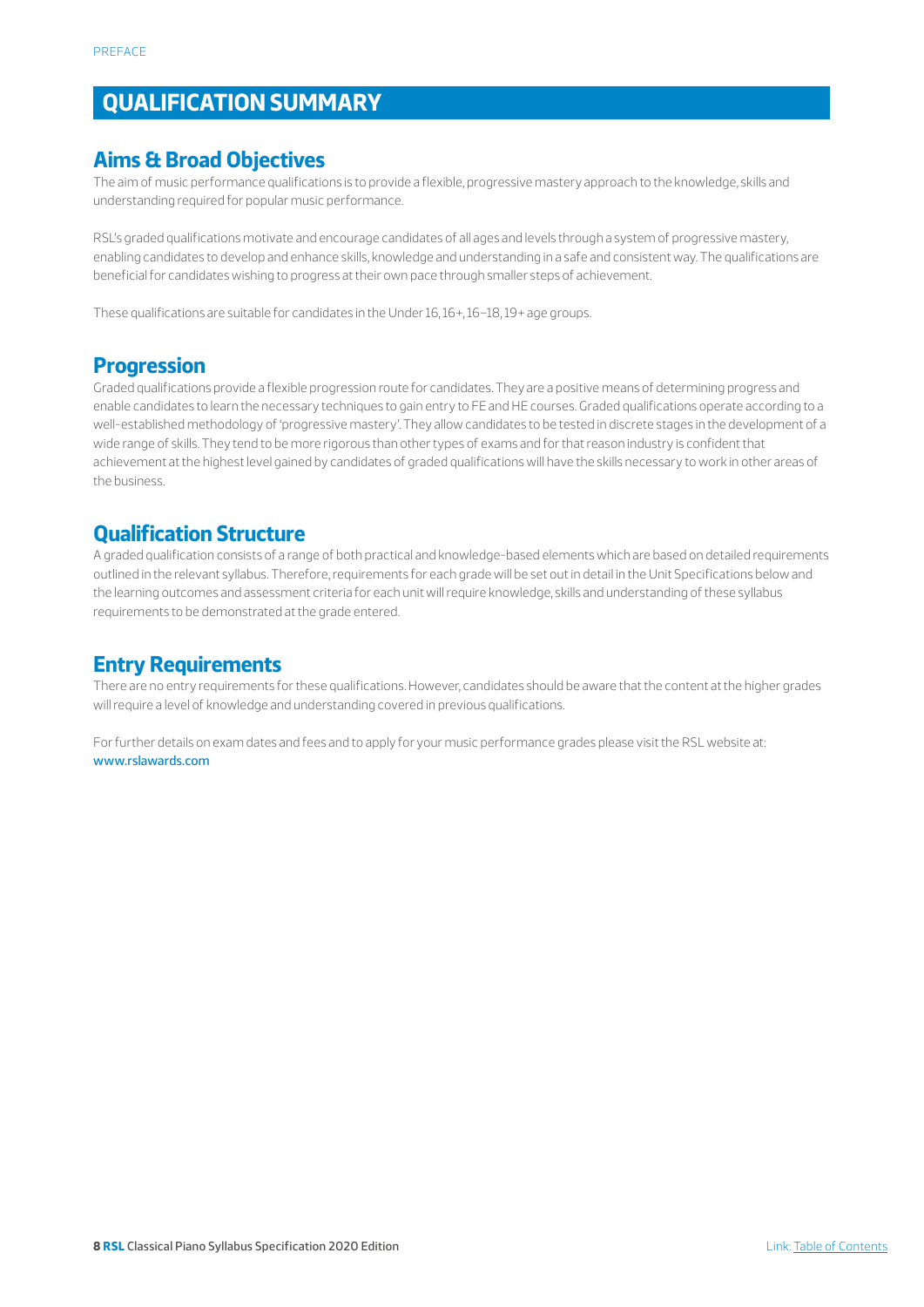# QUALIFICATION SUMMARY

## Aims & Broad Objectives

The aim of music performance qualifications is to provide a flexible, progressive mastery approach to the knowledge, skills and understanding required for popular music performance.

RSL's graded qualifications motivate and encourage candidates of all ages and levels through a system of progressive mastery, enabling candidates to develop and enhance skills, knowledge and understanding in a safe and consistent way. The qualifications are beneficial for candidates wishing to progress at their own pace through smaller steps of achievement.

These qualifications are suitable for candidates in the Under 16, 16+, 16–18, 19+ age groups.

## Progression

Graded qualifications provide a flexible progression route for candidates. They are a positive means of determining progress and enable candidates to learn the necessary techniques to gain entry to FE and HE courses. Graded qualifications operate according to a well-established methodology of 'progressive mastery'. They allow candidates to be tested in discrete stages in the development of a wide range of skills. They tend to be more rigorous than other types of exams and for that reason industry is confident that achievement at the highest level gained by candidates of graded qualifications will have the skills necessary to work in other areas of the business.

## Qualification Structure

A graded qualification consists of a range of both practical and knowledge-based elements which are based on detailed requirements outlined in the relevant syllabus. Therefore, requirements for each grade will be set out in detail in the Unit Specifications below and the learning outcomes and assessment criteria for each unit will require knowledge, skills and understanding of these syllabus requirements to be demonstrated at the grade entered.

## Entry Requirements

There are no entry requirements for these qualifications. However, candidates should be aware that the content at the higher grades will require a level of knowledge and understanding covered in previous qualifications.

For further details on exam dates and fees and to apply for your music performance grades please visit the RSL website at: www.rslawards.com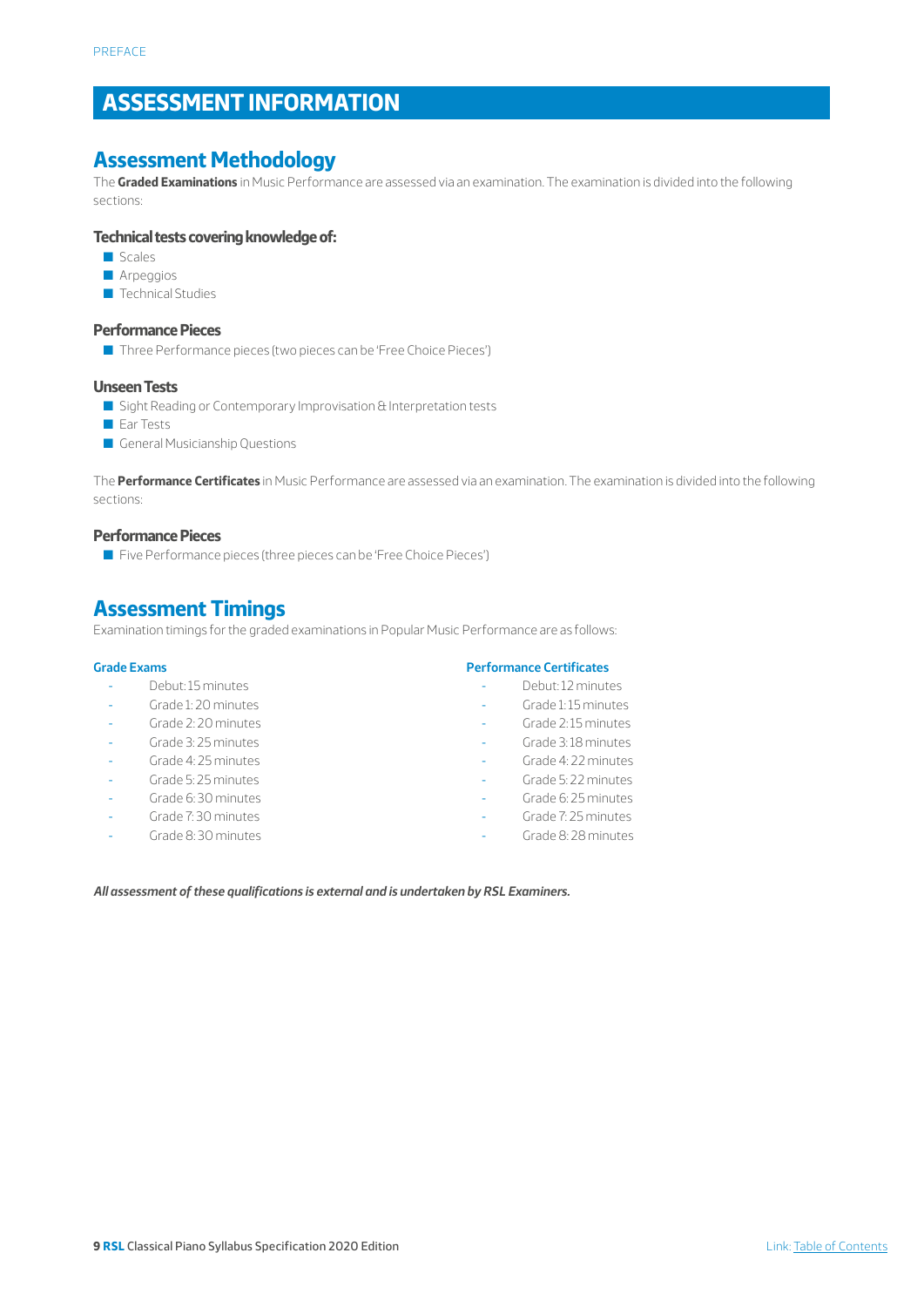# ASSESSMENT INFORMATION

## Assessment Methodology

The **Graded Examinations** in Music Performance are assessed via an examination. The examination is divided into the following sections:

### Technical tests covering knowledge of:

- Scales
- Arpeggios
- Technical Studies

### Performance Pieces

- Three Performance pieces (two pieces can be 'Free Choice Pieces')

### Unseen Tests

- Sight Reading or Contemporary Improvisation & Interpretation tests
- Ear Tests
- General Musicianship Questions

The **Performance Certificates** in Music Performance are assessed via an examination. The examination is divided into the following sections:

### Performance Pieces

- Five Performance pieces (three pieces can be 'Free Choice Pieces')

## Assessment Timings

Examination timings for the graded examinations in Popular Music Performance are as follows:

**Grade Exams**

- Debut: 15 minutes
- Grade 1: 20 minutes
- Grade 2: 20 minutes
- Grade 3: 25 minutes
- Grade 4: 25 minutes
- Grade 5: 25 minutes
- Grade 6: 30 minutes
- Grade 7: 30 minutes
- Grade 8: 30 minutes

**Performance Certificates**

- Debut: 12 minutes
- Grade 1: 15 minutes
- Grade 2: 15 minutes
- Grade 3: 18 minutes
- Grade 4: 22 minutes
- Grade 5: 22 minutes
- Grade 6: 25 minutes
- Grade 7: 25 minutes
- Grade 8: 28 minutes

***All assessment of these qualifications is external and is undertaken by RSL Examiners.***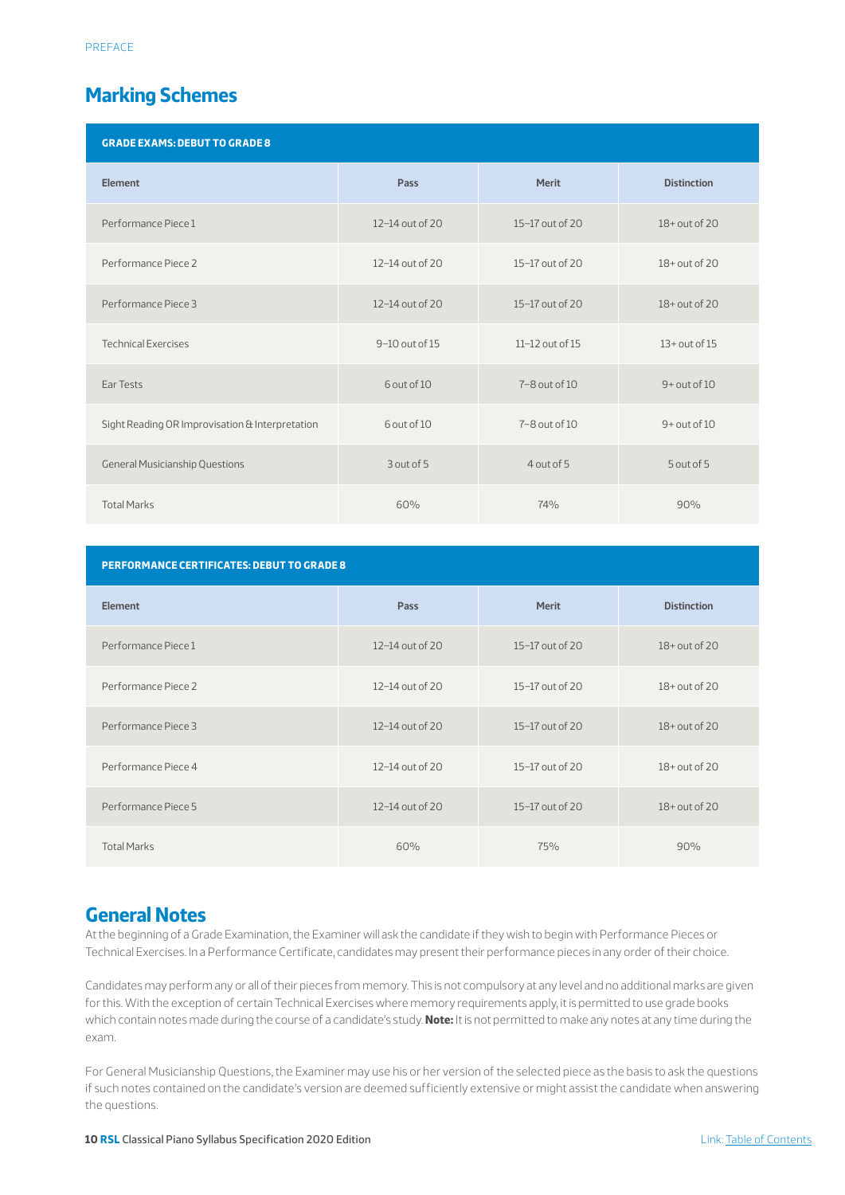## Marking Schemes

| GRADE EXAMS: DEBUT TO GRADE 8 | | | |
|---|---|---|---|
| **Element** | **Pass** | **Merit** | **Distinction** |
| Performance Piece 1 | 12–14 out of 20 | 15–17 out of 20 | 18+ out of 20 |
| Performance Piece 2 | 12–14 out of 20 | 15–17 out of 20 | 18+ out of 20 |
| Performance Piece 3 | 12–14 out of 20 | 15–17 out of 20 | 18+ out of 20 |
| Technical Exercises | 9–10 out of 15 | 11–12 out of 15 | 13+ out of 15 |
| Ear Tests | 6 out of 10 | 7–8 out of 10 | 9+ out of 10 |
| Sight Reading OR Improvisation & Interpretation | 6 out of 10 | 7–8 out of 10 | 9+ out of 10 |
| General Musicianship Questions | 3 out of 5 | 4 out of 5 | 5 out of 5 |
| Total Marks | 60% | 74% | 90% |

| PERFORMANCE CERTIFICATES: DEBUT TO GRADE 8 | | | |
|---|---|---|---|
| **Element** | **Pass** | **Merit** | **Distinction** |
| Performance Piece 1 | 12–14 out of 20 | 15–17 out of 20 | 18+ out of 20 |
| Performance Piece 2 | 12–14 out of 20 | 15–17 out of 20 | 18+ out of 20 |
| Performance Piece 3 | 12–14 out of 20 | 15–17 out of 20 | 18+ out of 20 |
| Performance Piece 4 | 12–14 out of 20 | 15–17 out of 20 | 18+ out of 20 |
| Performance Piece 5 | 12–14 out of 20 | 15–17 out of 20 | 18+ out of 20 |
| Total Marks | 60% | 75% | 90% |

## General Notes

At the beginning of a Grade Examination, the Examiner will ask the candidate if they wish to begin with Performance Pieces or Technical Exercises. In a Performance Certificate, candidates may present their performance pieces in any order of their choice.

Candidates may perform any or all of their pieces from memory. This is not compulsory at any level and no additional marks are given for this. With the exception of certain Technical Exercises where memory requirements apply, it is permitted to use grade books which contain notes made during the course of a candidate's study. **Note:** It is not permitted to make any notes at any time during the exam.

For General Musicianship Questions, the Examiner may use his or her version of the selected piece as the basis to ask the questions if such notes contained on the candidate's version are deemed sufficiently extensive or might assist the candidate when answering the questions.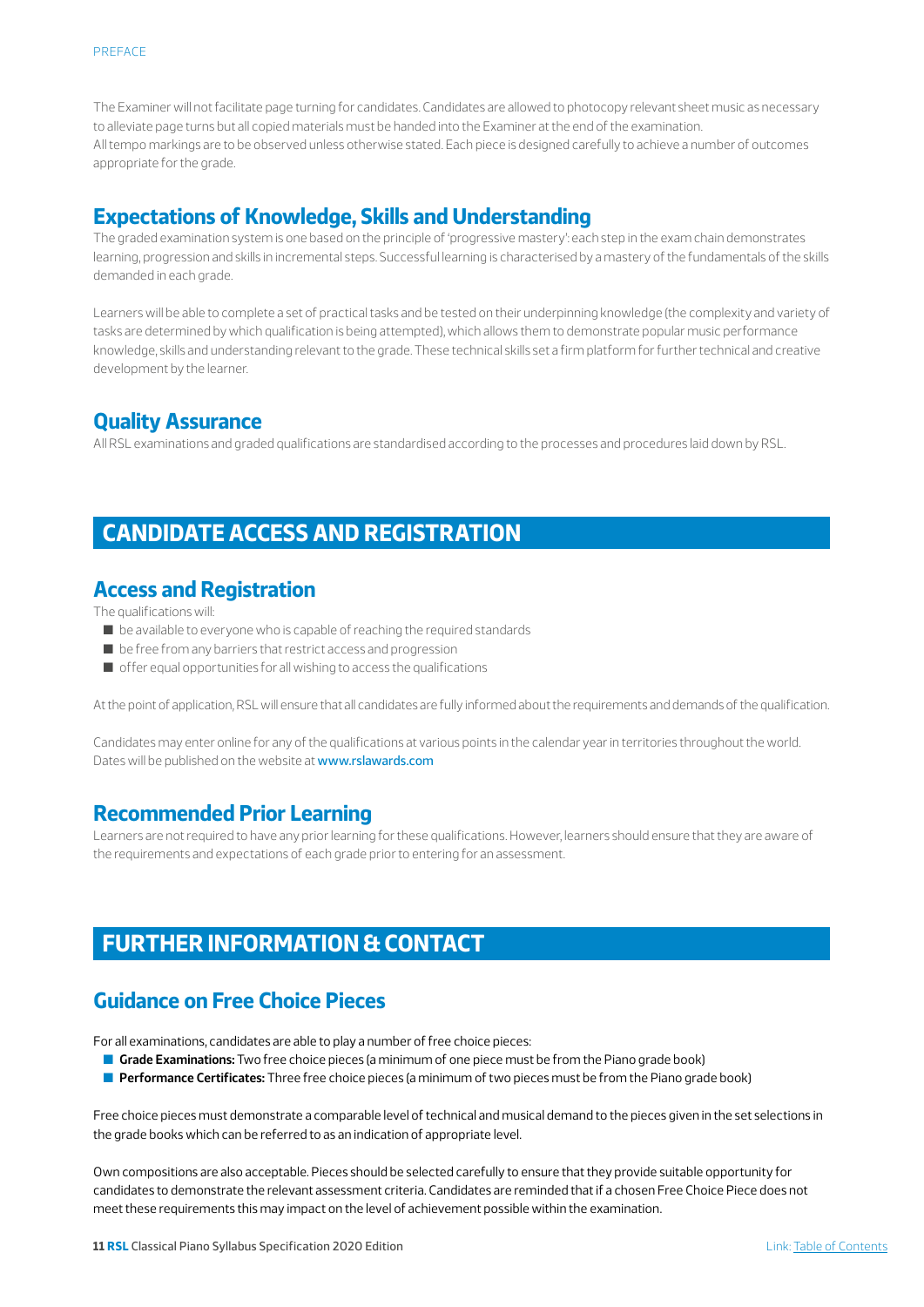The Examiner will not facilitate page turning for candidates. Candidates are allowed to photocopy relevant sheet music as necessary to alleviate page turns but all copied materials must be handed into the Examiner at the end of the examination.
All tempo markings are to be observed unless otherwise stated. Each piece is designed carefully to achieve a number of outcomes appropriate for the grade.

## Expectations of Knowledge, Skills and Understanding

The graded examination system is one based on the principle of 'progressive mastery': each step in the exam chain demonstrates learning, progression and skills in incremental steps. Successful learning is characterised by a mastery of the fundamentals of the skills demanded in each grade.

Learners will be able to complete a set of practical tasks and be tested on their underpinning knowledge (the complexity and variety of tasks are determined by which qualification is being attempted), which allows them to demonstrate popular music performance knowledge, skills and understanding relevant to the grade. These technical skills set a firm platform for further technical and creative development by the learner.

## Quality Assurance

All RSL examinations and graded qualifications are standardised according to the processes and procedures laid down by RSL.

# CANDIDATE ACCESS AND REGISTRATION

## Access and Registration

The qualifications will:

- be available to everyone who is capable of reaching the required standards
- be free from any barriers that restrict access and progression
- offer equal opportunities for all wishing to access the qualifications

At the point of application, RSL will ensure that all candidates are fully informed about the requirements and demands of the qualification.

Candidates may enter online for any of the qualifications at various points in the calendar year in territories throughout the world. Dates will be published on the website at www.rslawards.com

## Recommended Prior Learning

Learners are not required to have any prior learning for these qualifications. However, learners should ensure that they are aware of the requirements and expectations of each grade prior to entering for an assessment.

# FURTHER INFORMATION & CONTACT

## Guidance on Free Choice Pieces

For all examinations, candidates are able to play a number of free choice pieces:

- **Grade Examinations:** Two free choice pieces (a minimum of one piece must be from the Piano grade book)
- **Performance Certificates:** Three free choice pieces (a minimum of two pieces must be from the Piano grade book)

Free choice pieces must demonstrate a comparable level of technical and musical demand to the pieces given in the set selections in the grade books which can be referred to as an indication of appropriate level.

Own compositions are also acceptable. Pieces should be selected carefully to ensure that they provide suitable opportunity for candidates to demonstrate the relevant assessment criteria. Candidates are reminded that if a chosen Free Choice Piece does not meet these requirements this may impact on the level of achievement possible within the examination.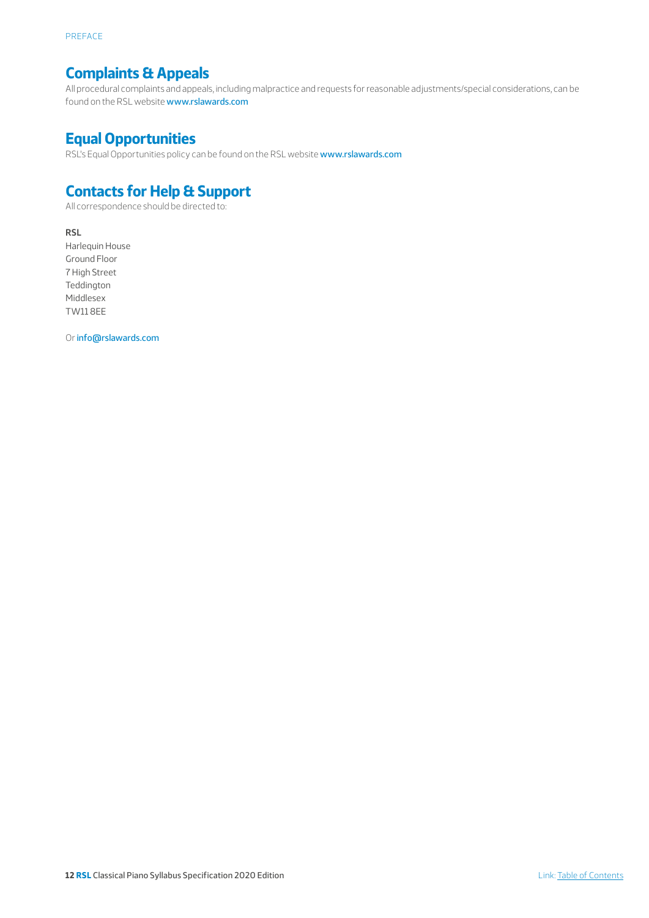## Complaints & Appeals

All procedural complaints and appeals, including malpractice and requests for reasonable adjustments/special considerations, can be found on the RSL website www.rslawards.com

## Equal Opportunities

RSL's Equal Opportunities policy can be found on the RSL website www.rslawards.com

## Contacts for Help & Support

All correspondence should be directed to:

**RSL**
Harlequin House
Ground Floor
7 High Street
Teddington
Middlesex
TW11 8EE

Or info@rslawards.com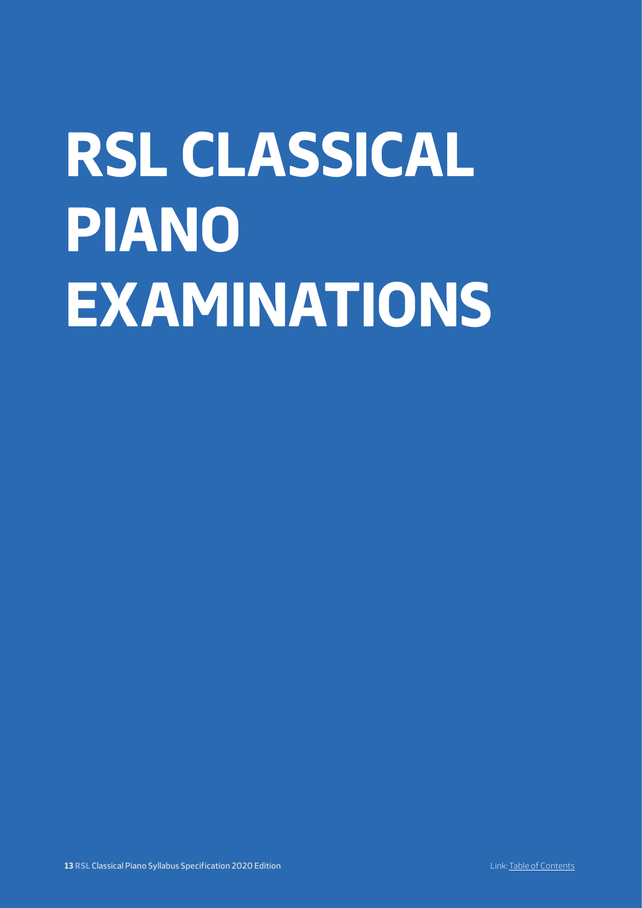# RSL CLASSICAL PIANO EXAMINATIONS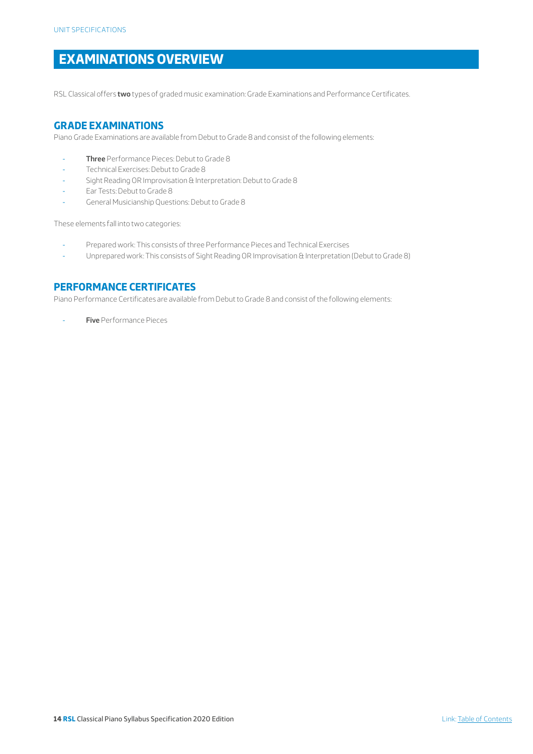# EXAMINATIONS OVERVIEW

RSL Classical offers **two** types of graded music examination: Grade Examinations and Performance Certificates.

## GRADE EXAMINATIONS

Piano Grade Examinations are available from Debut to Grade 8 and consist of the following elements:

- **Three** Performance Pieces: Debut to Grade 8
- Technical Exercises: Debut to Grade 8
- Sight Reading OR Improvisation & Interpretation: Debut to Grade 8
- Ear Tests: Debut to Grade 8
- General Musicianship Questions: Debut to Grade 8

These elements fall into two categories:

- Prepared work: This consists of three Performance Pieces and Technical Exercises
- Unprepared work: This consists of Sight Reading OR Improvisation & Interpretation (Debut to Grade 8)

## PERFORMANCE CERTIFICATES

Piano Performance Certificates are available from Debut to Grade 8 and consist of the following elements:

- **Five** Performance Pieces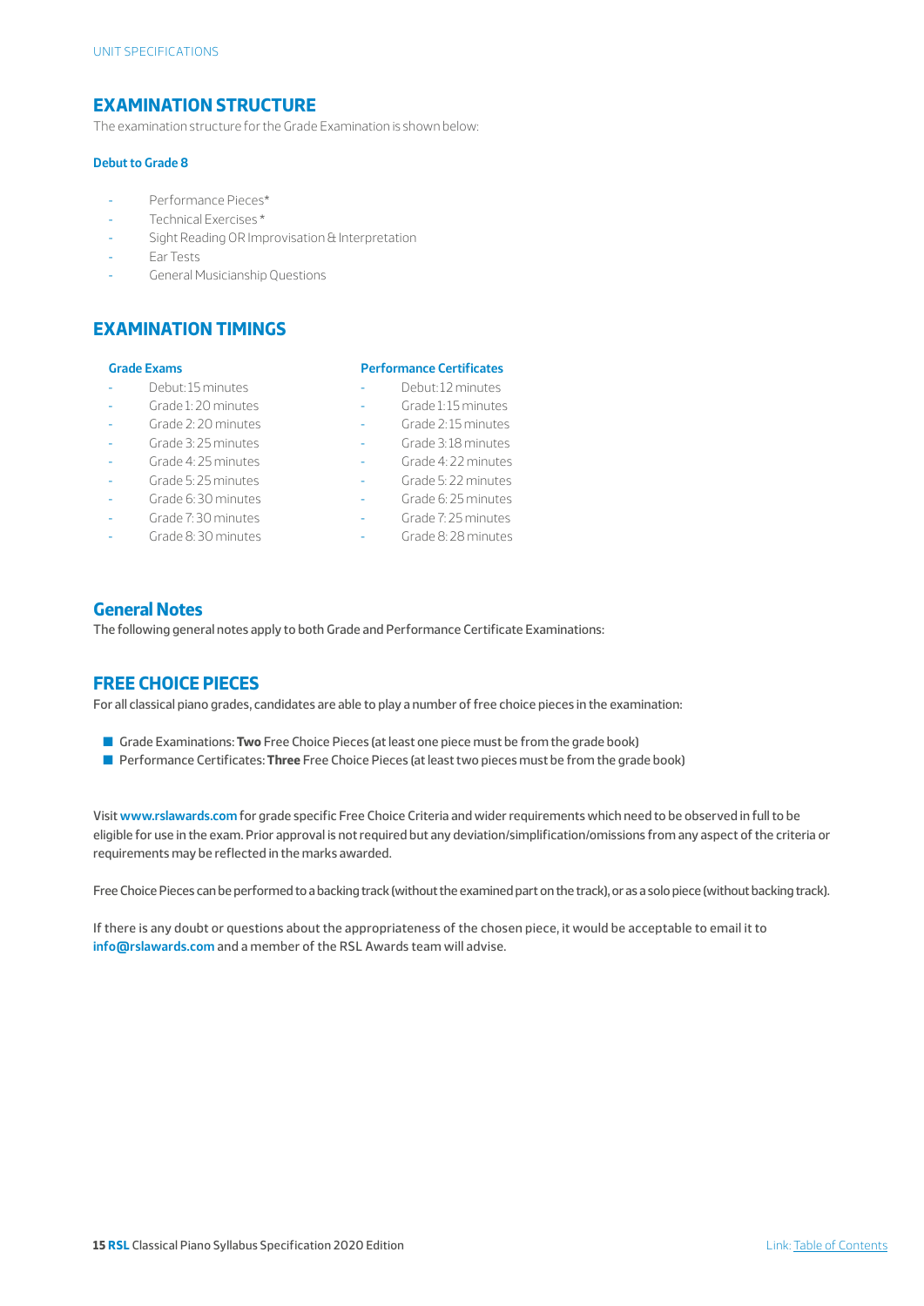## EXAMINATION STRUCTURE

The examination structure for the Grade Examination is shown below:

### Debut to Grade 8

- Performance Pieces*
- Technical Exercises *
- Sight Reading OR Improvisation & Interpretation
- Ear Tests
- General Musicianship Questions

## EXAMINATION TIMINGS

### Grade Exams

- Debut: 15 minutes
- Grade 1: 20 minutes
- Grade 2: 20 minutes
- Grade 3: 25 minutes
- Grade 4: 25 minutes
- Grade 5: 25 minutes
- Grade 6: 30 minutes
- Grade 7: 30 minutes
- Grade 8: 30 minutes

### Performance Certificates

- Debut: 12 minutes
- Grade 1: 15 minutes
- Grade 2: 15 minutes
- Grade 3: 18 minutes
- Grade 4: 22 minutes
- Grade 5: 22 minutes
- Grade 6: 25 minutes
- Grade 7: 25 minutes
- Grade 8: 28 minutes

## General Notes

The following general notes apply to both Grade and Performance Certificate Examinations:

## FREE CHOICE PIECES

For all classical piano grades, candidates are able to play a number of free choice pieces in the examination:

- Grade Examinations: **Two** Free Choice Pieces (at least one piece must be from the grade book)
- Performance Certificates: **Three** Free Choice Pieces (at least two pieces must be from the grade book)

Visit **www.rslawards.com** for grade specific Free Choice Criteria and wider requirements which need to be observed in full to be eligible for use in the exam. Prior approval is not required but any deviation/simplification/omissions from any aspect of the criteria or requirements may be reflected in the marks awarded.

Free Choice Pieces can be performed to a backing track (without the examined part on the track), or as a solo piece (without backing track).

If there is any doubt or questions about the appropriateness of the chosen piece, it would be acceptable to email it to **info@rslawards.com** and a member of the RSL Awards team will advise.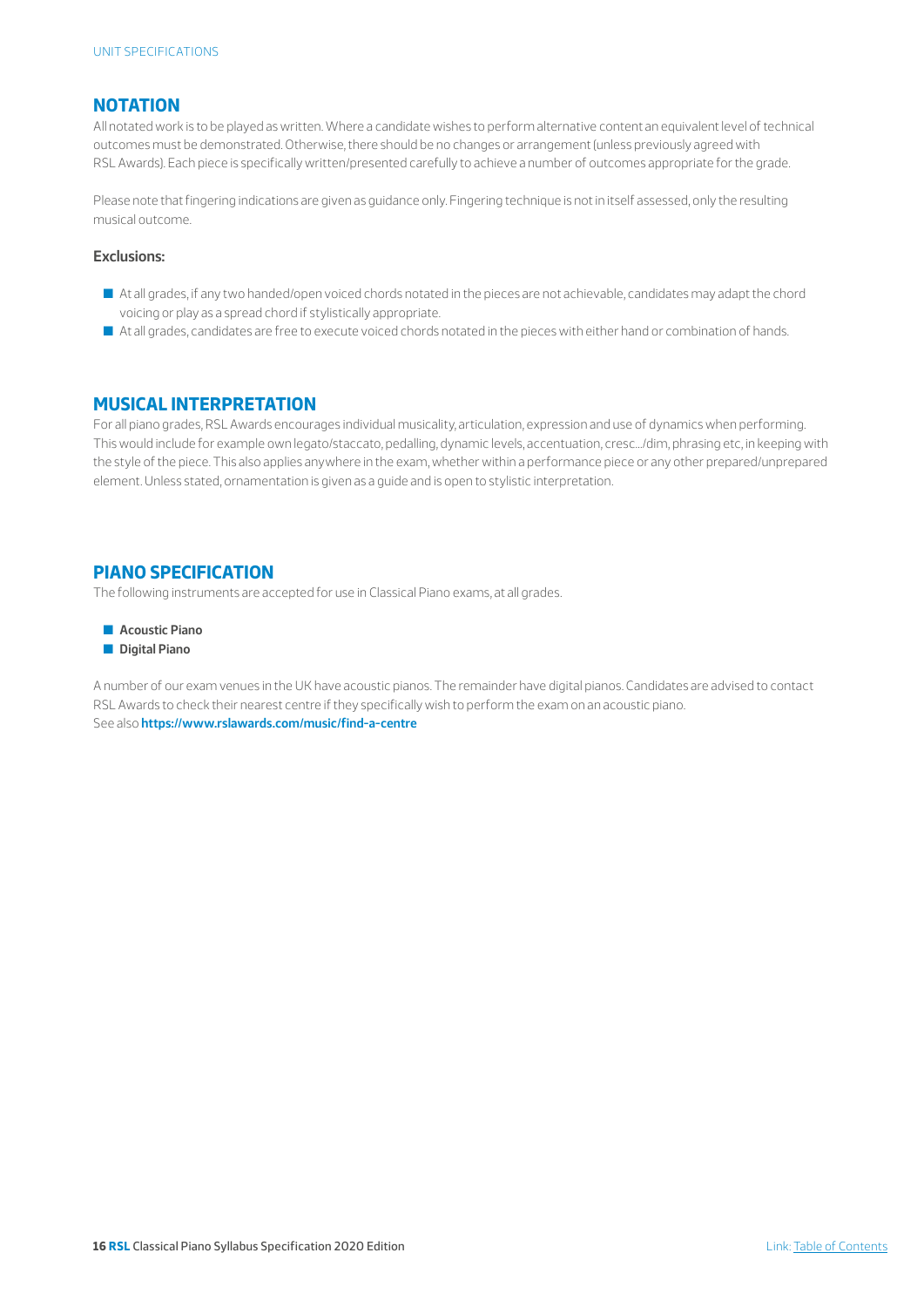## NOTATION

All notated work is to be played as written. Where a candidate wishes to perform alternative content an equivalent level of technical outcomes must be demonstrated. Otherwise, there should be no changes or arrangement (unless previously agreed with RSL Awards). Each piece is specifically written/presented carefully to achieve a number of outcomes appropriate for the grade.

Please note that fingering indications are given as guidance only. Fingering technique is not in itself assessed, only the resulting musical outcome.

**Exclusions:**

- At all grades, if any two handed/open voiced chords notated in the pieces are not achievable, candidates may adapt the chord voicing or play as a spread chord if stylistically appropriate.
- At all grades, candidates are free to execute voiced chords notated in the pieces with either hand or combination of hands.

## MUSICAL INTERPRETATION

For all piano grades, RSL Awards encourages individual musicality, articulation, expression and use of dynamics when performing. This would include for example own legato/staccato, pedalling, dynamic levels, accentuation, cresc.../dim, phrasing etc, in keeping with the style of the piece. This also applies anywhere in the exam, whether within a performance piece or any other prepared/unprepared element. Unless stated, ornamentation is given as a guide and is open to stylistic interpretation.

## PIANO SPECIFICATION

The following instruments are accepted for use in Classical Piano exams, at all grades.

- **Acoustic Piano**
- **Digital Piano**

A number of our exam venues in the UK have acoustic pianos. The remainder have digital pianos. Candidates are advised to contact RSL Awards to check their nearest centre if they specifically wish to perform the exam on an acoustic piano.
See also **https://www.rslawards.com/music/find-a-centre**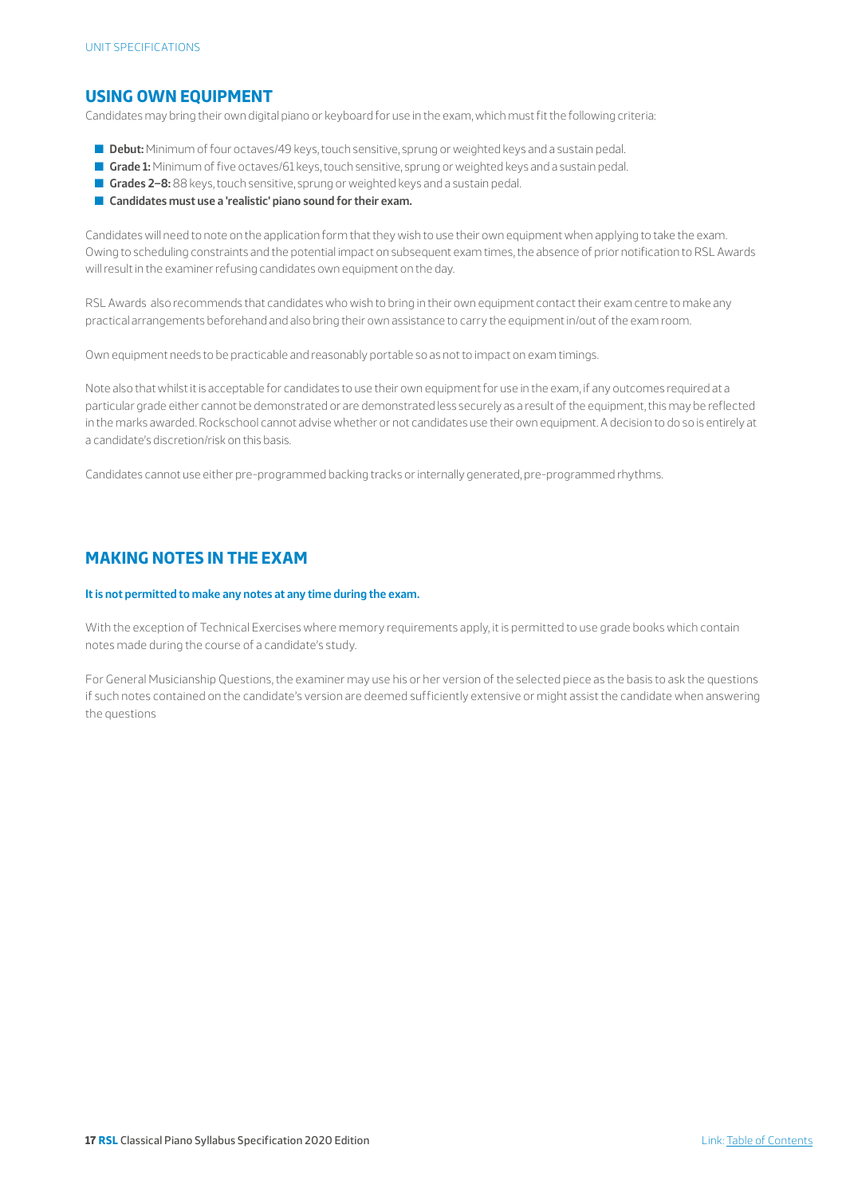## USING OWN EQUIPMENT

Candidates may bring their own digital piano or keyboard for use in the exam, which must fit the following criteria:

- **Debut:** Minimum of four octaves/49 keys, touch sensitive, sprung or weighted keys and a sustain pedal.
- **Grade 1:** Minimum of five octaves/61 keys, touch sensitive, sprung or weighted keys and a sustain pedal.
- **Grades 2–8:** 88 keys, touch sensitive, sprung or weighted keys and a sustain pedal.
- **Candidates must use a 'realistic' piano sound for their exam.**

Candidates will need to note on the application form that they wish to use their own equipment when applying to take the exam. Owing to scheduling constraints and the potential impact on subsequent exam times, the absence of prior notification to RSL Awards will result in the examiner refusing candidates own equipment on the day.

RSL Awards also recommends that candidates who wish to bring in their own equipment contact their exam centre to make any practical arrangements beforehand and also bring their own assistance to carry the equipment in/out of the exam room.

Own equipment needs to be practicable and reasonably portable so as not to impact on exam timings.

Note also that whilst it is acceptable for candidates to use their own equipment for use in the exam, if any outcomes required at a particular grade either cannot be demonstrated or are demonstrated less securely as a result of the equipment, this may be reflected in the marks awarded. Rockschool cannot advise whether or not candidates use their own equipment. A decision to do so is entirely at a candidate's discretion/risk on this basis.

Candidates cannot use either pre-programmed backing tracks or internally generated, pre-programmed rhythms.

## MAKING NOTES IN THE EXAM

**It is not permitted to make any notes at any time during the exam.**

With the exception of Technical Exercises where memory requirements apply, it is permitted to use grade books which contain notes made during the course of a candidate's study.

For General Musicianship Questions, the examiner may use his or her version of the selected piece as the basis to ask the questions if such notes contained on the candidate's version are deemed sufficiently extensive or might assist the candidate when answering the questions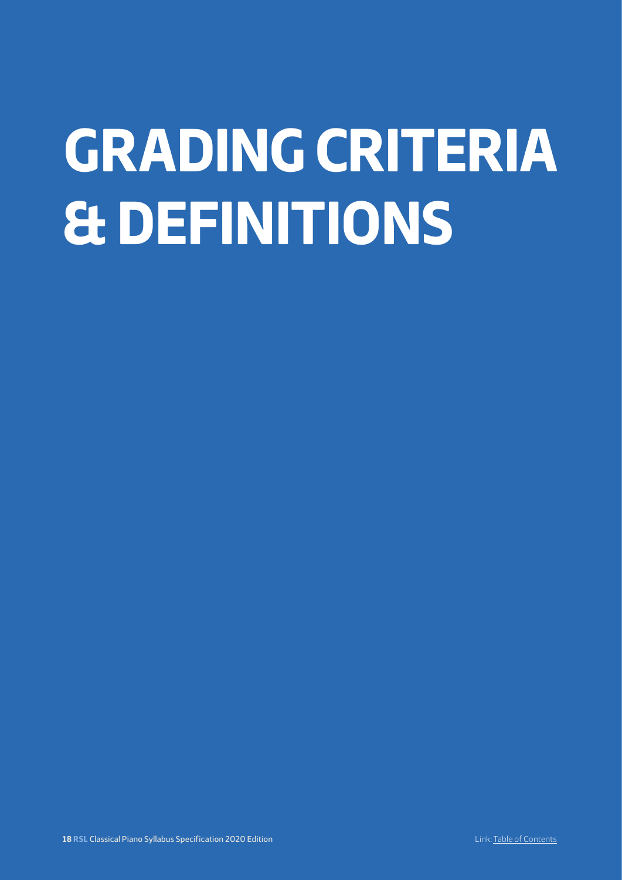# GRADING CRITERIA & DEFINITIONS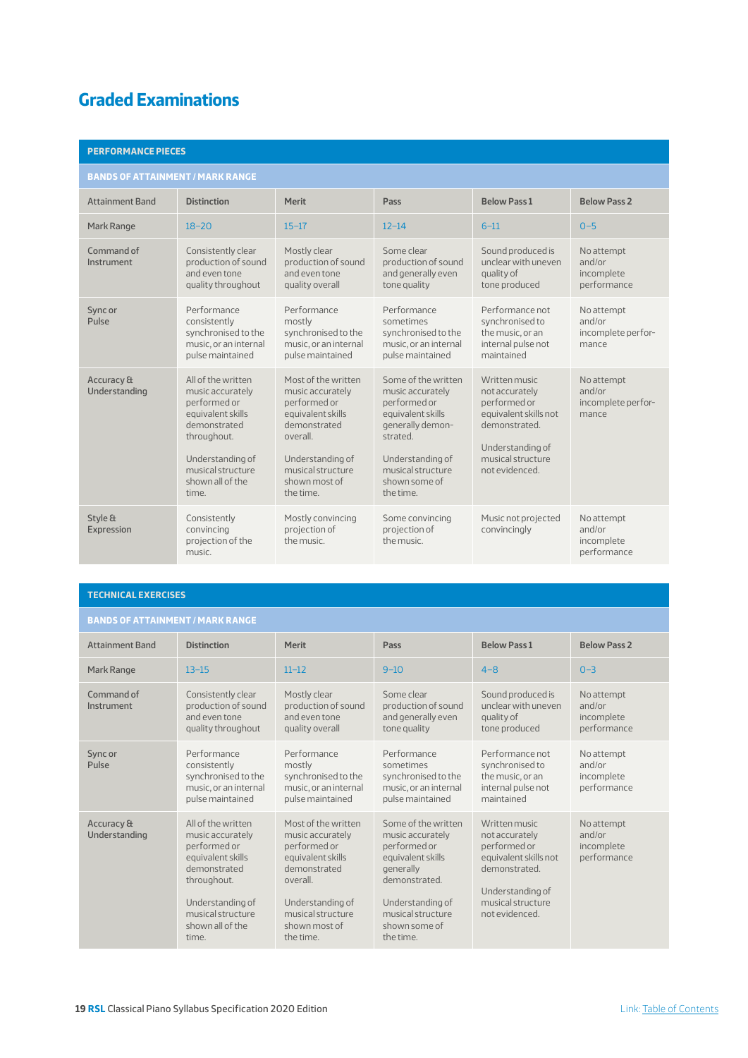## Graded Examinations

| PERFORMANCE PIECES | | | | | |
|---|---|---|---|---|---|
| **BANDS OF ATTAINMENT / MARK RANGE** | | | | | |
| Attainment Band | **Distinction** | **Merit** | **Pass** | **Below Pass 1** | **Below Pass 2** |
| Mark Range | 18–20 | 15–17 | 12–14 | 6–11 | 0–5 |
| Command of Instrument | Consistently clear production of sound and even tone quality throughout | Mostly clear production of sound and even tone quality overall | Some clear production of sound and generally even tone quality | Sound produced is unclear with uneven quality of tone produced | No attempt and/or incomplete performance |
| Sync or Pulse | Performance consistently synchronised to the music, or an internal pulse maintained | Performance mostly synchronised to the music, or an internal pulse maintained | Performance sometimes synchronised to the music, or an internal pulse maintained | Performance not synchronised to the music, or an internal pulse not maintained | No attempt and/or incomplete performance |
| Accuracy & Understanding | All of the written music accurately performed or equivalent skills demonstrated throughout. Understanding of musical structure shown all of the time. | Most of the written music accurately performed or equivalent skills demonstrated overall. Understanding of musical structure shown most of the time. | Some of the written music accurately performed or equivalent skills generally demonstrated. Understanding of musical structure shown some of the time. | Written music not accurately performed or equivalent skills not demonstrated. Understanding of musical structure not evidenced. | No attempt and/or incomplete performance |
| Style & Expression | Consistently convincing projection of the music. | Mostly convincing projection of the music. | Some convincing projection of the music. | Music not projected convincingly | No attempt and/or incomplete performance |

| TECHNICAL EXERCISES | | | | | |
|---|---|---|---|---|---|
| **BANDS OF ATTAINMENT / MARK RANGE** | | | | | |
| Attainment Band | **Distinction** | **Merit** | **Pass** | **Below Pass 1** | **Below Pass 2** |
| Mark Range | 13–15 | 11–12 | 9–10 | 4–8 | 0–3 |
| Command of Instrument | Consistently clear production of sound and even tone quality throughout | Mostly clear production of sound and even tone quality overall | Some clear production of sound and generally even tone quality | Sound produced is unclear with uneven quality of tone produced | No attempt and/or incomplete performance |
| Sync or Pulse | Performance consistently synchronised to the music, or an internal pulse maintained | Performance mostly synchronised to the music, or an internal pulse maintained | Performance sometimes synchronised to the music, or an internal pulse maintained | Performance not synchronised to the music, or an internal pulse not maintained | No attempt and/or incomplete performance |
| Accuracy & Understanding | All of the written music accurately performed or equivalent skills demonstrated throughout. Understanding of musical structure shown all of the time. | Most of the written music accurately performed or equivalent skills demonstrated overall. Understanding of musical structure shown most of the time. | Some of the written music accurately performed or equivalent skills generally demonstrated. Understanding of musical structure shown some of the time. | Written music not accurately performed or equivalent skills not demonstrated. Understanding of musical structure not evidenced. | No attempt and/or incomplete performance |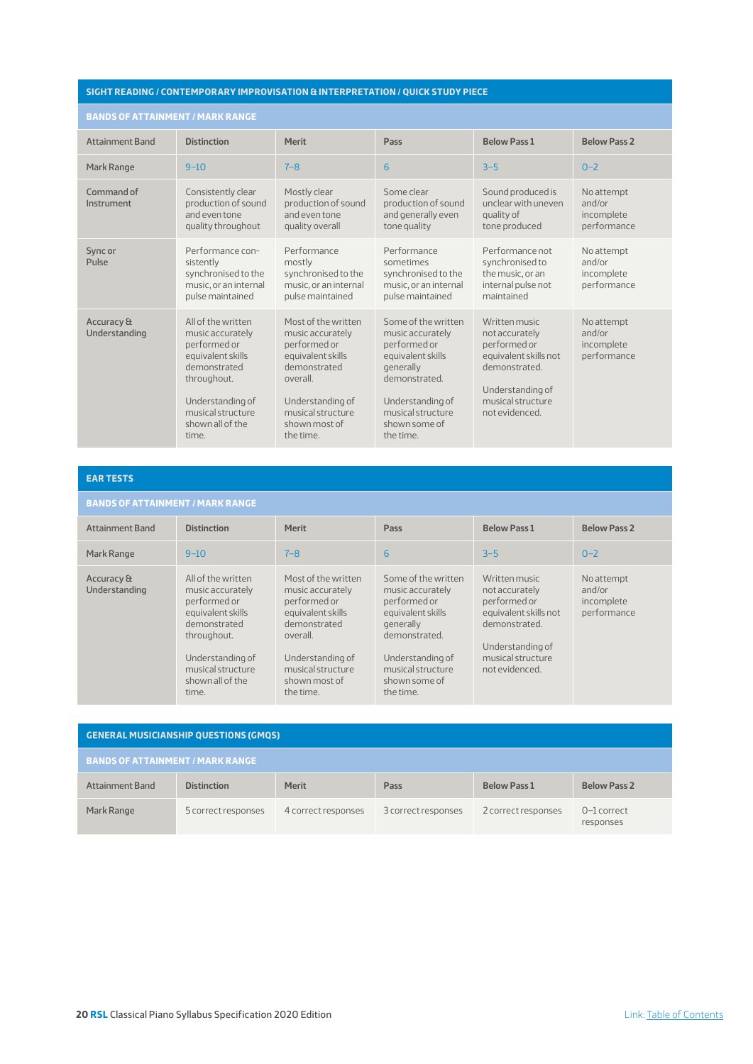## SIGHT READING / CONTEMPORARY IMPROVISATION & INTERPRETATION / QUICK STUDY PIECE

### BANDS OF ATTAINMENT / MARK RANGE

| Attainment Band | Distinction | Merit | Pass | Below Pass 1 | Below Pass 2 |
|---|---|---|---|---|---|
| Mark Range | 9–10 | 7–8 | 6 | 3–5 | 0–2 |
| Command of Instrument | Consistently clear production of sound and even tone quality throughout | Mostly clear production of sound and even tone quality overall | Some clear production of sound and generally even tone quality | Sound produced is unclear with uneven quality of tone produced | No attempt and/or incomplete performance |
| Sync or Pulse | Performance consistently synchronised to the music, or an internal pulse maintained | Performance mostly synchronised to the music, or an internal pulse maintained | Performance sometimes synchronised to the music, or an internal pulse maintained | Performance not synchronised to the music, or an internal pulse not maintained | No attempt and/or incomplete performance |
| Accuracy & Understanding | All of the written music accurately performed or equivalent skills demonstrated throughout. Understanding of musical structure shown all of the time. | Most of the written music accurately performed or equivalent skills demonstrated overall. Understanding of musical structure shown most of the time. | Some of the written music accurately performed or equivalent skills generally demonstrated. Understanding of musical structure shown some of the time. | Written music not accurately performed or equivalent skills not demonstrated. Understanding of musical structure not evidenced. | No attempt and/or incomplete performance |

## EAR TESTS

### BANDS OF ATTAINMENT / MARK RANGE

| Attainment Band | Distinction | Merit | Pass | Below Pass 1 | Below Pass 2 |
|---|---|---|---|---|---|
| Mark Range | 9–10 | 7–8 | 6 | 3–5 | 0–2 |
| Accuracy & Understanding | All of the written music accurately performed or equivalent skills demonstrated throughout. Understanding of musical structure shown all of the time. | Most of the written music accurately performed or equivalent skills demonstrated overall. Understanding of musical structure shown most of the time. | Some of the written music accurately performed or equivalent skills generally demonstrated. Understanding of musical structure shown some of the time. | Written music not accurately performed or equivalent skills not demonstrated. Understanding of musical structure not evidenced. | No attempt and/or incomplete performance |

## GENERAL MUSICIANSHIP QUESTIONS (GMQS)

### BANDS OF ATTAINMENT / MARK RANGE

| Attainment Band | Distinction | Merit | Pass | Below Pass 1 | Below Pass 2 |
|---|---|---|---|---|---|
| Mark Range | 5 correct responses | 4 correct responses | 3 correct responses | 2 correct responses | 0–1 correct responses |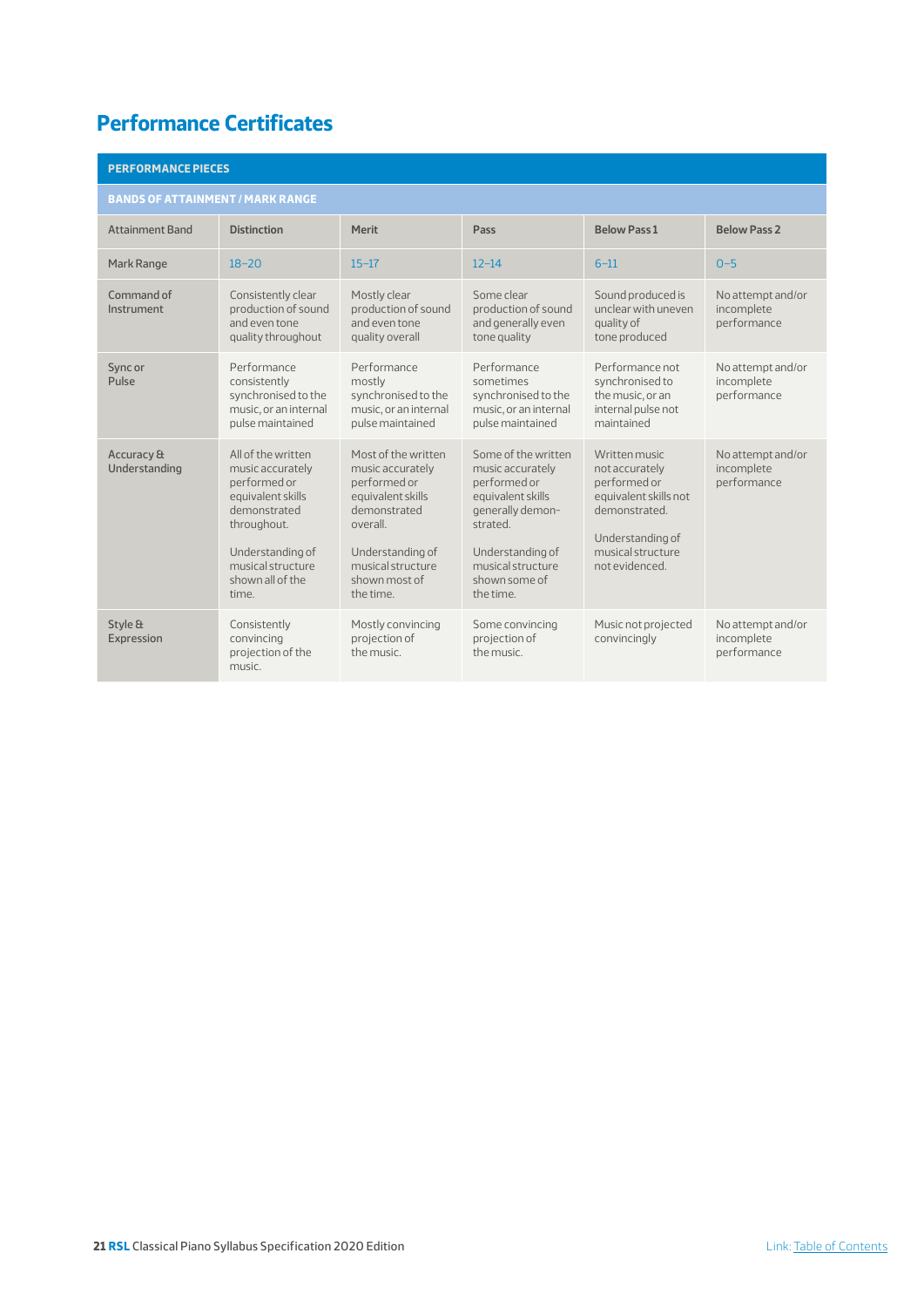## Performance Certificates

| PERFORMANCE PIECES | | | | | |
|---|---|---|---|---|---|
| **BANDS OF ATTAINMENT / MARK RANGE** | | | | | |
| Attainment Band | **Distinction** | **Merit** | **Pass** | **Below Pass 1** | **Below Pass 2** |
| Mark Range | 18–20 | 15–17 | 12–14 | 6–11 | 0–5 |
| Command of Instrument | Consistently clear production of sound and even tone quality throughout | Mostly clear production of sound and even tone quality overall | Some clear production of sound and generally even tone quality | Sound produced is unclear with uneven quality of tone produced | No attempt and/or incomplete performance |
| Sync or Pulse | Performance consistently synchronised to the music, or an internal pulse maintained | Performance mostly synchronised to the music, or an internal pulse maintained | Performance sometimes synchronised to the music, or an internal pulse maintained | Performance not synchronised to the music, or an internal pulse not maintained | No attempt and/or incomplete performance |
| Accuracy & Understanding | All of the written music accurately performed or equivalent skills demonstrated throughout.<br><br>Understanding of musical structure shown all of the time. | Most of the written music accurately performed or equivalent skills demonstrated overall.<br><br>Understanding of musical structure shown most of the time. | Some of the written music accurately performed or equivalent skills generally demonstrated.<br><br>Understanding of musical structure shown some of the time. | Written music not accurately performed or equivalent skills not demonstrated.<br><br>Understanding of musical structure not evidenced. | No attempt and/or incomplete performance |
| Style & Expression | Consistently convincing projection of the music. | Mostly convincing projection of the music. | Some convincing projection of the music. | Music not projected convincingly | No attempt and/or incomplete performance |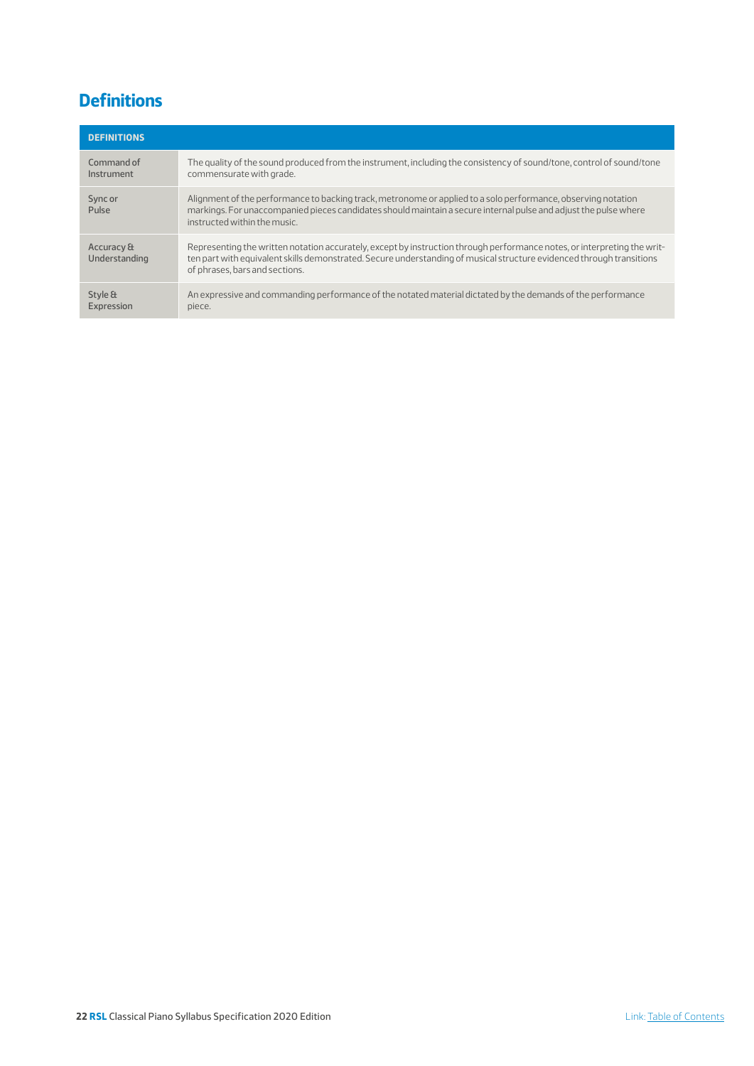## Definitions

| DEFINITIONS | |
|---|---|
| Command of Instrument | The quality of the sound produced from the instrument, including the consistency of sound/tone, control of sound/tone commensurate with grade. |
| Sync or Pulse | Alignment of the performance to backing track, metronome or applied to a solo performance, observing notation markings. For unaccompanied pieces candidates should maintain a secure internal pulse and adjust the pulse where instructed within the music. |
| Accuracy & Understanding | Representing the written notation accurately, except by instruction through performance notes, or interpreting the written part with equivalent skills demonstrated. Secure understanding of musical structure evidenced through transitions of phrases, bars and sections. |
| Style & Expression | An expressive and commanding performance of the notated material dictated by the demands of the performance piece. |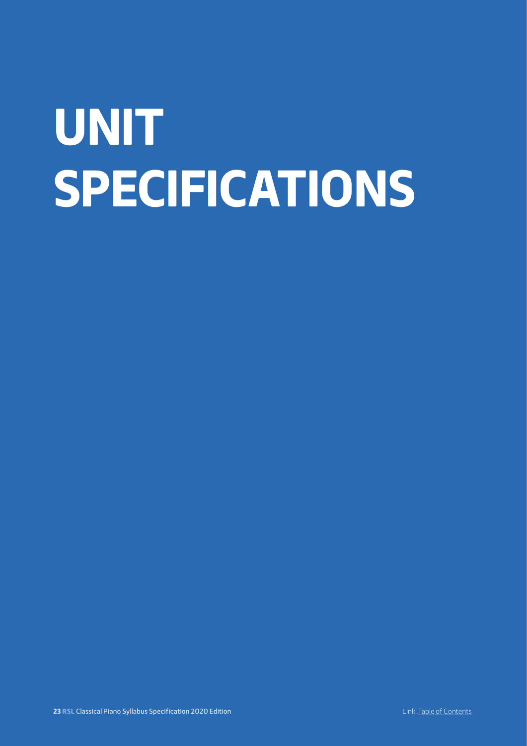# UNIT SPECIFICATIONS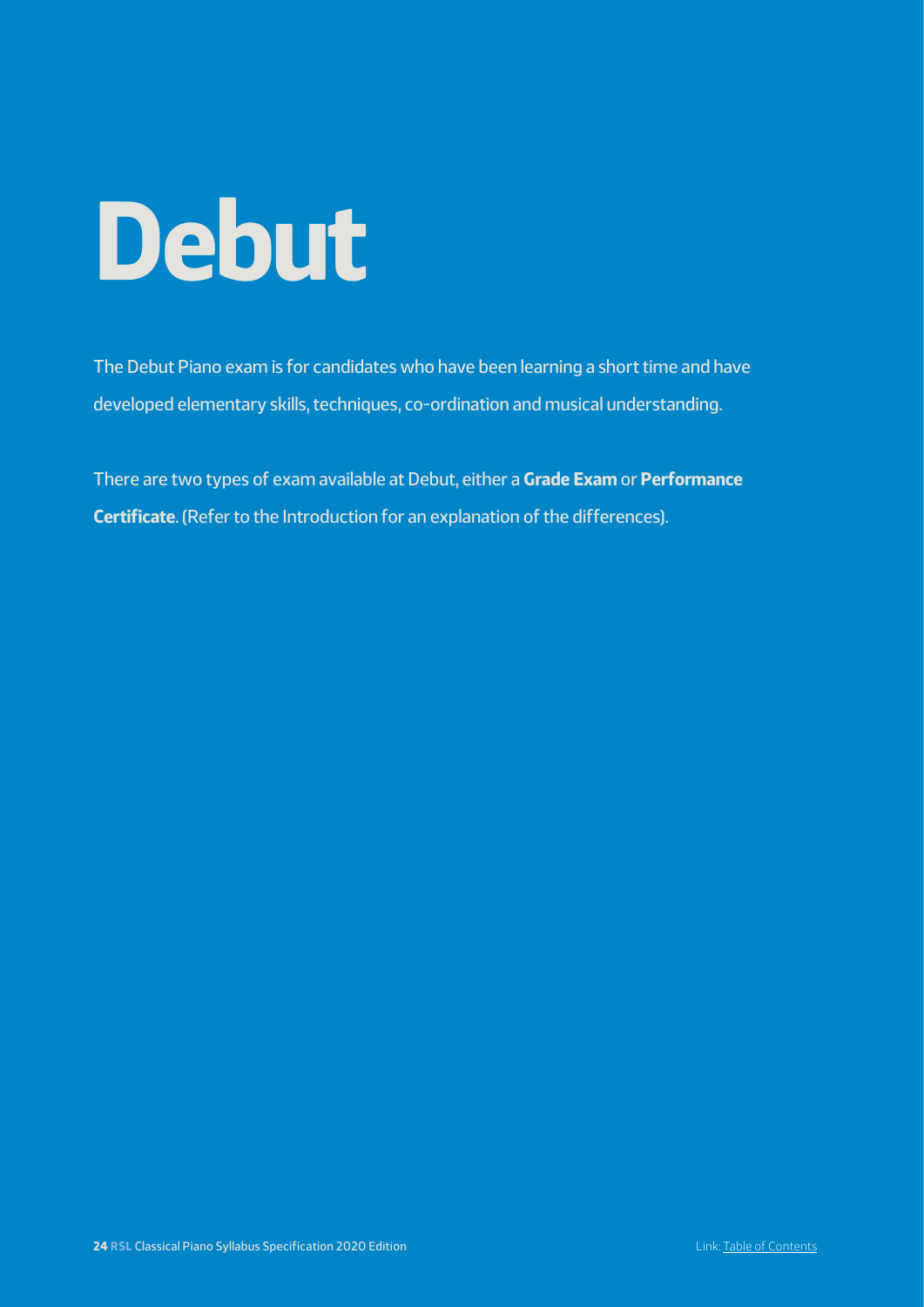# Debut

The Debut Piano exam is for candidates who have been learning a short time and have developed elementary skills, techniques, co-ordination and musical understanding.

There are two types of exam available at Debut, either a **Grade Exam** or **Performance Certificate**. (Refer to the Introduction for an explanation of the differences).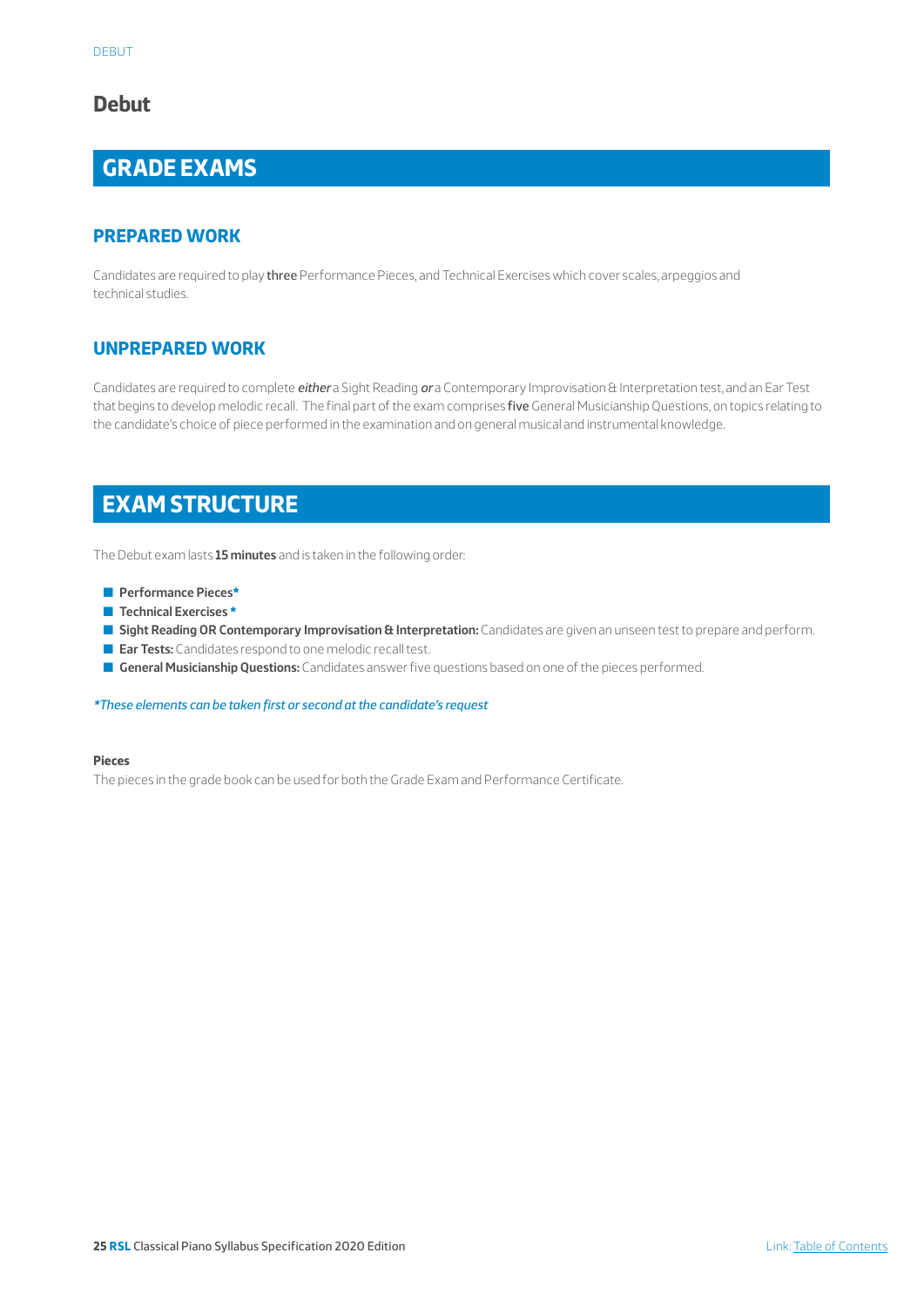# Debut

## GRADE EXAMS

### PREPARED WORK

Candidates are required to play **three** Performance Pieces, and Technical Exercises which cover scales, arpeggios and technical studies.

### UNPREPARED WORK

Candidates are required to complete ***either*** a Sight Reading ***or*** a Contemporary Improvisation & Interpretation test, and an Ear Test that begins to develop melodic recall. The final part of the exam comprises **five** General Musicianship Questions, on topics relating to the candidate's choice of piece performed in the examination and on general musical and instrumental knowledge.

## EXAM STRUCTURE

The Debut exam lasts **15 minutes** and is taken in the following order:

- **Performance Pieces***
- **Technical Exercises ***
- **Sight Reading OR Contemporary Improvisation & Interpretation:** Candidates are given an unseen test to prepare and perform.
- **Ear Tests:** Candidates respond to one melodic recall test.
- **General Musicianship Questions:** Candidates answer five questions based on one of the pieces performed.

**These elements can be taken first or second at the candidate's request*

**Pieces**

The pieces in the grade book can be used for both the Grade Exam and Performance Certificate.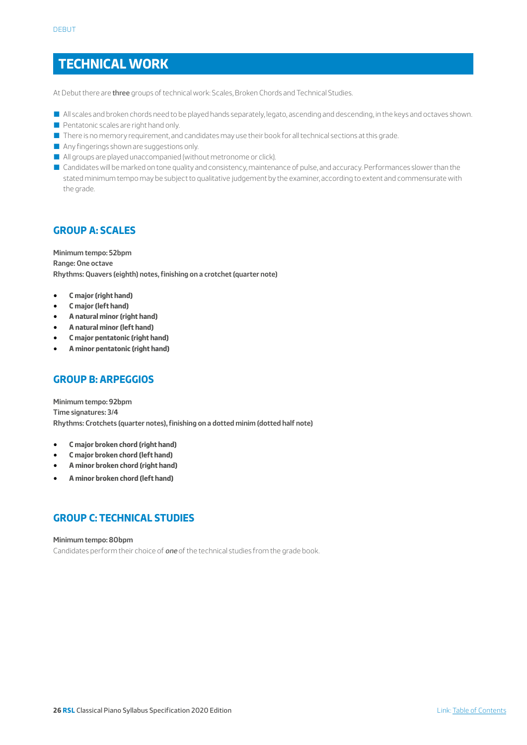# TECHNICAL WORK

At Debut there are **three** groups of technical work: Scales, Broken Chords and Technical Studies.

- All scales and broken chords need to be played hands separately, legato, ascending and descending, in the keys and octaves shown.
- Pentatonic scales are right hand only.
- There is no memory requirement, and candidates may use their book for all technical sections at this grade.
- Any fingerings shown are suggestions only.
- All groups are played unaccompanied (without metronome or click).
- Candidates will be marked on tone quality and consistency, maintenance of pulse, and accuracy. Performances slower than the stated minimum tempo may be subject to qualitative judgement by the examiner, according to extent and commensurate with the grade.

## GROUP A: SCALES

**Minimum tempo: 52bpm**
**Range: One octave**
**Rhythms: Quavers (eighth) notes, finishing on a crotchet (quarter note)**

- **C major (right hand)**
- **C major (left hand)**
- **A natural minor (right hand)**
- **A natural minor (left hand)**
- **C major pentatonic (right hand)**
- **A minor pentatonic (right hand)**

## GROUP B: ARPEGGIOS

**Minimum tempo: 92bpm**
**Time signatures: 3/4**
**Rhythms: Crotchets (quarter notes), finishing on a dotted minim (dotted half note)**

- **C major broken chord (right hand)**
- **C major broken chord (left hand)**
- **A minor broken chord (right hand)**
- **A minor broken chord (left hand)**

## GROUP C: TECHNICAL STUDIES

**Minimum tempo: 80bpm**

Candidates perform their choice of ***one*** of the technical studies from the grade book.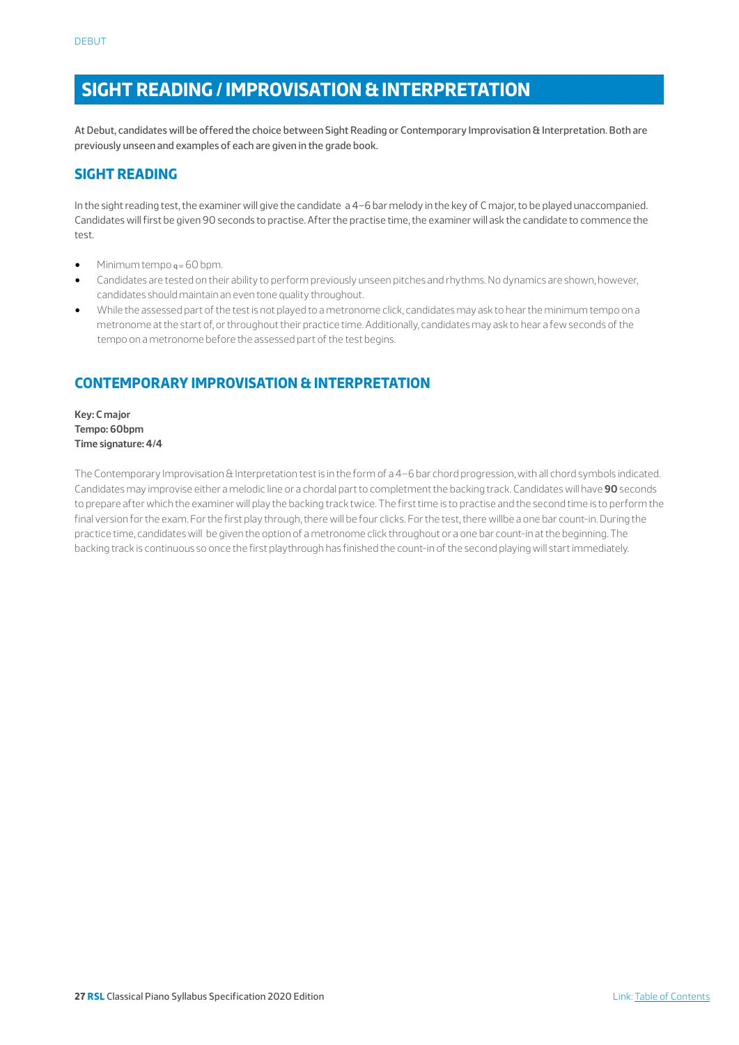# SIGHT READING / IMPROVISATION & INTERPRETATION

At Debut, candidates will be offered the choice between Sight Reading or Contemporary Improvisation & Interpretation. Both are previously unseen and examples of each are given in the grade book.

## SIGHT READING

In the sight reading test, the examiner will give the candidate a 4–6 bar melody in the key of C major, to be played unaccompanied. Candidates will first be given 90 seconds to practise. After the practise time, the examiner will ask the candidate to commence the test.

- Minimum tempo ♩= 60 bpm.
- Candidates are tested on their ability to perform previously unseen pitches and rhythms. No dynamics are shown, however, candidates should maintain an even tone quality throughout.
- While the assessed part of the test is not played to a metronome click, candidates may ask to hear the minimum tempo on a metronome at the start of, or throughout their practice time. Additionally, candidates may ask to hear a few seconds of the tempo on a metronome before the assessed part of the test begins.

## CONTEMPORARY IMPROVISATION & INTERPRETATION

**Key: C major**
**Tempo: 60bpm**
**Time signature: 4/4**

The Contemporary Improvisation & Interpretation test is in the form of a 4–6 bar chord progression, with all chord symbols indicated. Candidates may improvise either a melodic line or a chordal part to completment the backing track. Candidates will have **90** seconds to prepare after which the examiner will play the backing track twice. The first time is to practise and the second time is to perform the final version for the exam. For the first play through, there will be four clicks. For the test, there willbe a one bar count-in. During the practice time, candidates will be given the option of a metronome click throughout or a one bar count-in at the beginning. The backing track is continuous so once the first playthrough has finished the count-in of the second playing will start immediately.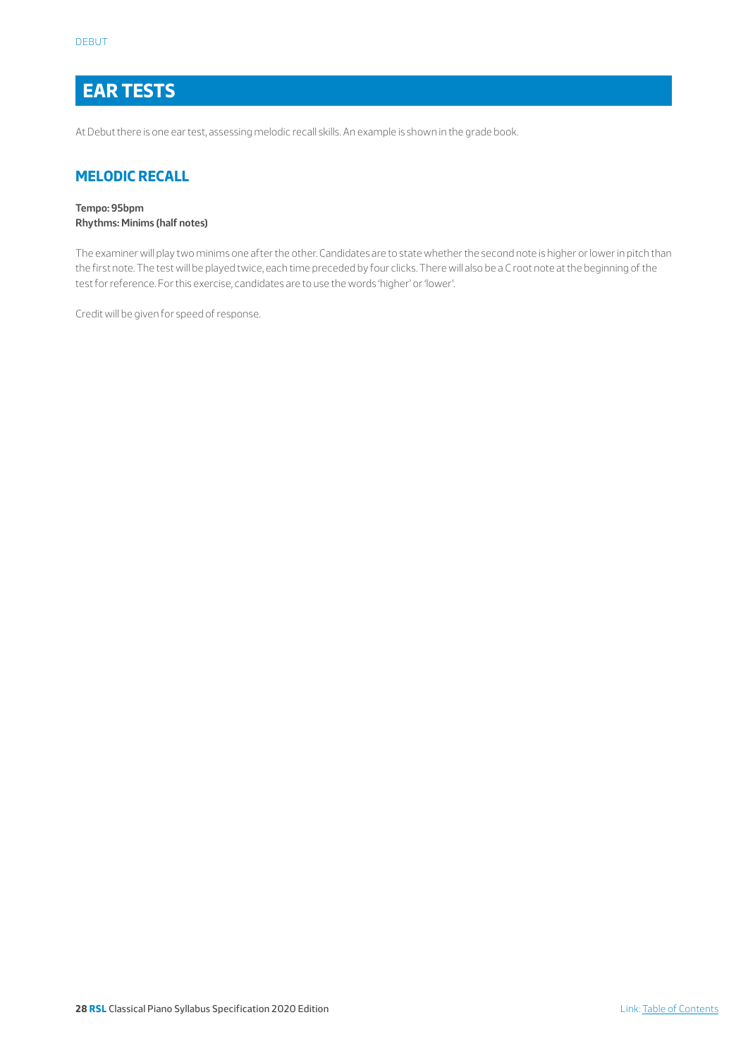# EAR TESTS

At Debut there is one ear test, assessing melodic recall skills. An example is shown in the grade book.

## MELODIC RECALL

**Tempo: 95bpm**
**Rhythms: Minims (half notes)**

The examiner will play two minims one after the other. Candidates are to state whether the second note is higher or lower in pitch than the first note. The test will be played twice, each time preceded by four clicks. There will also be a C root note at the beginning of the test for reference. For this exercise, candidates are to use the words 'higher' or 'lower'.

Credit will be given for speed of response.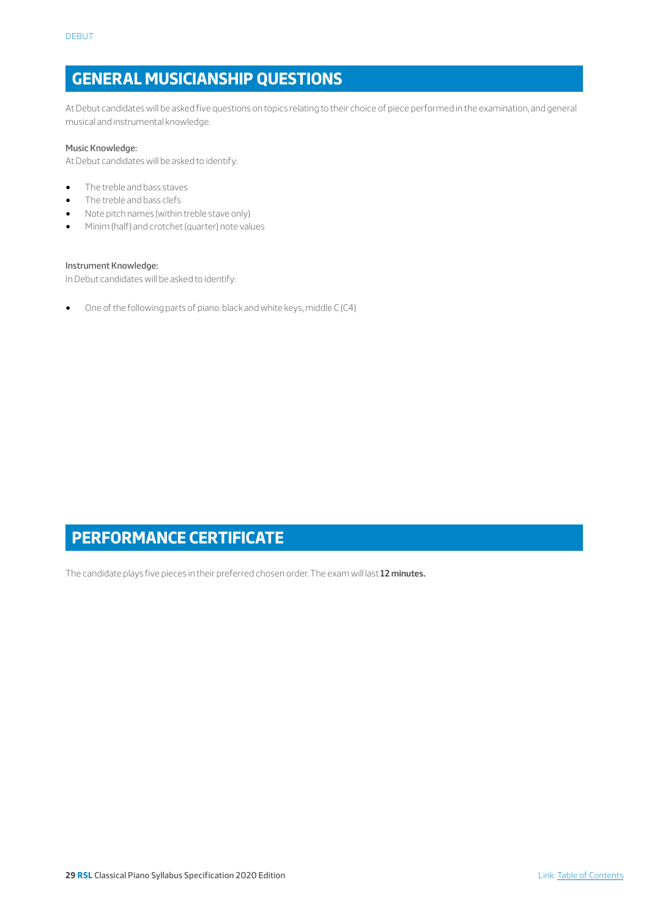## GENERAL MUSICIANSHIP QUESTIONS

At Debut candidates will be asked five questions on topics relating to their choice of piece performed in the examination, and general musical and instrumental knowledge.

Music Knowledge:
At Debut candidates will be asked to identify:

- The treble and bass staves
- The treble and bass clefs
- Note pitch names (within treble stave only)
- Minim (half) and crotchet (quarter) note values

Instrument Knowledge:
In Debut candidates will be asked to identify:

- One of the following parts of piano: black and white keys, middle C (C4)

## PERFORMANCE CERTIFICATE

The candidate plays five pieces in their preferred chosen order. The exam will last **12 minutes.**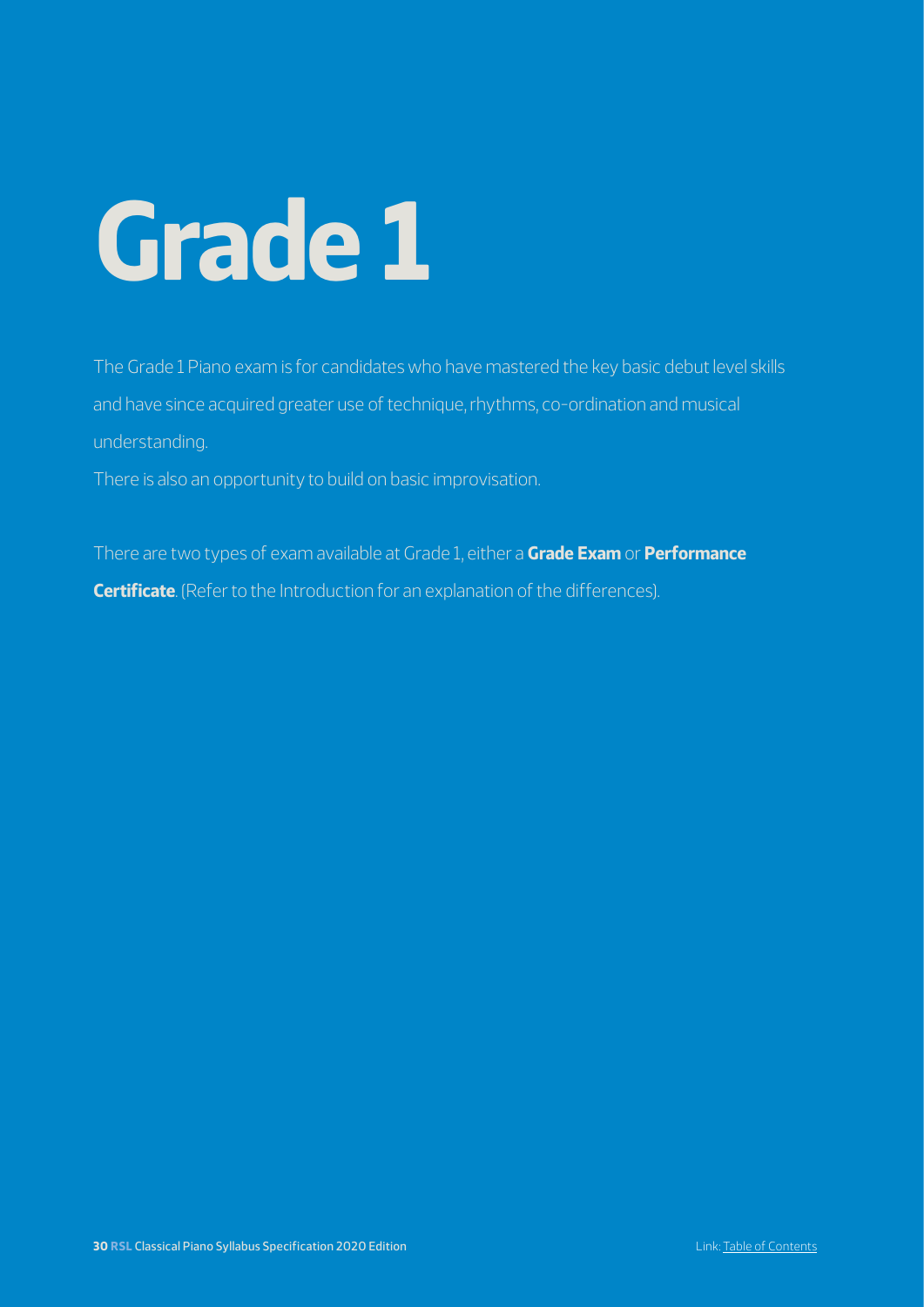# Grade 1

The Grade 1 Piano exam is for candidates who have mastered the key basic debut level skills and have since acquired greater use of technique, rhythms, co-ordination and musical understanding.

There is also an opportunity to build on basic improvisation.

There are two types of exam available at Grade 1, either a **Grade Exam** or **Performance Certificate**. (Refer to the Introduction for an explanation of the differences).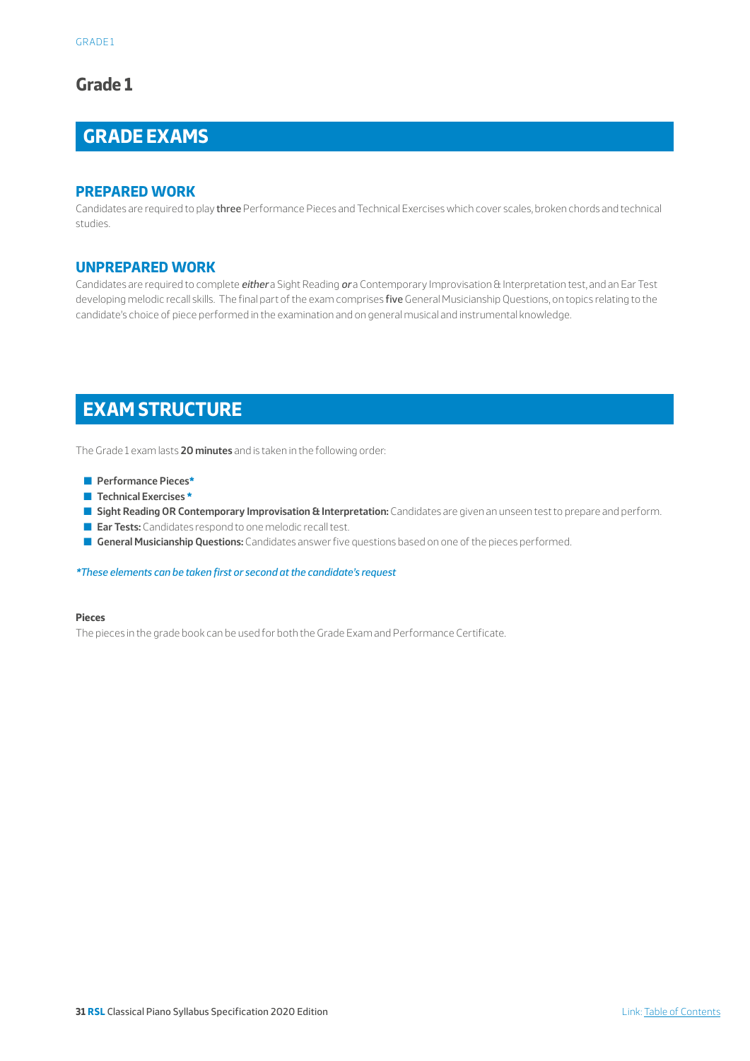# Grade 1

## GRADE EXAMS

### PREPARED WORK

Candidates are required to play **three** Performance Pieces and Technical Exercises which cover scales, broken chords and technical studies.

### UNPREPARED WORK

Candidates are required to complete ***either*** a Sight Reading ***or*** a Contemporary Improvisation & Interpretation test, and an Ear Test developing melodic recall skills. The final part of the exam comprises **five** General Musicianship Questions, on topics relating to the candidate's choice of piece performed in the examination and on general musical and instrumental knowledge.

## EXAM STRUCTURE

The Grade 1 exam lasts **20 minutes** and is taken in the following order:

- **Performance Pieces***
- **Technical Exercises ***
- **Sight Reading OR Contemporary Improvisation & Interpretation:** Candidates are given an unseen test to prepare and perform.
- **Ear Tests:** Candidates respond to one melodic recall test.
- **General Musicianship Questions:** Candidates answer five questions based on one of the pieces performed.

*\*These elements can be taken first or second at the candidate's request*

**Pieces**

The pieces in the grade book can be used for both the Grade Exam and Performance Certificate.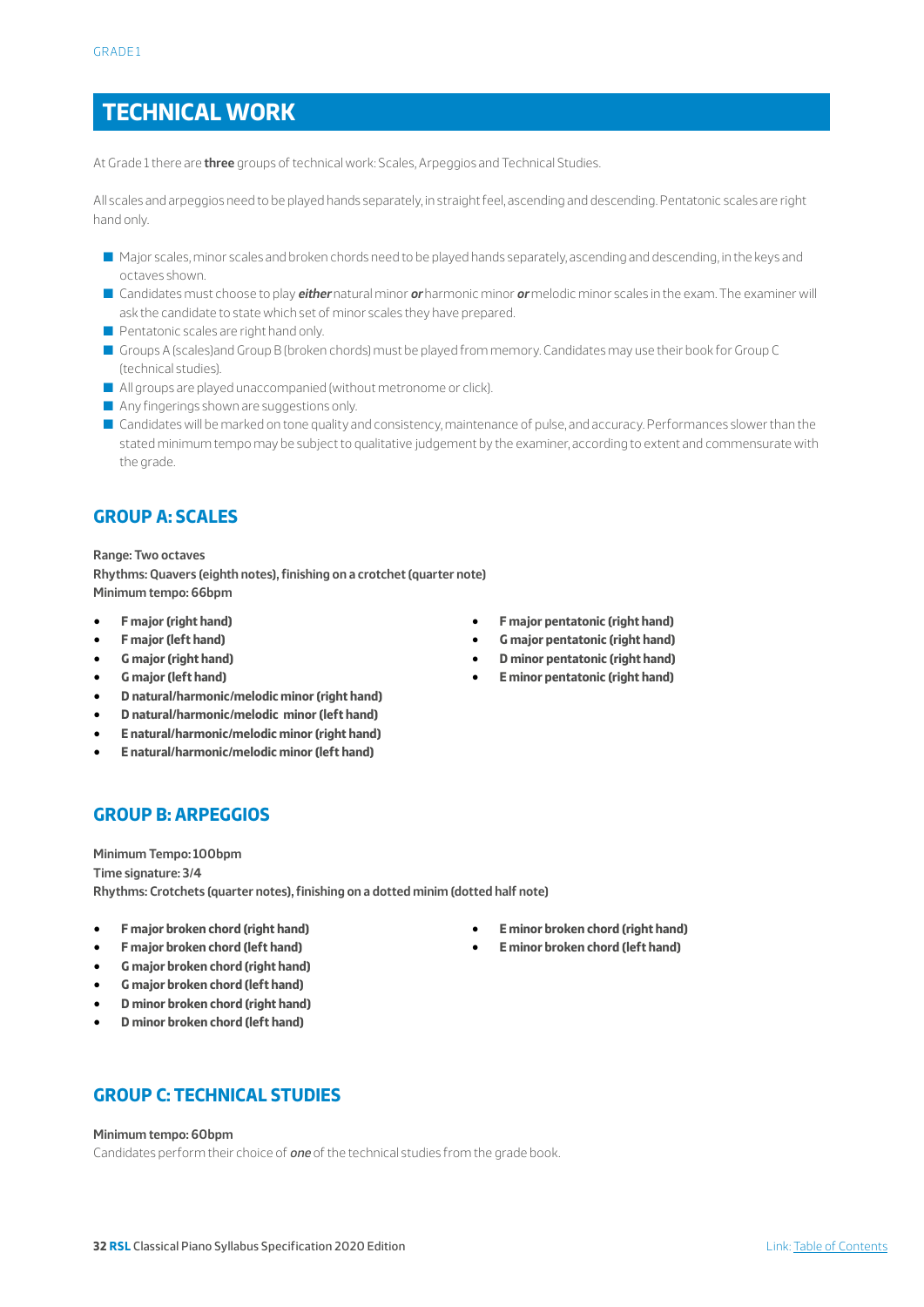# TECHNICAL WORK

At Grade 1 there are **three** groups of technical work: Scales, Arpeggios and Technical Studies.

All scales and arpeggios need to be played hands separately, in straight feel, ascending and descending. Pentatonic scales are right hand only.

- Major scales, minor scales and broken chords need to be played hands separately, ascending and descending, in the keys and octaves shown.
- Candidates must choose to play ***either*** natural minor ***or*** harmonic minor ***or*** melodic minor scales in the exam. The examiner will ask the candidate to state which set of minor scales they have prepared.
- Pentatonic scales are right hand only.
- Groups A (scales)and Group B (broken chords) must be played from memory. Candidates may use their book for Group C (technical studies).
- All groups are played unaccompanied (without metronome or click).
- Any fingerings shown are suggestions only.
- Candidates will be marked on tone quality and consistency, maintenance of pulse, and accuracy. Performances slower than the stated minimum tempo may be subject to qualitative judgement by the examiner, according to extent and commensurate with the grade.

## GROUP A: SCALES

**Range: Two octaves**
**Rhythms: Quavers (eighth notes), finishing on a crotchet (quarter note)**
**Minimum tempo: 66bpm**

- **F major (right hand)**
- **F major (left hand)**
- **G major (right hand)**
- **G major (left hand)**
- **D natural/harmonic/melodic minor (right hand)**
- **D natural/harmonic/melodic minor (left hand)**
- **E natural/harmonic/melodic minor (right hand)**
- **E natural/harmonic/melodic minor (left hand)**
- **F major pentatonic (right hand)**
- **G major pentatonic (right hand)**
- **D minor pentatonic (right hand)**
- **E minor pentatonic (right hand)**

## GROUP B: ARPEGGIOS

**Minimum Tempo: 100bpm**
**Time signature: 3/4**
**Rhythms: Crotchets (quarter notes), finishing on a dotted minim (dotted half note)**

- **F major broken chord (right hand)**
- **F major broken chord (left hand)**
- **G major broken chord (right hand)**
- **G major broken chord (left hand)**
- **D minor broken chord (right hand)**
- **D minor broken chord (left hand)**
- **E minor broken chord (right hand)**
- **E minor broken chord (left hand)**

## GROUP C: TECHNICAL STUDIES

**Minimum tempo: 60bpm**

Candidates perform their choice of ***one*** of the technical studies from the grade book.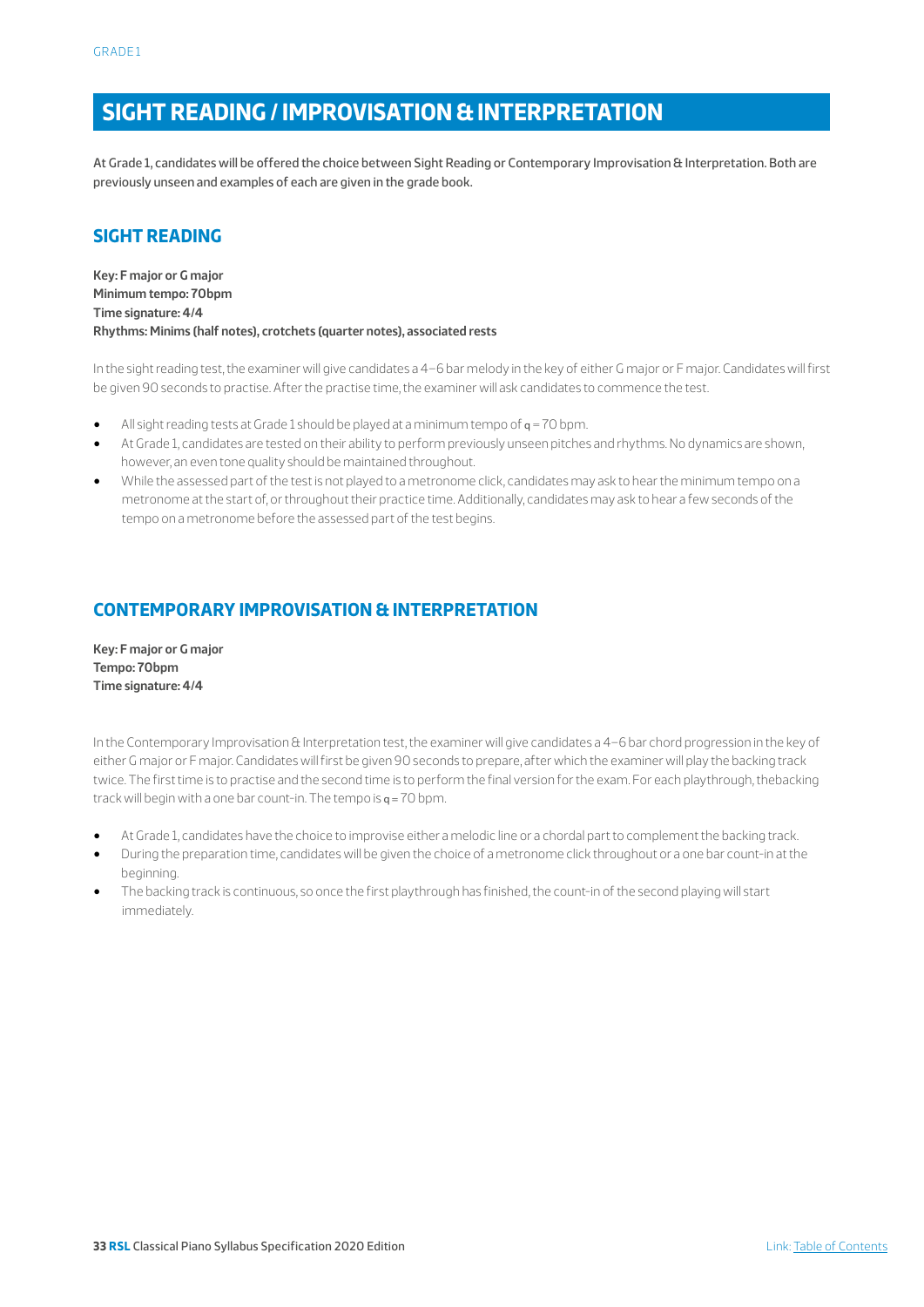# SIGHT READING / IMPROVISATION & INTERPRETATION

At Grade 1, candidates will be offered the choice between Sight Reading or Contemporary Improvisation & Interpretation. Both are previously unseen and examples of each are given in the grade book.

## SIGHT READING

**Key: F major or G major**
**Minimum tempo: 70bpm**
**Time signature: 4/4**
**Rhythms: Minims (half notes), crotchets (quarter notes), associated rests**

In the sight reading test, the examiner will give candidates a 4–6 bar melody in the key of either G major or F major. Candidates will first be given 90 seconds to practise. After the practise time, the examiner will ask candidates to commence the test.

- All sight reading tests at Grade 1 should be played at a minimum tempo of ♩ = 70 bpm.
- At Grade 1, candidates are tested on their ability to perform previously unseen pitches and rhythms. No dynamics are shown, however, an even tone quality should be maintained throughout.
- While the assessed part of the test is not played to a metronome click, candidates may ask to hear the minimum tempo on a metronome at the start of, or throughout their practice time. Additionally, candidates may ask to hear a few seconds of the tempo on a metronome before the assessed part of the test begins.

## CONTEMPORARY IMPROVISATION & INTERPRETATION

**Key: F major or G major**
**Tempo: 70bpm**
**Time signature: 4/4**

In the Contemporary Improvisation & Interpretation test, the examiner will give candidates a 4–6 bar chord progression in the key of either G major or F major. Candidates will first be given 90 seconds to prepare, after which the examiner will play the backing track twice. The first time is to practise and the second time is to perform the final version for the exam. For each playthrough, thebacking track will begin with a one bar count-in. The tempo is ♩ = 70 bpm.

- At Grade 1, candidates have the choice to improvise either a melodic line or a chordal part to complement the backing track.
- During the preparation time, candidates will be given the choice of a metronome click throughout or a one bar count-in at the beginning.
- The backing track is continuous, so once the first playthrough has finished, the count-in of the second playing will start immediately.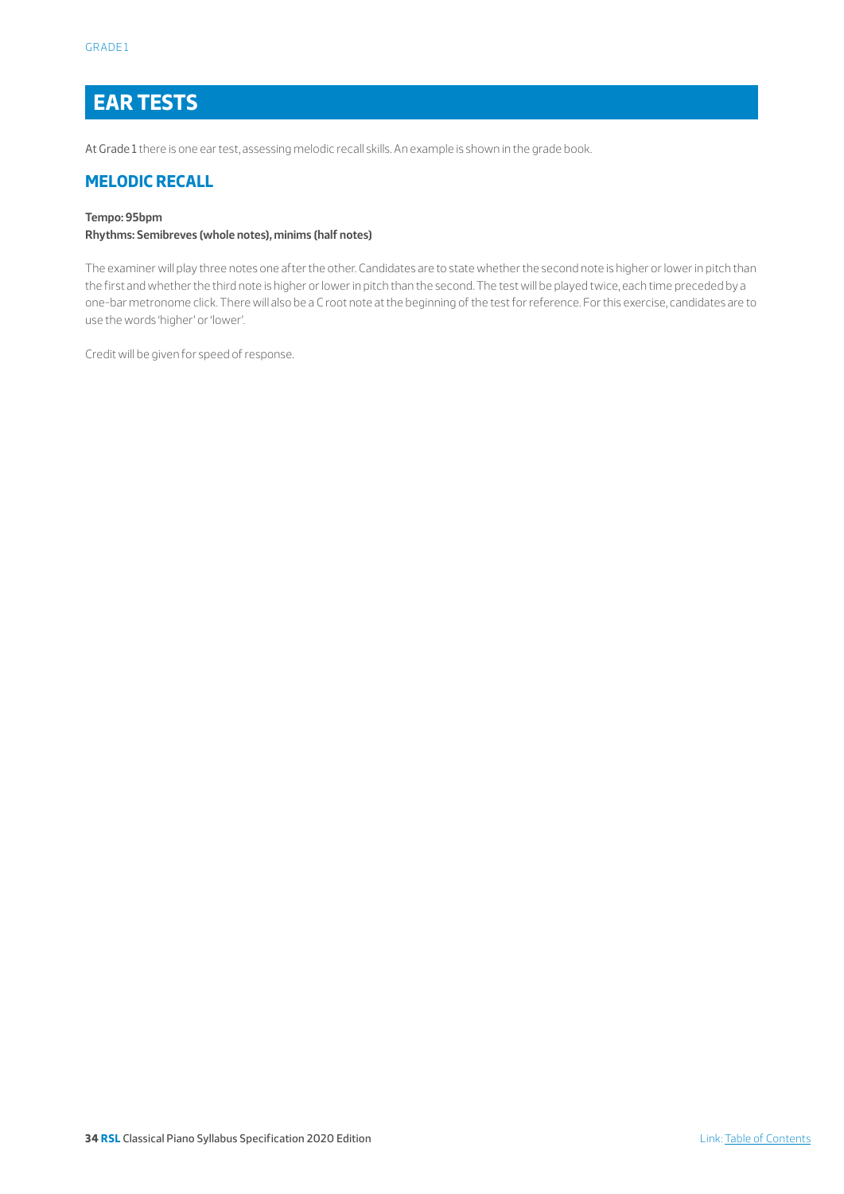## EAR TESTS

At Grade 1 there is one ear test, assessing melodic recall skills. An example is shown in the grade book.

### MELODIC RECALL

**Tempo: 95bpm**
**Rhythms: Semibreves (whole notes), minims (half notes)**

The examiner will play three notes one after the other. Candidates are to state whether the second note is higher or lower in pitch than the first and whether the third note is higher or lower in pitch than the second. The test will be played twice, each time preceded by a one-bar metronome click. There will also be a C root note at the beginning of the test for reference. For this exercise, candidates are to use the words 'higher' or 'lower'.

Credit will be given for speed of response.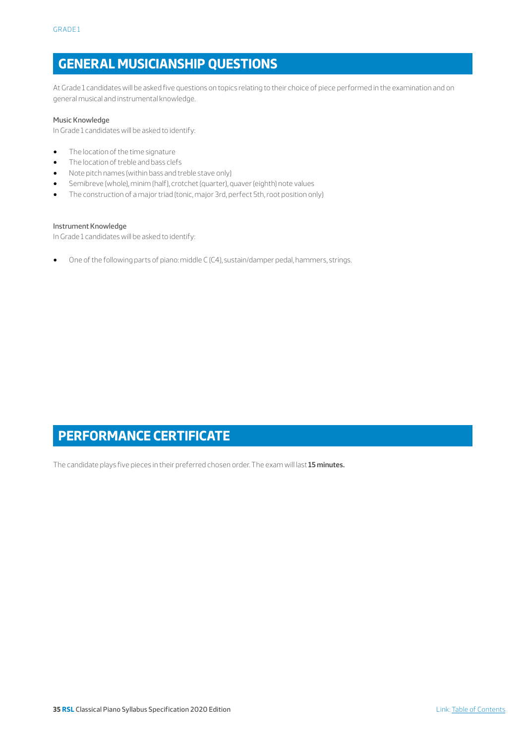## GENERAL MUSICIANSHIP QUESTIONS

At Grade 1 candidates will be asked five questions on topics relating to their choice of piece performed in the examination and on general musical and instrumental knowledge.

### Music Knowledge

In Grade 1 candidates will be asked to identify:

- The location of the time signature
- The location of treble and bass clefs
- Note pitch names (within bass and treble stave only)
- Semibreve (whole), minim (half), crotchet (quarter), quaver (eighth) note values
- The construction of a major triad (tonic, major 3rd, perfect 5th, root position only)

### Instrument Knowledge

In Grade 1 candidates will be asked to identify:

- One of the following parts of piano: middle C (C4), sustain/damper pedal, hammers, strings.

## PERFORMANCE CERTIFICATE

The candidate plays five pieces in their preferred chosen order. The exam will last **15 minutes.**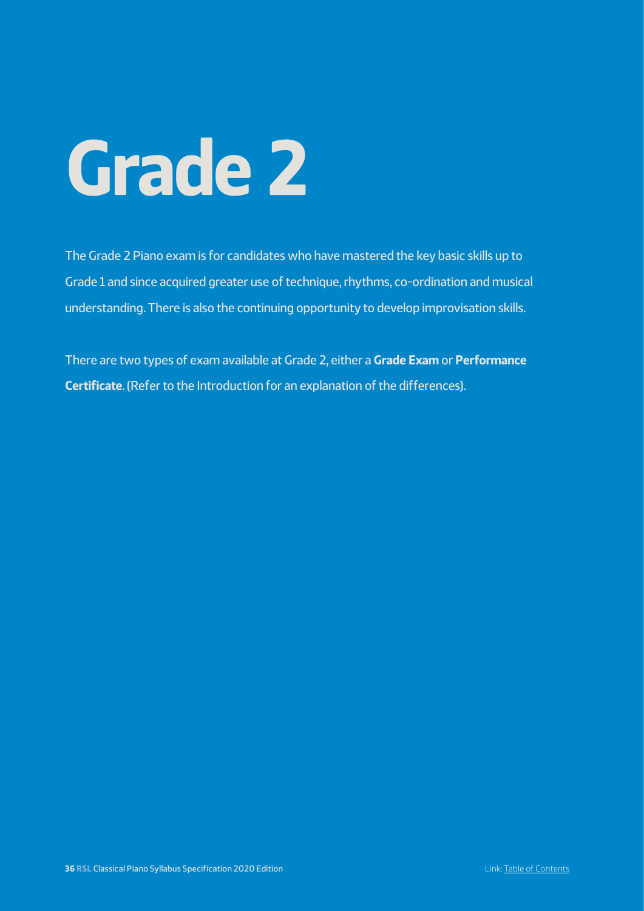# Grade 2

The Grade 2 Piano exam is for candidates who have mastered the key basic skills up to Grade 1 and since acquired greater use of technique, rhythms, co-ordination and musical understanding. There is also the continuing opportunity to develop improvisation skills.

There are two types of exam available at Grade 2, either a **Grade Exam** or **Performance Certificate**. (Refer to the Introduction for an explanation of the differences).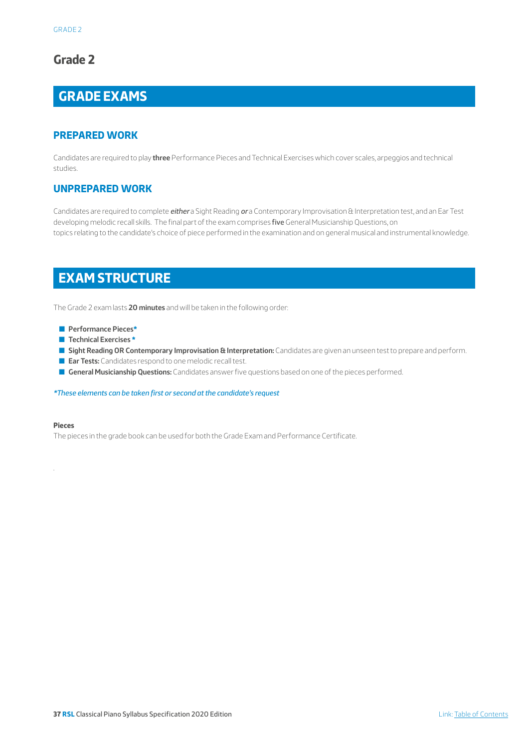# Grade 2

## GRADE EXAMS

### PREPARED WORK

Candidates are required to play **three** Performance Pieces and Technical Exercises which cover scales, arpeggios and technical studies.

### UNPREPARED WORK

Candidates are required to complete ***either*** a Sight Reading ***or*** a Contemporary Improvisation & Interpretation test, and an Ear Test developing melodic recall skills. The final part of the exam comprises **five** General Musicianship Questions, on topics relating to the candidate's choice of piece performed in the examination and on general musical and instrumental knowledge.

## EXAM STRUCTURE

The Grade 2 exam lasts **20 minutes** and will be taken in the following order:

- **Performance Pieces***
- **Technical Exercises** *
- **Sight Reading OR Contemporary Improvisation & Interpretation:** Candidates are given an unseen test to prepare and perform.
- **Ear Tests:** Candidates respond to one melodic recall test.
- **General Musicianship Questions:** Candidates answer five questions based on one of the pieces performed.

**These elements can be taken first or second at the candidate's request*

**Pieces**

The pieces in the grade book can be used for both the Grade Exam and Performance Certificate.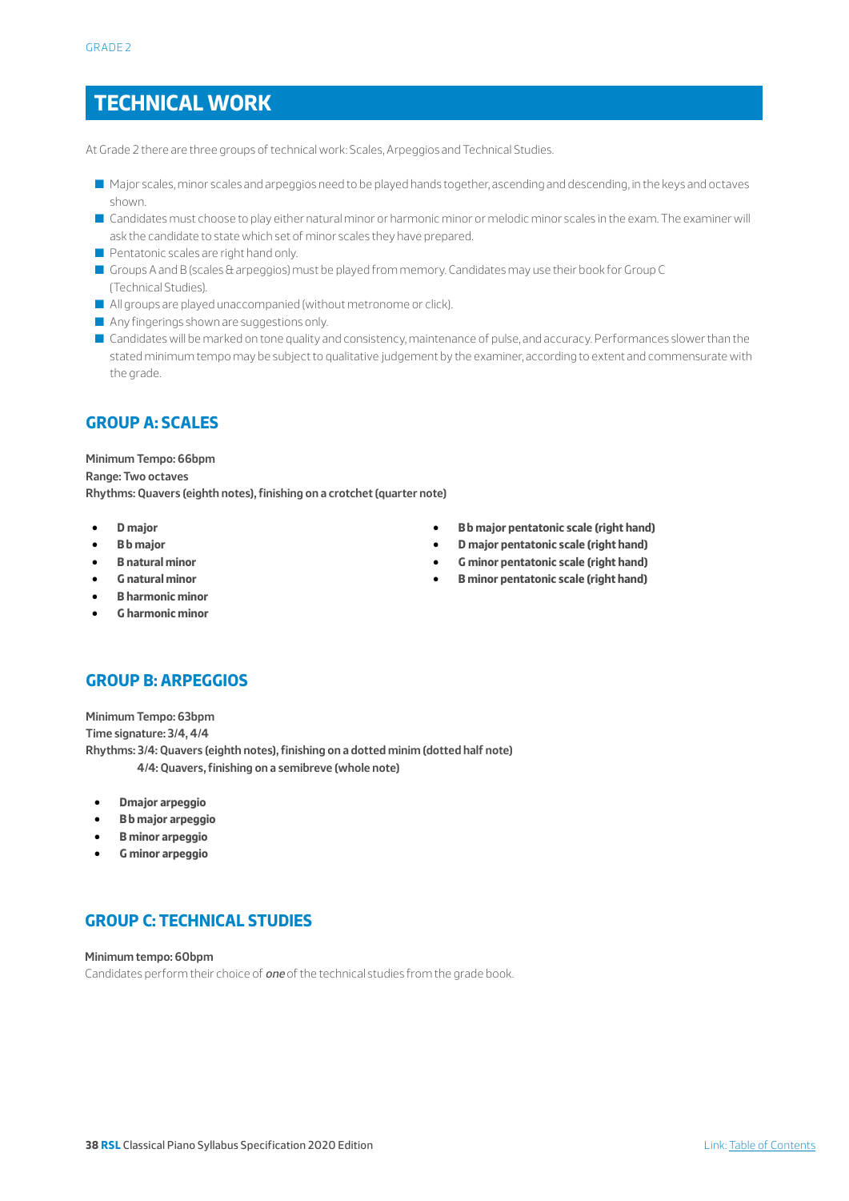# TECHNICAL WORK

At Grade 2 there are three groups of technical work: Scales, Arpeggios and Technical Studies.

- Major scales, minor scales and arpeggios need to be played hands together, ascending and descending, in the keys and octaves shown.
- Candidates must choose to play either natural minor or harmonic minor or melodic minor scales in the exam. The examiner will ask the candidate to state which set of minor scales they have prepared.
- Pentatonic scales are right hand only.
- Groups A and B (scales & arpeggios) must be played from memory. Candidates may use their book for Group C (Technical Studies).
- All groups are played unaccompanied (without metronome or click).
- Any fingerings shown are suggestions only.
- Candidates will be marked on tone quality and consistency, maintenance of pulse, and accuracy. Performances slower than the stated minimum tempo may be subject to qualitative judgement by the examiner, according to extent and commensurate with the grade.

## GROUP A: SCALES

**Minimum Tempo: 66bpm**
**Range: Two octaves**
**Rhythms: Quavers (eighth notes), finishing on a crotchet (quarter note)**

- **D major**
- **B♭ major**
- **B natural minor**
- **G natural minor**
- **B harmonic minor**
- **G harmonic minor**
- **B♭ major pentatonic scale (right hand)**
- **D major pentatonic scale (right hand)**
- **G minor pentatonic scale (right hand)**
- **B minor pentatonic scale (right hand)**

## GROUP B: ARPEGGIOS

**Minimum Tempo: 63bpm**
**Time signature: 3/4, 4/4**
**Rhythms: 3/4: Quavers (eighth notes), finishing on a dotted minim (dotted half note)**
**4/4: Quavers, finishing on a semibreve (whole note)**

- **Dmajor arpeggio**
- **B♭ major arpeggio**
- **B minor arpeggio**
- **G minor arpeggio**

## GROUP C: TECHNICAL STUDIES

**Minimum tempo: 60bpm**
Candidates perform their choice of ***one*** of the technical studies from the grade book.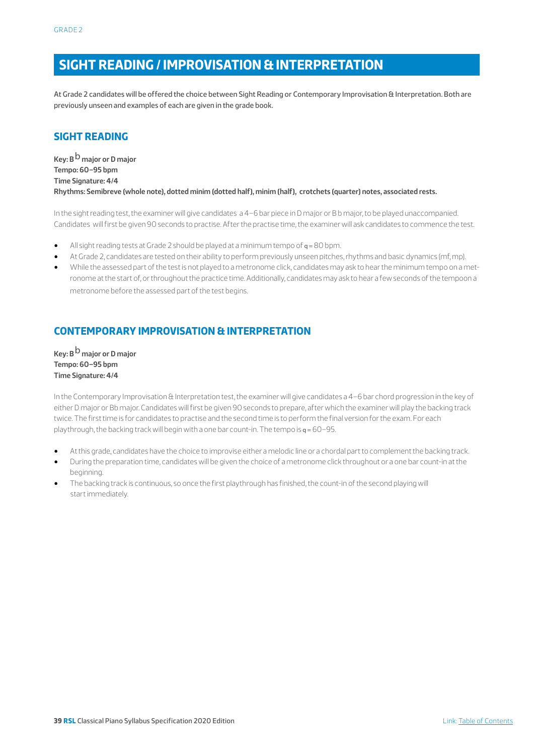# SIGHT READING / IMPROVISATION & INTERPRETATION

At Grade 2 candidates will be offered the choice between Sight Reading or Contemporary Improvisation & Interpretation. Both are previously unseen and examples of each are given in the grade book.

## SIGHT READING

**Key: B♭ major or D major**
**Tempo: 60–95 bpm**
**Time Signature: 4/4**
**Rhythms: Semibreve (whole note), dotted minim (dotted half), minim (half), crotchets (quarter) notes, associated rests.**

In the sight reading test, the examiner will give candidates a 4–6 bar piece in D major or B b major, to be played unaccompanied. Candidates will first be given 90 seconds to practise. After the practise time, the examiner will ask candidates to commence the test.

- All sight reading tests at Grade 2 should be played at a minimum tempo of q = 80 bpm.
- At Grade 2, candidates are tested on their ability to perform previously unseen pitches, rhythms and basic dynamics (mf, mp).
- While the assessed part of the test is not played to a metronome click, candidates may ask to hear the minimum tempo on a metronome at the start of, or throughout the practice time. Additionally, candidates may ask to hear a few seconds of the tempoon a metronome before the assessed part of the test begins.

## CONTEMPORARY IMPROVISATION & INTERPRETATION

**Key: B♭ major or D major**
**Tempo: 60–95 bpm**
**Time Signature: 4/4**

In the Contemporary Improvisation & Interpretation test, the examiner will give candidates a 4–6 bar chord progression in the key of either D major or Bb major. Candidates will first be given 90 seconds to prepare, after which the examiner will play the backing track twice. The first time is for candidates to practise and the second time is to perform the final version for the exam. For each playthrough, the backing track will begin with a one bar count-in. The tempo is q = 60–95.

- At this grade, candidates have the choice to improvise either a melodic line or a chordal part to complement the backing track.
- During the preparation time, candidates will be given the choice of a metronome click throughout or a one bar count-in at the beginning.
- The backing track is continuous, so once the first playthrough has finished, the count-in of the second playing will start immediately.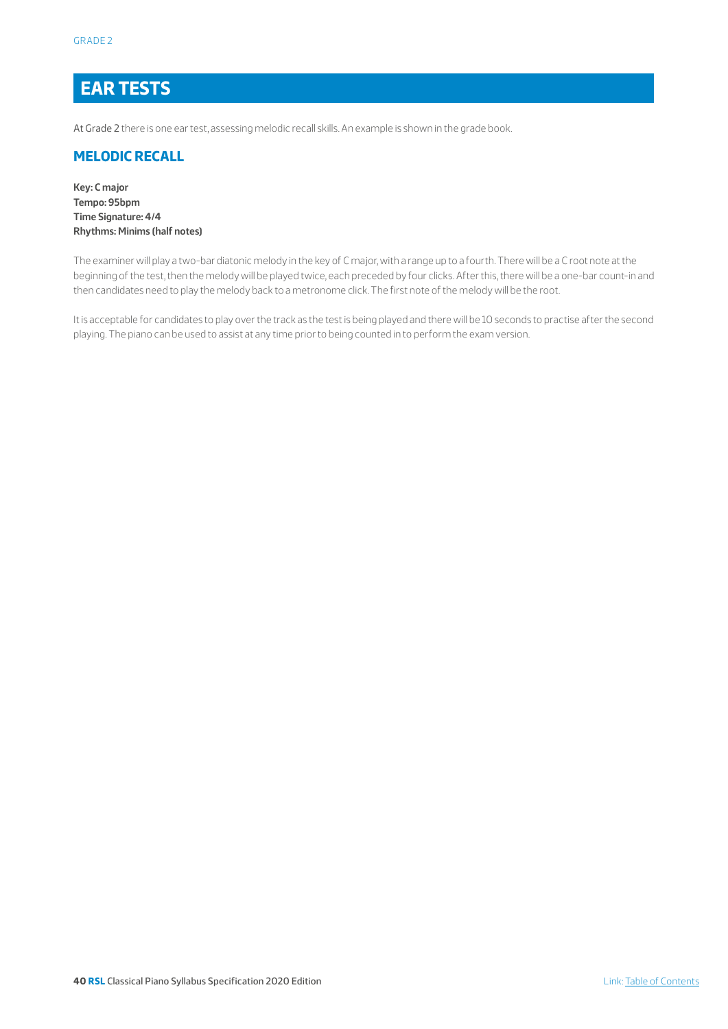# EAR TESTS

At Grade 2 there is one ear test, assessing melodic recall skills. An example is shown in the grade book.

## MELODIC RECALL

**Key: C major**
**Tempo: 95bpm**
**Time Signature: 4/4**
**Rhythms: Minims (half notes)**

The examiner will play a two-bar diatonic melody in the key of C major, with a range up to a fourth. There will be a C root note at the beginning of the test, then the melody will be played twice, each preceded by four clicks. After this, there will be a one-bar count-in and then candidates need to play the melody back to a metronome click. The first note of the melody will be the root.

It is acceptable for candidates to play over the track as the test is being played and there will be 10 seconds to practise after the second playing. The piano can be used to assist at any time prior to being counted in to perform the exam version.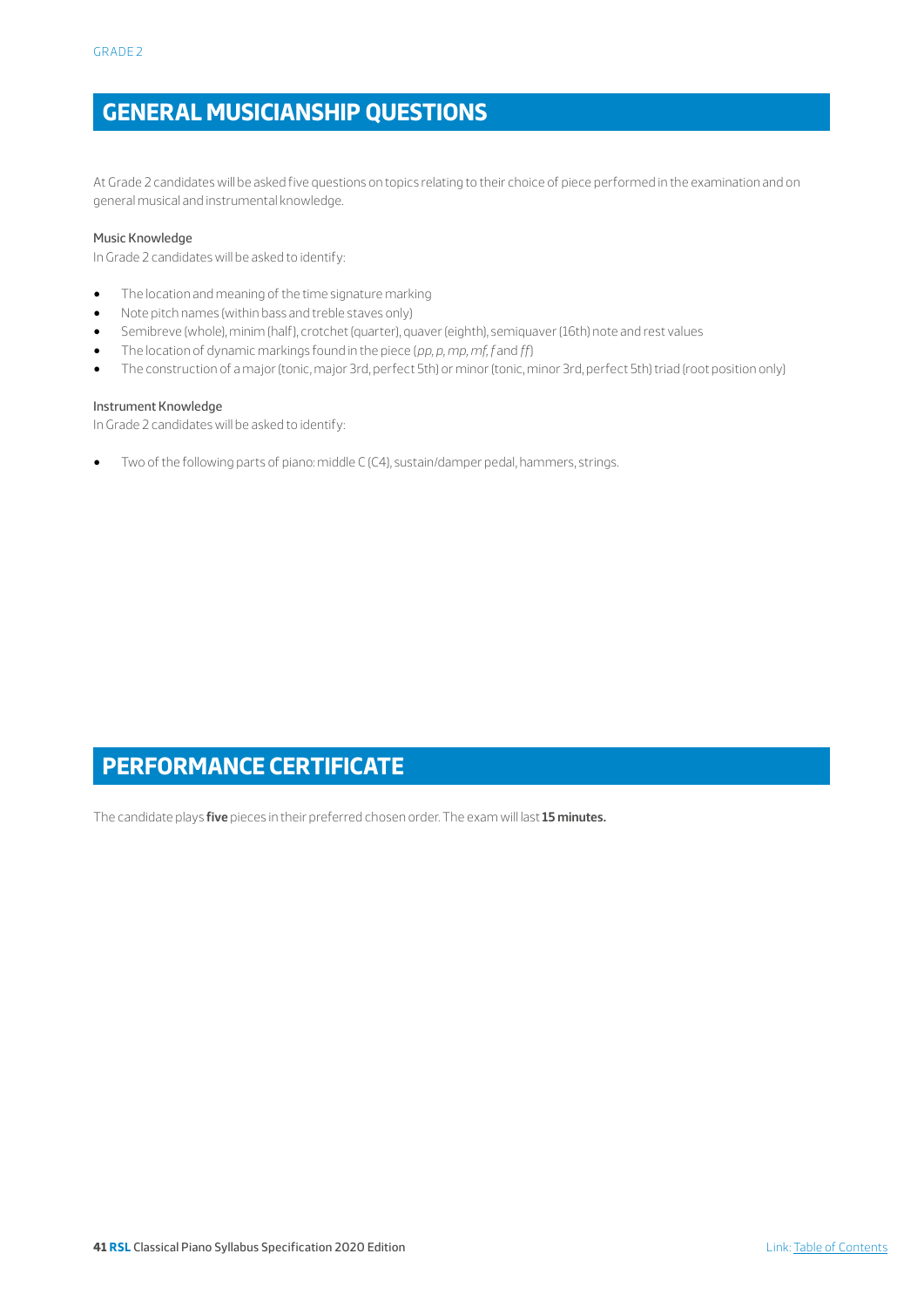## GENERAL MUSICIANSHIP QUESTIONS

At Grade 2 candidates will be asked five questions on topics relating to their choice of piece performed in the examination and on general musical and instrumental knowledge.

### Music Knowledge

In Grade 2 candidates will be asked to identify:

- The location and meaning of the time signature marking
- Note pitch names (within bass and treble staves only)
- Semibreve (whole), minim (half), crotchet (quarter), quaver (eighth), semiquaver (16th) note and rest values
- The location of dynamic markings found in the piece (*pp, p, mp, mf, f* and *ff*)
- The construction of a major (tonic, major 3rd, perfect 5th) or minor (tonic, minor 3rd, perfect 5th) triad (root position only)

### Instrument Knowledge

In Grade 2 candidates will be asked to identify:

- Two of the following parts of piano: middle C (C4), sustain/damper pedal, hammers, strings.

## PERFORMANCE CERTIFICATE

The candidate plays **five** pieces in their preferred chosen order. The exam will last **15 minutes.**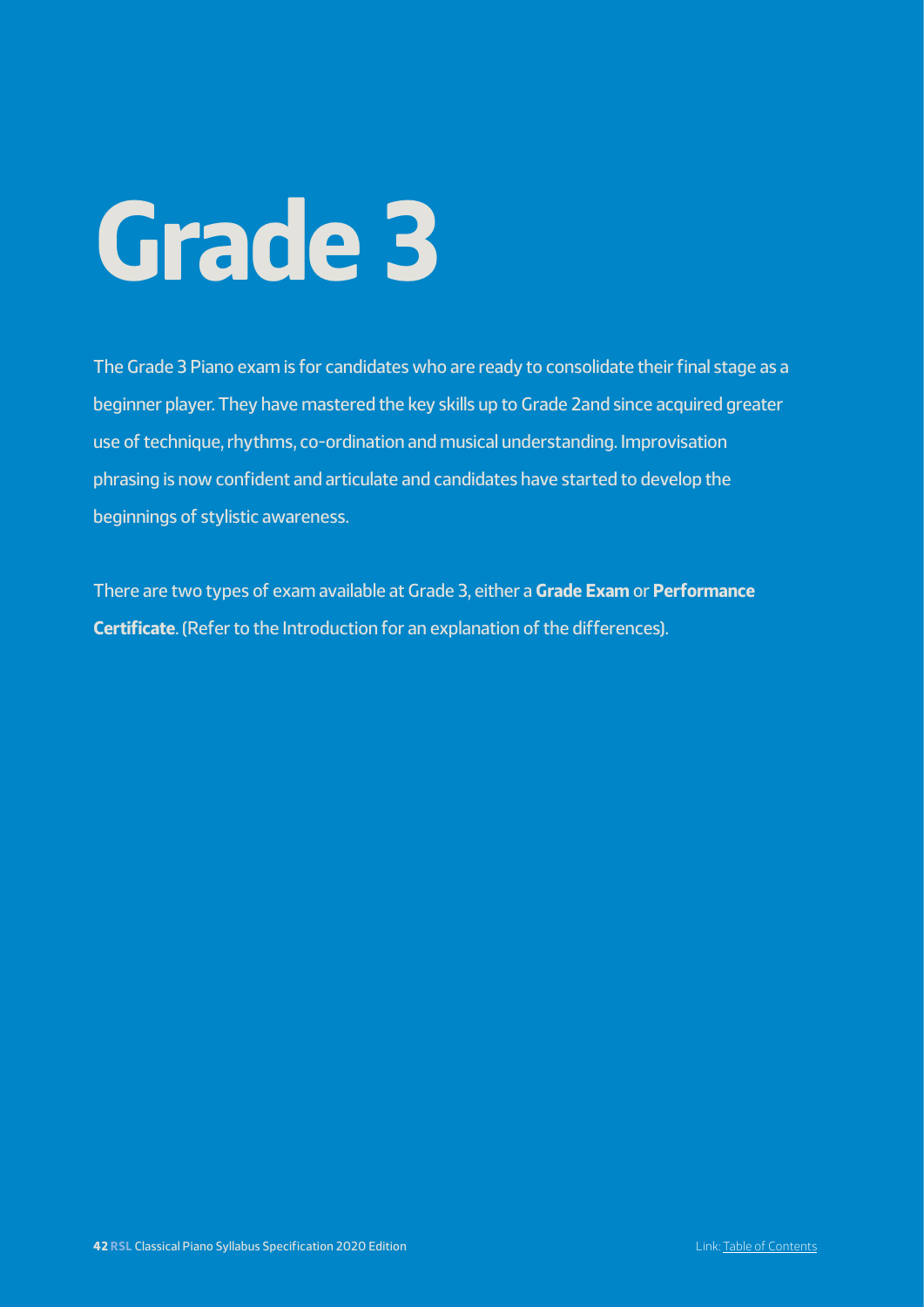# Grade 3

The Grade 3 Piano exam is for candidates who are ready to consolidate their final stage as a beginner player. They have mastered the key skills up to Grade 2and since acquired greater use of technique, rhythms, co-ordination and musical understanding. Improvisation phrasing is now confident and articulate and candidates have started to develop the beginnings of stylistic awareness.

There are two types of exam available at Grade 3, either a **Grade Exam** or **Performance Certificate**. (Refer to the Introduction for an explanation of the differences).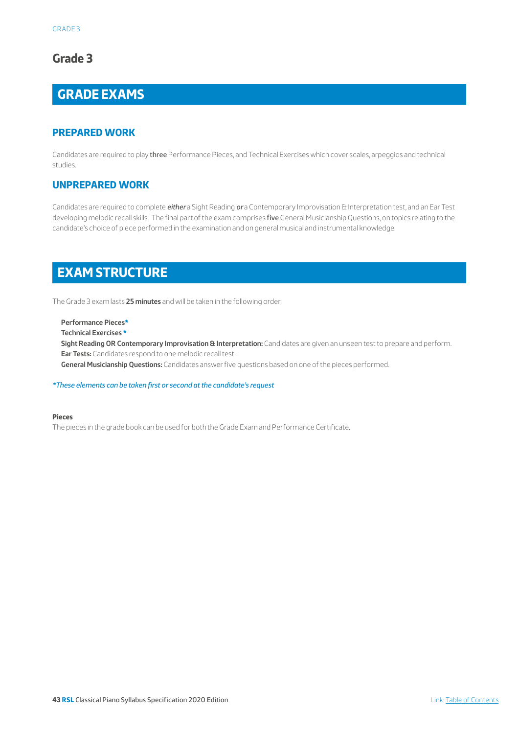# Grade 3

## GRADE EXAMS

### PREPARED WORK

Candidates are required to play **three** Performance Pieces, and Technical Exercises which cover scales, arpeggios and technical studies.

### UNPREPARED WORK

Candidates are required to complete ***either*** a Sight Reading ***or*** a Contemporary Improvisation & Interpretation test, and an Ear Test developing melodic recall skills. The final part of the exam comprises **five** General Musicianship Questions, on topics relating to the candidate's choice of piece performed in the examination and on general musical and instrumental knowledge.

## EXAM STRUCTURE

The Grade 3 exam lasts **25 minutes** and will be taken in the following order:

**Performance Pieces***
**Technical Exercises ***
**Sight Reading OR Contemporary Improvisation & Interpretation:** Candidates are given an unseen test to prepare and perform.
**Ear Tests:** Candidates respond to one melodic recall test.
**General Musicianship Questions:** Candidates answer five questions based on one of the pieces performed.

**These elements can be taken first or second at the candidate's request*

**Pieces**
The pieces in the grade book can be used for both the Grade Exam and Performance Certificate.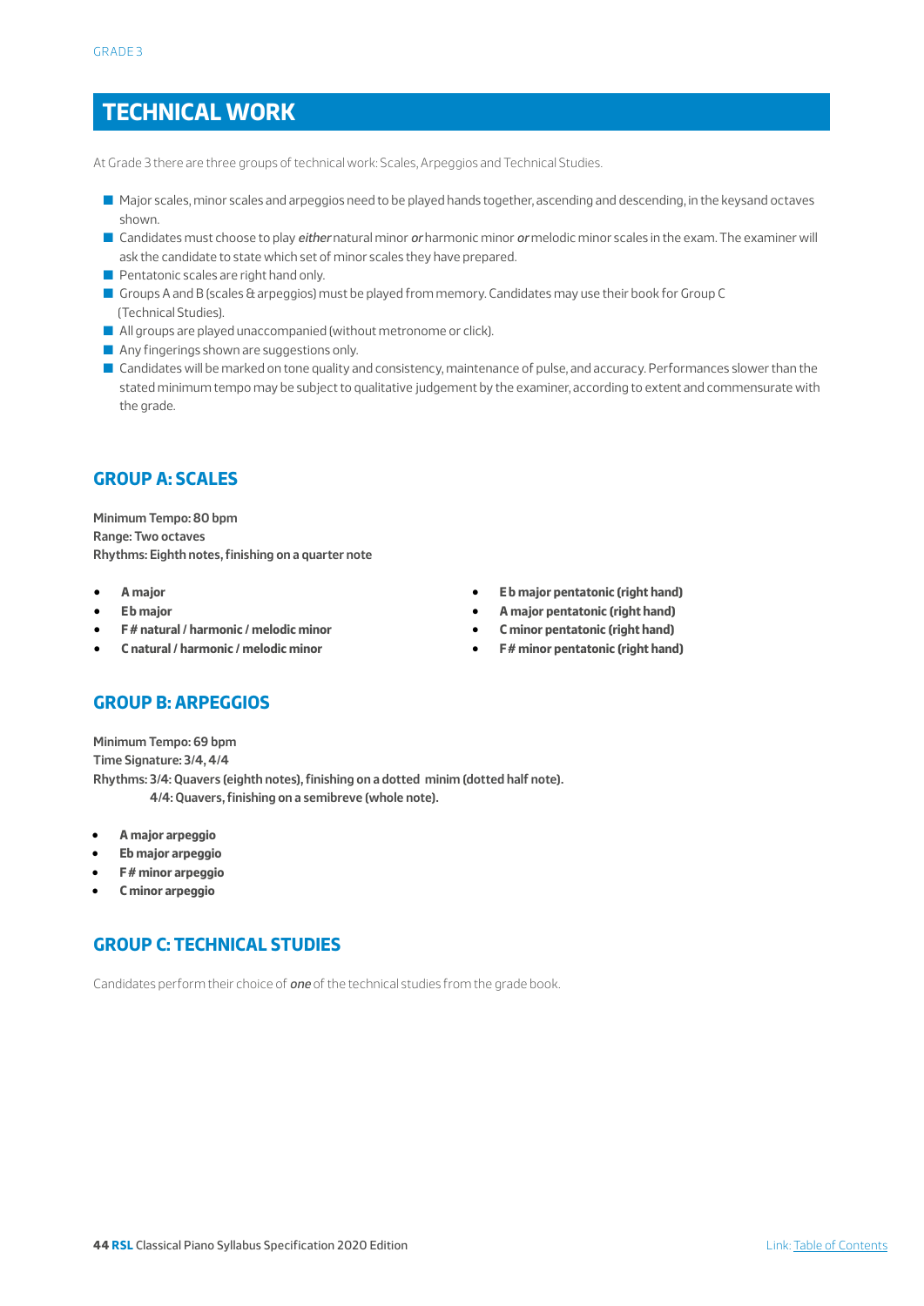# TECHNICAL WORK

At Grade 3 there are three groups of technical work: Scales, Arpeggios and Technical Studies.

- Major scales, minor scales and arpeggios need to be played hands together, ascending and descending, in the keysand octaves shown.
- Candidates must choose to play *either* natural minor *or* harmonic minor *or* melodic minor scales in the exam. The examiner will ask the candidate to state which set of minor scales they have prepared.
- Pentatonic scales are right hand only.
- Groups A and B (scales & arpeggios) must be played from memory. Candidates may use their book for Group C (Technical Studies).
- All groups are played unaccompanied (without metronome or click).
- Any fingerings shown are suggestions only.
- Candidates will be marked on tone quality and consistency, maintenance of pulse, and accuracy. Performances slower than the stated minimum tempo may be subject to qualitative judgement by the examiner, according to extent and commensurate with the grade.

## GROUP A: SCALES

**Minimum Tempo: 80 bpm**
**Range: Two octaves**
**Rhythms: Eighth notes, finishing on a quarter note**

- **A major**
- **Eb major**
- **F# natural / harmonic / melodic minor**
- **C natural / harmonic / melodic minor**
- **Eb major pentatonic (right hand)**
- **A major pentatonic (right hand)**
- **C minor pentatonic (right hand)**
- **F# minor pentatonic (right hand)**

## GROUP B: ARPEGGIOS

**Minimum Tempo: 69 bpm**
**Time Signature: 3/4, 4/4**
**Rhythms: 3/4: Quavers (eighth notes), finishing on a dotted minim (dotted half note).**
**4/4: Quavers, finishing on a semibreve (whole note).**

- **A major arpeggio**
- **Eb major arpeggio**
- **F# minor arpeggio**
- **C minor arpeggio**

## GROUP C: TECHNICAL STUDIES

Candidates perform their choice of ***one*** of the technical studies from the grade book.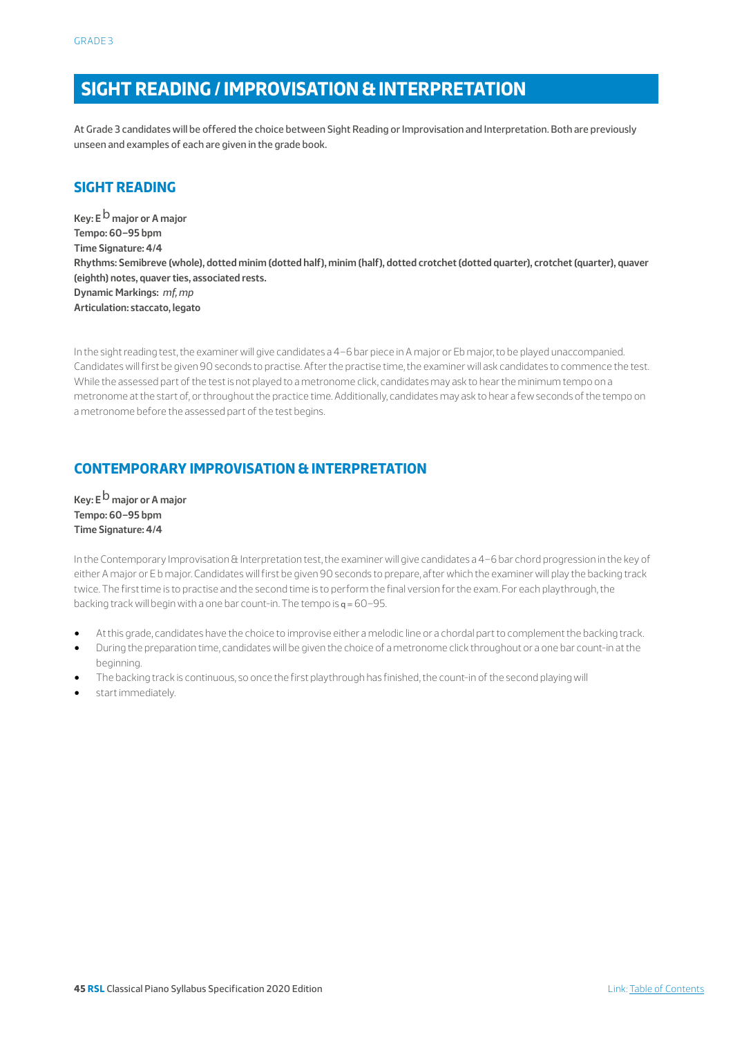# SIGHT READING / IMPROVISATION & INTERPRETATION

At Grade 3 candidates will be offered the choice between Sight Reading or Improvisation and Interpretation. Both are previously unseen and examples of each are given in the grade book.

## SIGHT READING

**Key: E♭ major or A major**
**Tempo: 60–95 bpm**
**Time Signature: 4/4**
**Rhythms: Semibreve (whole), dotted minim (dotted half), minim (half), dotted crotchet (dotted quarter), crotchet (quarter), quaver (eighth) notes, quaver ties, associated rests.**
**Dynamic Markings:** ***mf, mp***
**Articulation: staccato, legato**

In the sight reading test, the examiner will give candidates a 4–6 bar piece in A major or Eb major, to be played unaccompanied. Candidates will first be given 90 seconds to practise. After the practise time, the examiner will ask candidates to commence the test. While the assessed part of the test is not played to a metronome click, candidates may ask to hear the minimum tempo on a metronome at the start of, or throughout the practice time. Additionally, candidates may ask to hear a few seconds of the tempo on a metronome before the assessed part of the test begins.

## CONTEMPORARY IMPROVISATION & INTERPRETATION

**Key: E♭ major or A major**
**Tempo: 60–95 bpm**
**Time Signature: 4/4**

In the Contemporary Improvisation & Interpretation test, the examiner will give candidates a 4–6 bar chord progression in the key of either A major or E b major. Candidates will first be given 90 seconds to prepare, after which the examiner will play the backing track twice. The first time is to practise and the second time is to perform the final version for the exam. For each playthrough, the backing track will begin with a one bar count-in. The tempo is ♩ = 60–95.

- At this grade, candidates have the choice to improvise either a melodic line or a chordal part to complement the backing track.
- During the preparation time, candidates will be given the choice of a metronome click throughout or a one bar count-in at the beginning.
- The backing track is continuous, so once the first playthrough has finished, the count-in of the second playing will
- start immediately.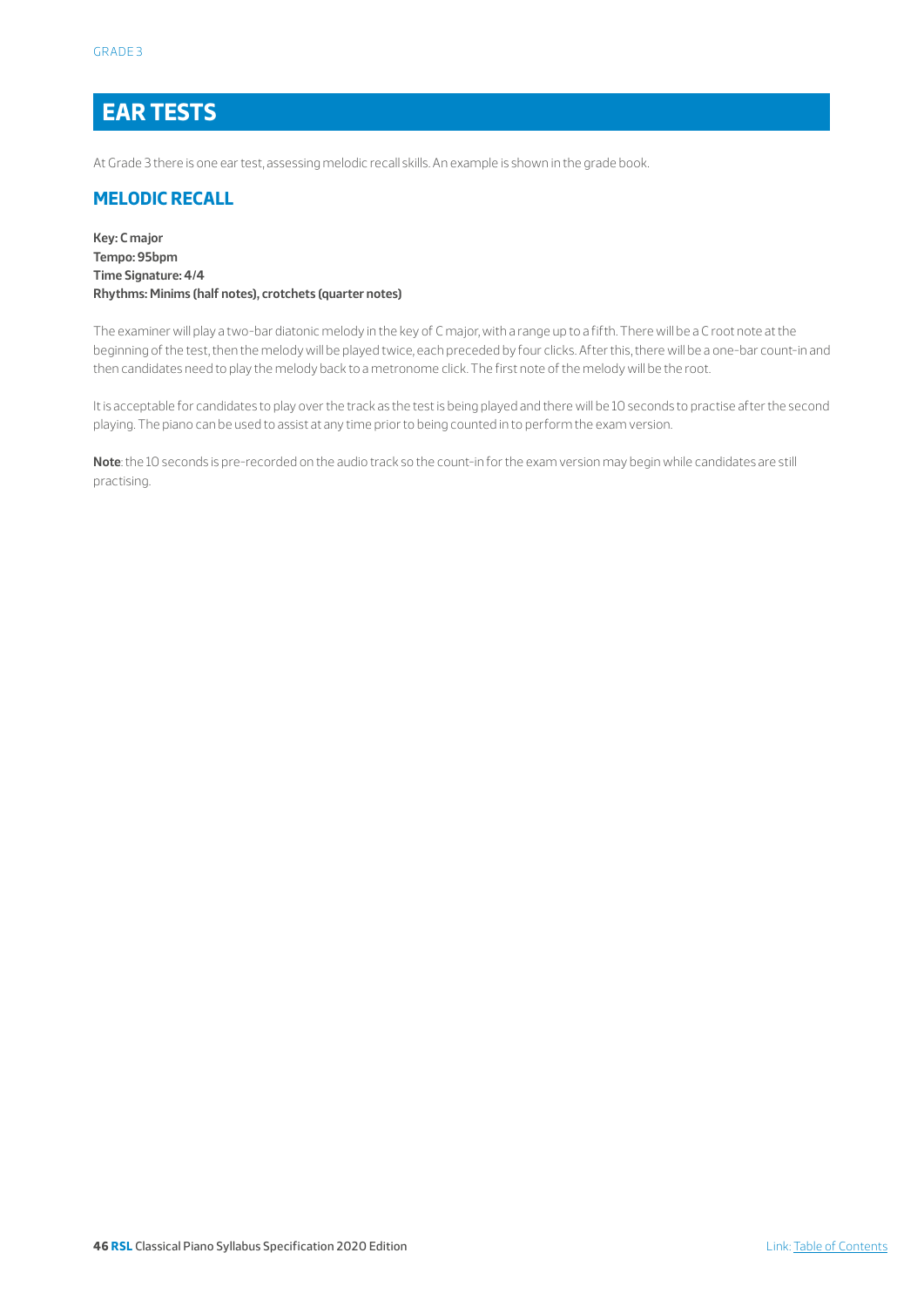# EAR TESTS

At Grade 3 there is one ear test, assessing melodic recall skills. An example is shown in the grade book.

## MELODIC RECALL

**Key: C major**
**Tempo: 95bpm**
**Time Signature: 4/4**
**Rhythms: Minims (half notes), crotchets (quarter notes)**

The examiner will play a two-bar diatonic melody in the key of C major, with a range up to a fifth. There will be a C root note at the beginning of the test, then the melody will be played twice, each preceded by four clicks. After this, there will be a one-bar count-in and then candidates need to play the melody back to a metronome click. The first note of the melody will be the root.

It is acceptable for candidates to play over the track as the test is being played and there will be 10 seconds to practise after the second playing. The piano can be used to assist at any time prior to being counted in to perform the exam version.

**Note**: the 10 seconds is pre-recorded on the audio track so the count-in for the exam version may begin while candidates are still practising.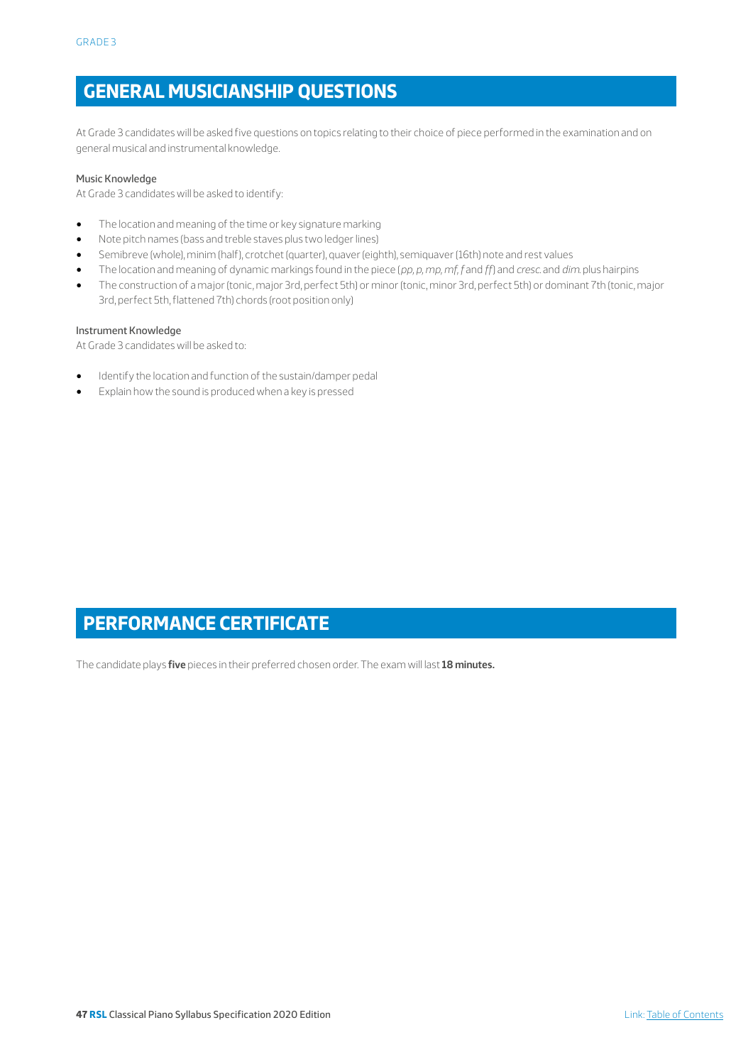## GENERAL MUSICIANSHIP QUESTIONS

At Grade 3 candidates will be asked five questions on topics relating to their choice of piece performed in the examination and on general musical and instrumental knowledge.

### Music Knowledge

At Grade 3 candidates will be asked to identify:

- The location and meaning of the time or key signature marking
- Note pitch names (bass and treble staves plus two ledger lines)
- Semibreve (whole), minim (half), crotchet (quarter), quaver (eighth), semiquaver (16th) note and rest values
- The location and meaning of dynamic markings found in the piece (*pp, p, mp, mf, f* and *ff*) and *cresc.* and *dim.* plus hairpins
- The construction of a major (tonic, major 3rd, perfect 5th) or minor (tonic, minor 3rd, perfect 5th) or dominant 7th (tonic, major 3rd, perfect 5th, flattened 7th) chords (root position only)

### Instrument Knowledge

At Grade 3 candidates will be asked to:

- Identify the location and function of the sustain/damper pedal
- Explain how the sound is produced when a key is pressed

## PERFORMANCE CERTIFICATE

The candidate plays **five** pieces in their preferred chosen order. The exam will last **18 minutes.**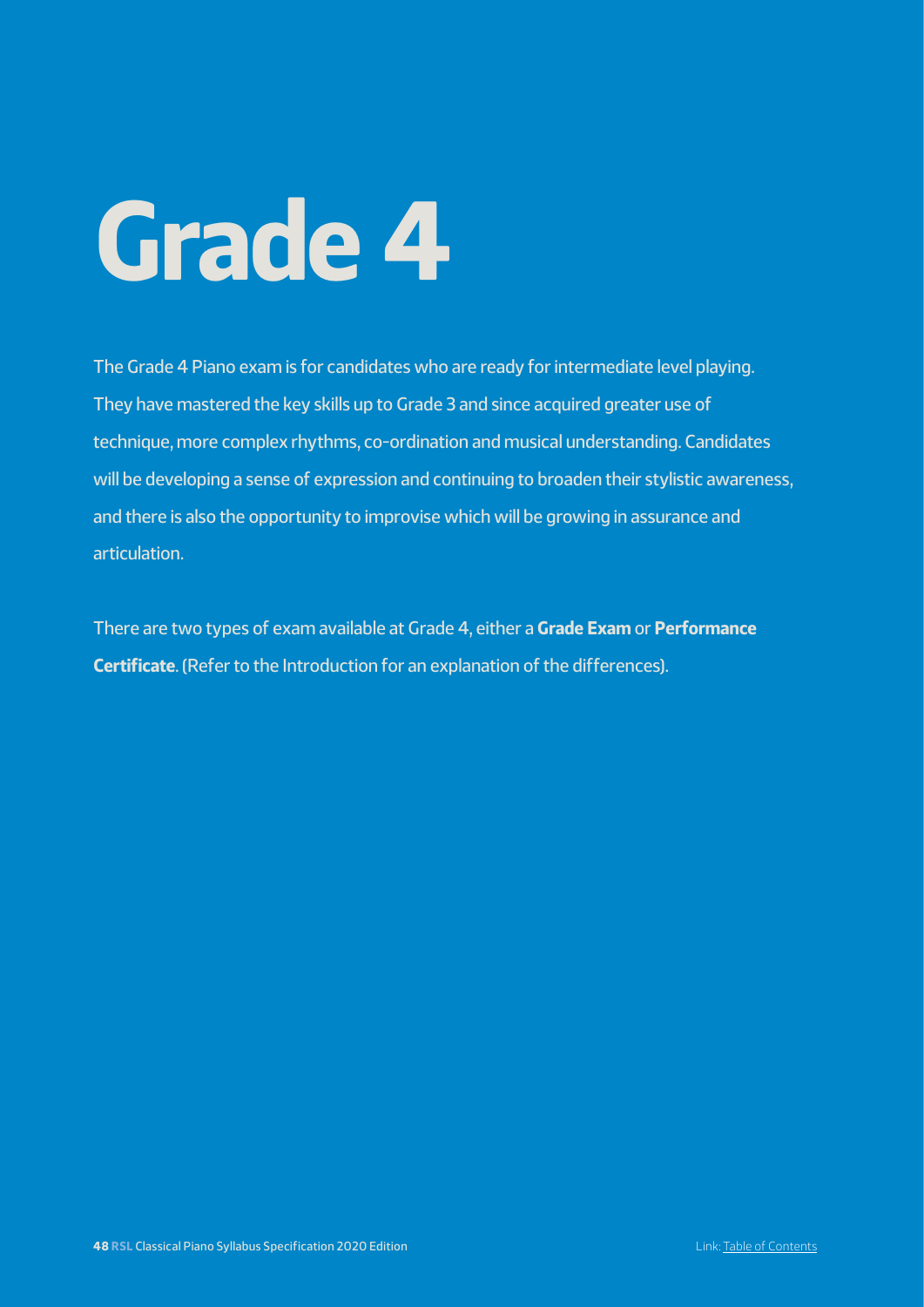# Grade 4

The Grade 4 Piano exam is for candidates who are ready for intermediate level playing. They have mastered the key skills up to Grade 3 and since acquired greater use of technique, more complex rhythms, co-ordination and musical understanding. Candidates will be developing a sense of expression and continuing to broaden their stylistic awareness, and there is also the opportunity to improvise which will be growing in assurance and articulation.

There are two types of exam available at Grade 4, either a **Grade Exam** or **Performance Certificate**. (Refer to the Introduction for an explanation of the differences).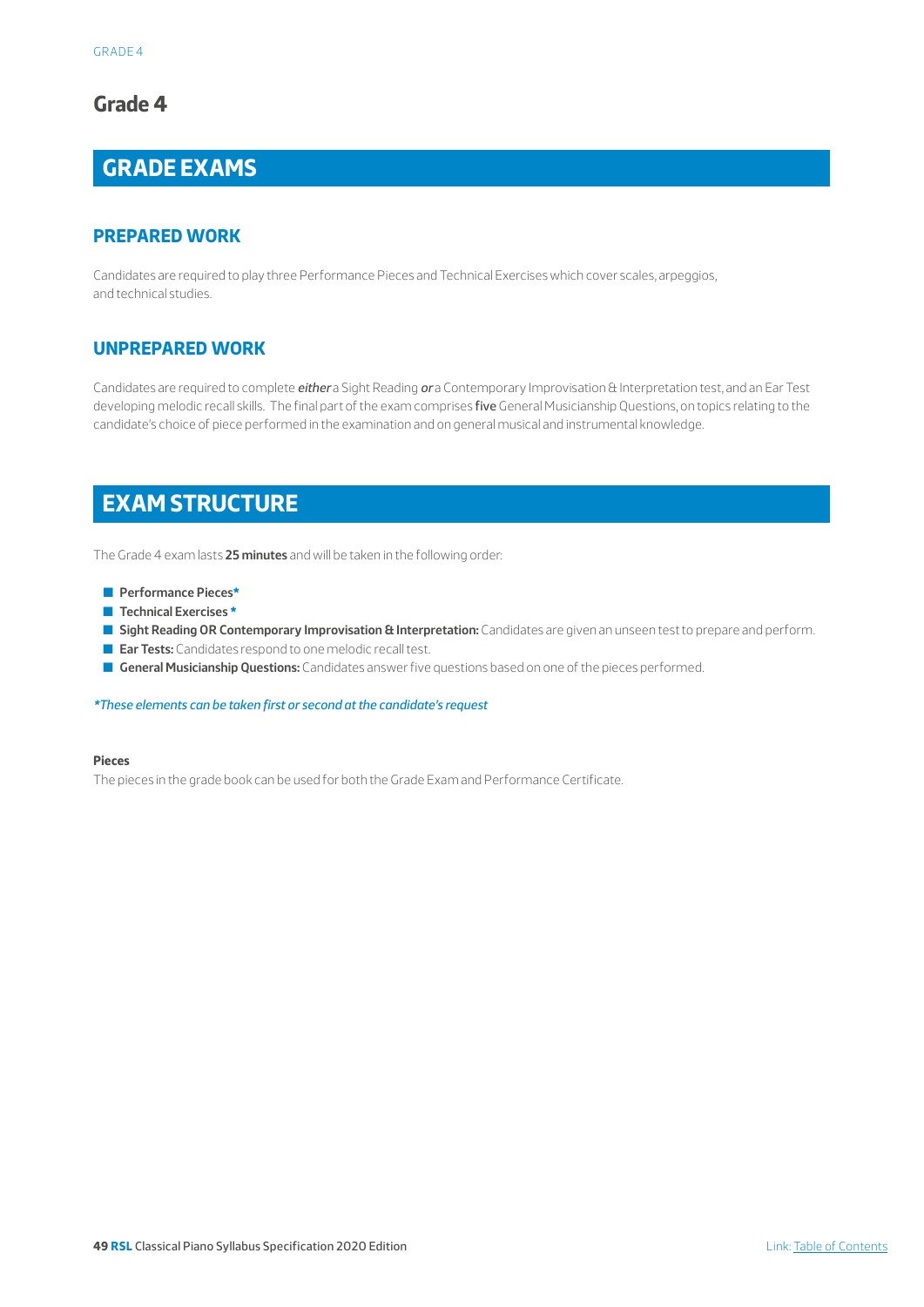# Grade 4

## GRADE EXAMS

### PREPARED WORK

Candidates are required to play three Performance Pieces and Technical Exercises which cover scales, arpeggios, and technical studies.

### UNPREPARED WORK

Candidates are required to complete ***either*** a Sight Reading ***or*** a Contemporary Improvisation & Interpretation test, and an Ear Test developing melodic recall skills. The final part of the exam comprises **five** General Musicianship Questions, on topics relating to the candidate's choice of piece performed in the examination and on general musical and instrumental knowledge.

## EXAM STRUCTURE

The Grade 4 exam lasts **25 minutes** and will be taken in the following order:

- **Performance Pieces***
- **Technical Exercises ***
- **Sight Reading OR Contemporary Improvisation & Interpretation:** Candidates are given an unseen test to prepare and perform.
- **Ear Tests:** Candidates respond to one melodic recall test.
- **General Musicianship Questions:** Candidates answer five questions based on one of the pieces performed.

*\*These elements can be taken first or second at the candidate's request*

**Pieces**

The pieces in the grade book can be used for both the Grade Exam and Performance Certificate.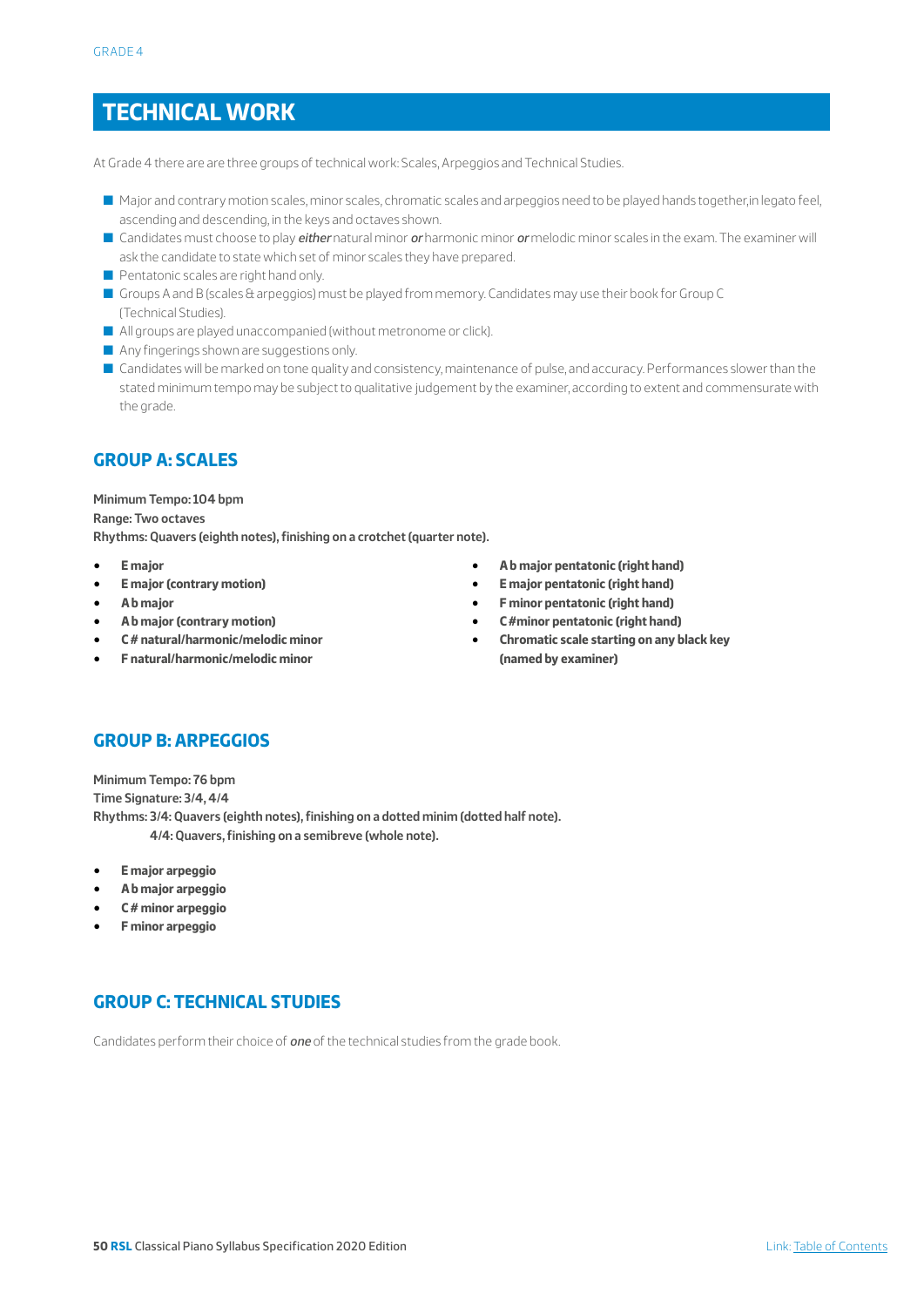GRADE 4

# TECHNICAL WORK

At Grade 4 there are are three groups of technical work: Scales, Arpeggios and Technical Studies.

- Major and contrary motion scales, minor scales, chromatic scales and arpeggios need to be played hands together,in legato feel, ascending and descending, in the keys and octaves shown.
- Candidates must choose to play ***either*** natural minor ***or*** harmonic minor ***or*** melodic minor scales in the exam. The examiner will ask the candidate to state which set of minor scales they have prepared.
- Pentatonic scales are right hand only.
- Groups A and B (scales & arpeggios) must be played from memory. Candidates may use their book for Group C (Technical Studies).
- All groups are played unaccompanied (without metronome or click).
- Any fingerings shown are suggestions only.
- Candidates will be marked on tone quality and consistency, maintenance of pulse, and accuracy. Performances slower than the stated minimum tempo may be subject to qualitative judgement by the examiner, according to extent and commensurate with the grade.

## GROUP A: SCALES

**Minimum Tempo: 104 bpm**
**Range: Two octaves**
**Rhythms: Quavers (eighth notes), finishing on a crotchet (quarter note).**

- **E major**
- **E major (contrary motion)**
- **A♭ major**
- **A♭ major (contrary motion)**
- **C♯ natural/harmonic/melodic minor**
- **F natural/harmonic/melodic minor**
- **A♭ major pentatonic (right hand)**
- **E major pentatonic (right hand)**
- **F minor pentatonic (right hand)**
- **C♯ minor pentatonic (right hand)**
- **Chromatic scale starting on any black key (named by examiner)**

## GROUP B: ARPEGGIOS

**Minimum Tempo: 76 bpm**
**Time Signature: 3/4, 4/4**
**Rhythms: 3/4: Quavers (eighth notes), finishing on a dotted minim (dotted half note).**
**4/4: Quavers, finishing on a semibreve (whole note).**

- **E major arpeggio**
- **A♭ major arpeggio**
- **C♯ minor arpeggio**
- **F minor arpeggio**

## GROUP C: TECHNICAL STUDIES

Candidates perform their choice of ***one*** of the technical studies from the grade book.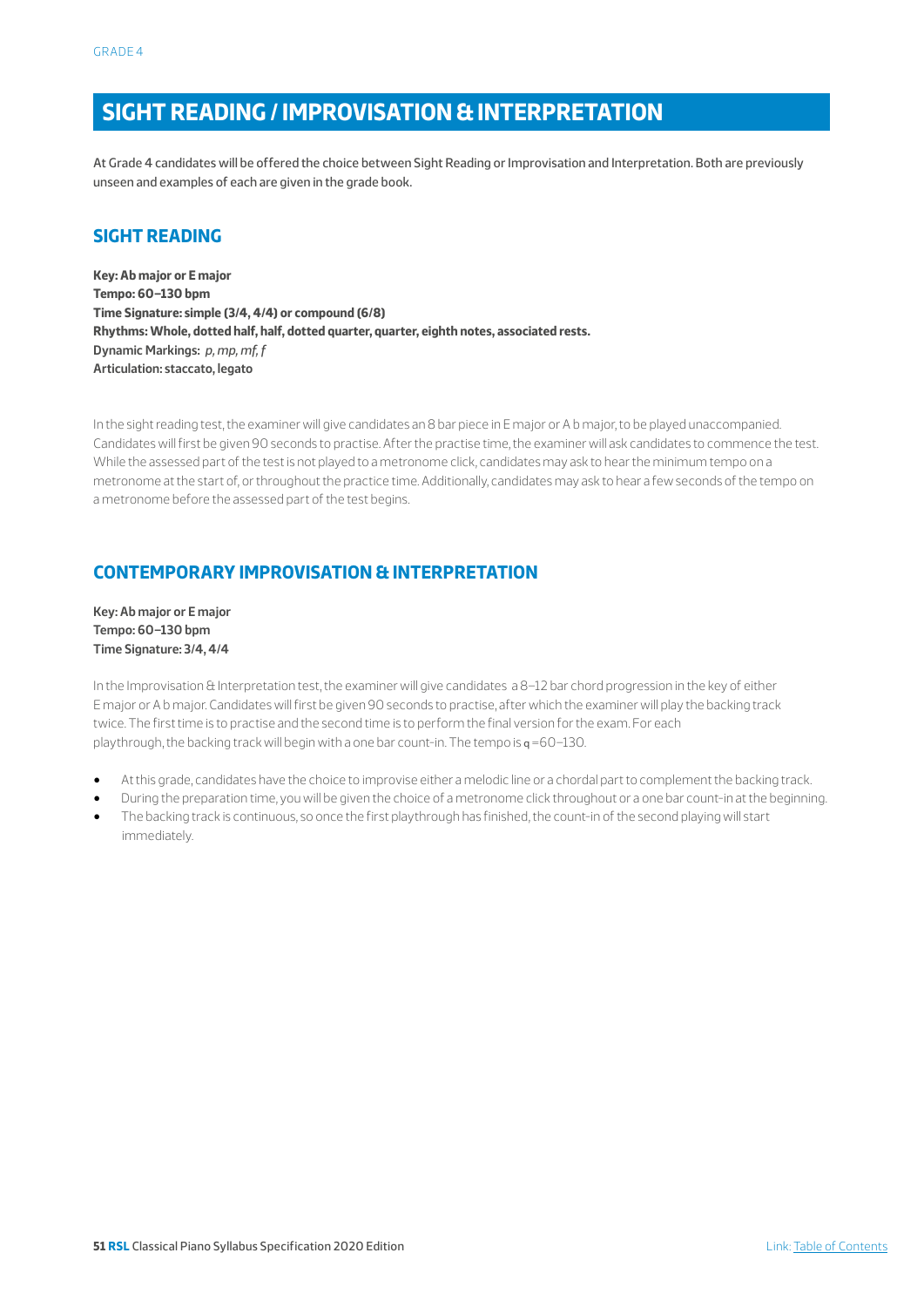# SIGHT READING / IMPROVISATION & INTERPRETATION

At Grade 4 candidates will be offered the choice between Sight Reading or Improvisation and Interpretation. Both are previously unseen and examples of each are given in the grade book.

## SIGHT READING

**Key: Ab major or E major**
**Tempo: 60–130 bpm**
**Time Signature: simple (3/4, 4/4) or compound (6/8)**
**Rhythms: Whole, dotted half, half, dotted quarter, quarter, eighth notes, associated rests.**
**Dynamic Markings:** *p, mp, mf, f*
**Articulation: staccato, legato**

In the sight reading test, the examiner will give candidates an 8 bar piece in E major or A b major, to be played unaccompanied. Candidates will first be given 90 seconds to practise. After the practise time, the examiner will ask candidates to commence the test. While the assessed part of the test is not played to a metronome click, candidates may ask to hear the minimum tempo on a metronome at the start of, or throughout the practise time. Additionally, candidates may ask to hear a few seconds of the tempo on a metronome before the assessed part of the test begins.

## CONTEMPORARY IMPROVISATION & INTERPRETATION

**Key: Ab major or E major**
**Tempo: 60–130 bpm**
**Time Signature: 3/4, 4/4**

In the Improvisation & Interpretation test, the examiner will give candidates a 8–12 bar chord progression in the key of either E major or A b major. Candidates will first be given 90 seconds to practise, after which the examiner will play the backing track twice. The first time is to practise and the second time is to perform the final version for the exam. For each playthrough, the backing track will begin with a one bar count-in. The tempo is ♩=60–130.

- At this grade, candidates have the choice to improvise either a melodic line or a chordal part to complement the backing track.
- During the preparation time, you will be given the choice of a metronome click throughout or a one bar count-in at the beginning.
- The backing track is continuous, so once the first playthrough has finished, the count-in of the second playing will start immediately.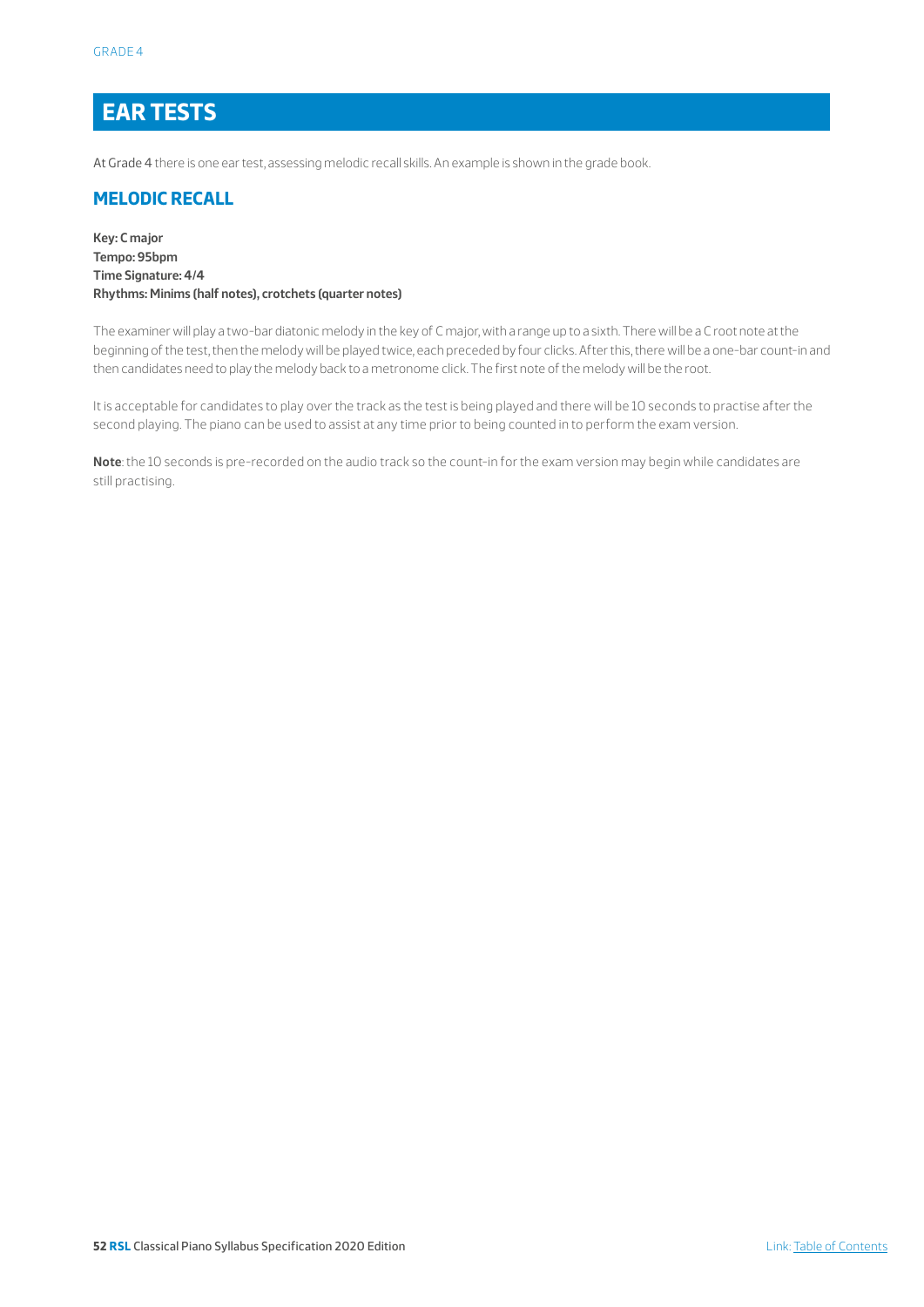# EAR TESTS

At Grade 4 there is one ear test, assessing melodic recall skills. An example is shown in the grade book.

## MELODIC RECALL

**Key: C major**
**Tempo: 95bpm**
**Time Signature: 4/4**
**Rhythms: Minims (half notes), crotchets (quarter notes)**

The examiner will play a two-bar diatonic melody in the key of C major, with a range up to a sixth. There will be a C root note at the beginning of the test, then the melody will be played twice, each preceded by four clicks. After this, there will be a one-bar count-in and then candidates need to play the melody back to a metronome click. The first note of the melody will be the root.

It is acceptable for candidates to play over the track as the test is being played and there will be 10 seconds to practise after the second playing. The piano can be used to assist at any time prior to being counted in to perform the exam version.

**Note**: the 10 seconds is pre-recorded on the audio track so the count-in for the exam version may begin while candidates are still practising.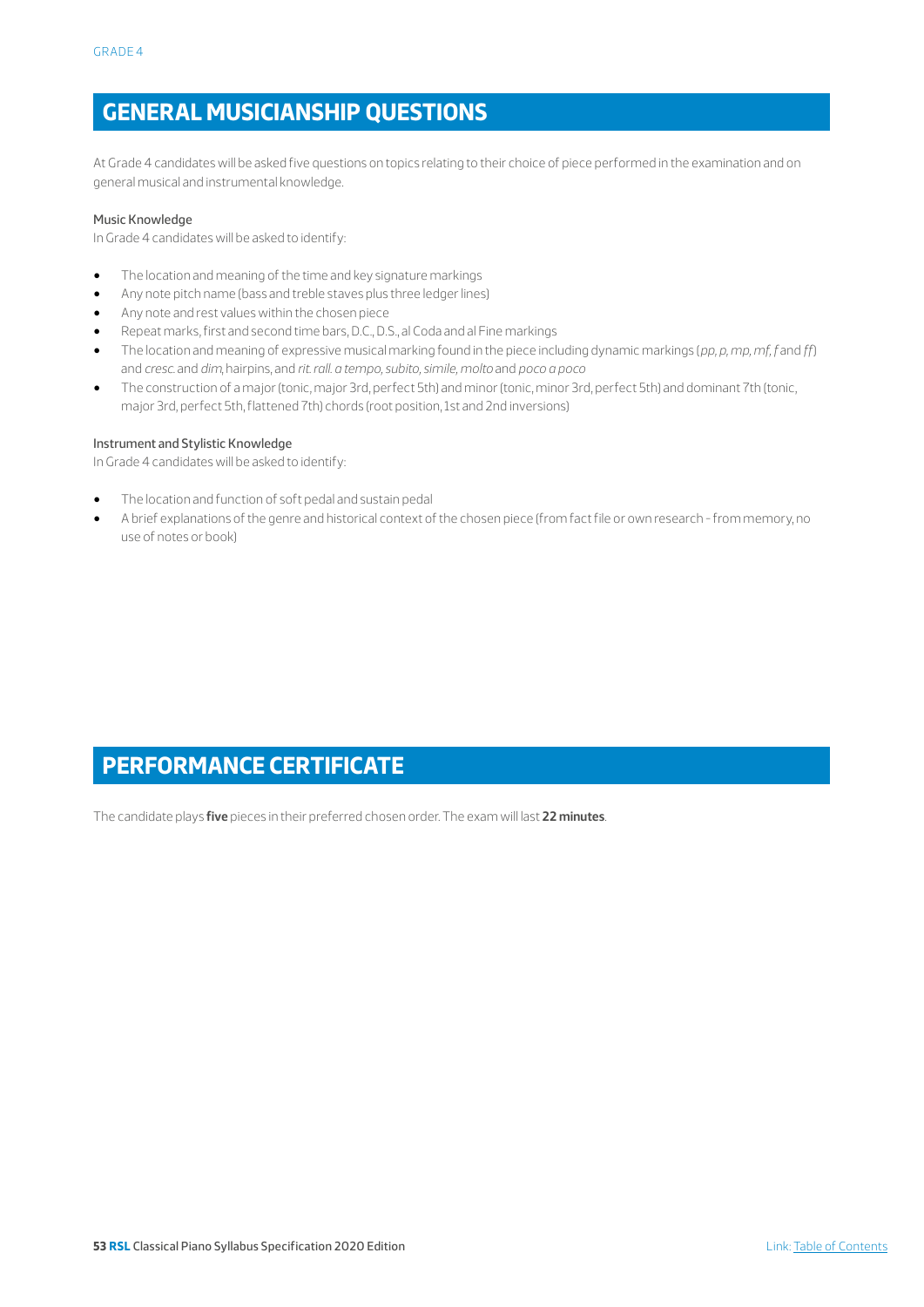## GENERAL MUSICIANSHIP QUESTIONS

At Grade 4 candidates will be asked five questions on topics relating to their choice of piece performed in the examination and on general musical and instrumental knowledge.

### Music Knowledge

In Grade 4 candidates will be asked to identify:

- The location and meaning of the time and key signature markings
- Any note pitch name (bass and treble staves plus three ledger lines)
- Any note and rest values within the chosen piece
- Repeat marks, first and second time bars, D.C., D.S., al Coda and al Fine markings
- The location and meaning of expressive musical marking found in the piece including dynamic markings (*pp, p, mp, mf, f* and *ff*) and *cresc.* and *dim,* hairpins, and *rit. rall. a tempo, subito, simile, molto* and *poco a poco*
- The construction of a major (tonic, major 3rd, perfect 5th) and minor (tonic, minor 3rd, perfect 5th) and dominant 7th (tonic, major 3rd, perfect 5th, flattened 7th) chords (root position, 1st and 2nd inversions)

### Instrument and Stylistic Knowledge

In Grade 4 candidates will be asked to identify:

- The location and function of soft pedal and sustain pedal
- A brief explanations of the genre and historical context of the chosen piece (from fact file or own research - from memory, no use of notes or book)

## PERFORMANCE CERTIFICATE

The candidate plays **five** pieces in their preferred chosen order. The exam will last **22 minutes**.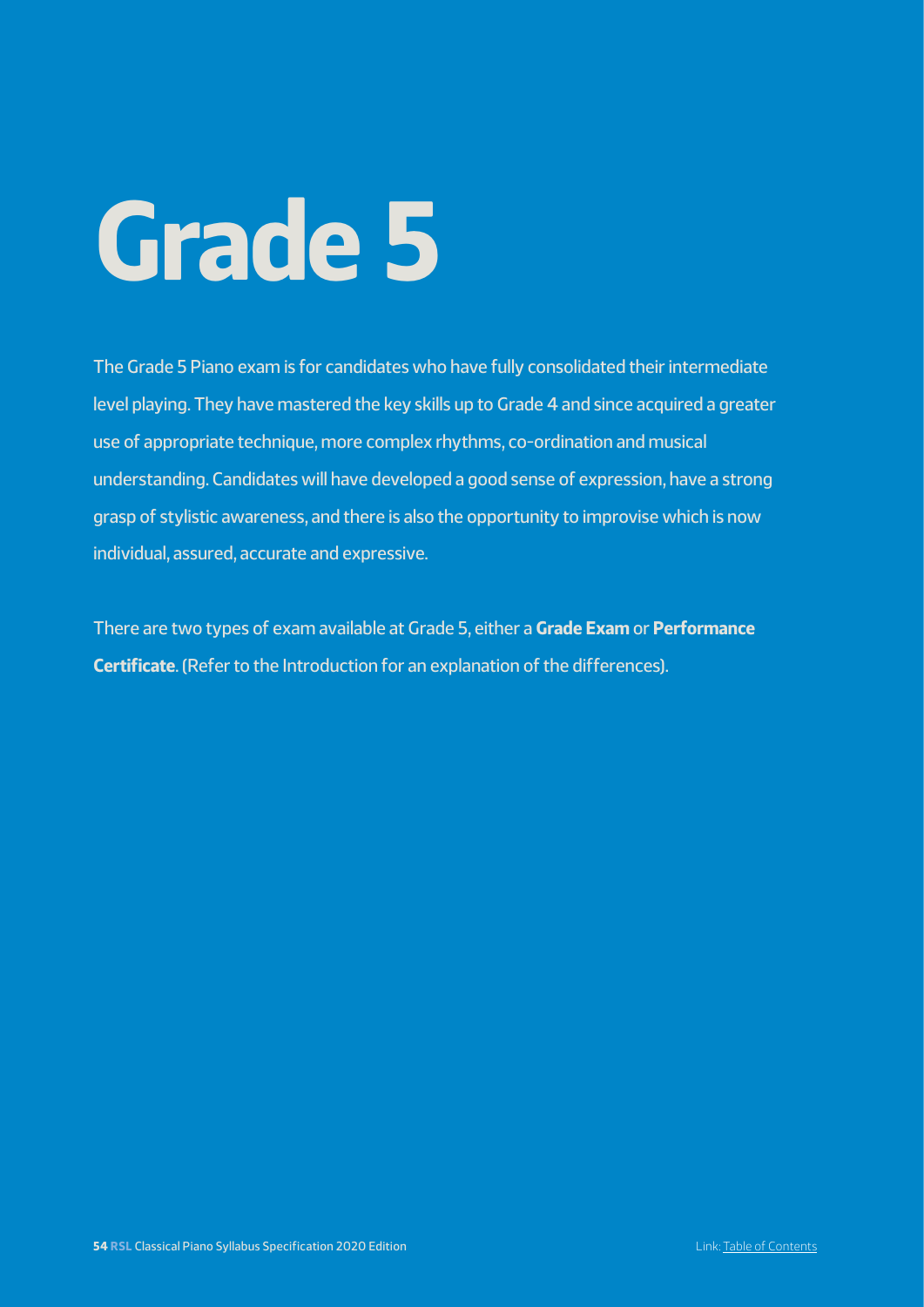# Grade 5

The Grade 5 Piano exam is for candidates who have fully consolidated their intermediate level playing. They have mastered the key skills up to Grade 4 and since acquired a greater use of appropriate technique, more complex rhythms, co-ordination and musical understanding. Candidates will have developed a good sense of expression, have a strong grasp of stylistic awareness, and there is also the opportunity to improvise which is now individual, assured, accurate and expressive.

There are two types of exam available at Grade 5, either a **Grade Exam** or **Performance Certificate**. (Refer to the Introduction for an explanation of the differences).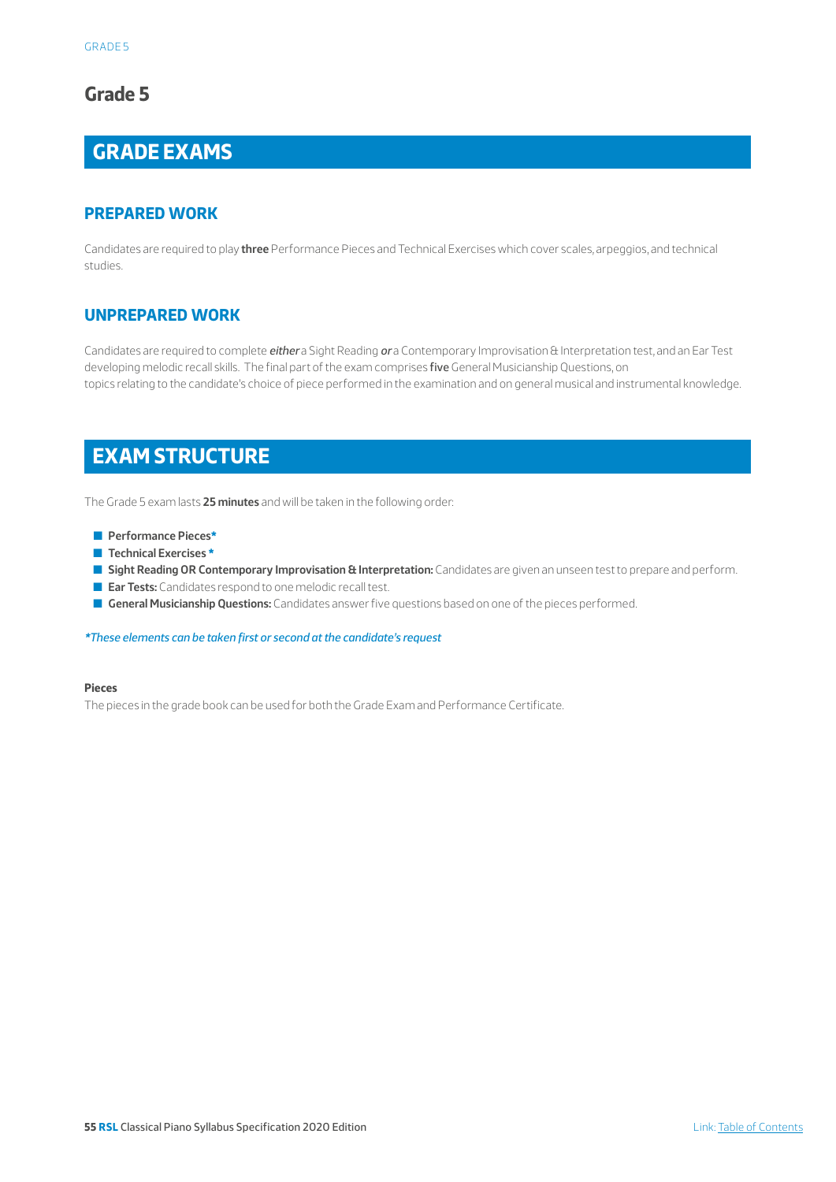# Grade 5

## GRADE EXAMS

### PREPARED WORK

Candidates are required to play **three** Performance Pieces and Technical Exercises which cover scales, arpeggios, and technical studies.

### UNPREPARED WORK

Candidates are required to complete ***either*** a Sight Reading ***or*** a Contemporary Improvisation & Interpretation test, and an Ear Test developing melodic recall skills. The final part of the exam comprises **five** General Musicianship Questions, on topics relating to the candidate's choice of piece performed in the examination and on general musical and instrumental knowledge.

## EXAM STRUCTURE

The Grade 5 exam lasts **25 minutes** and will be taken in the following order:

- **Performance Pieces***
- **Technical Exercises ***
- **Sight Reading OR Contemporary Improvisation & Interpretation:** Candidates are given an unseen test to prepare and perform.
- **Ear Tests:** Candidates respond to one melodic recall test.
- **General Musicianship Questions:** Candidates answer five questions based on one of the pieces performed.

**_*These elements can be taken first or second at the candidate's request_**

**Pieces**

The pieces in the grade book can be used for both the Grade Exam and Performance Certificate.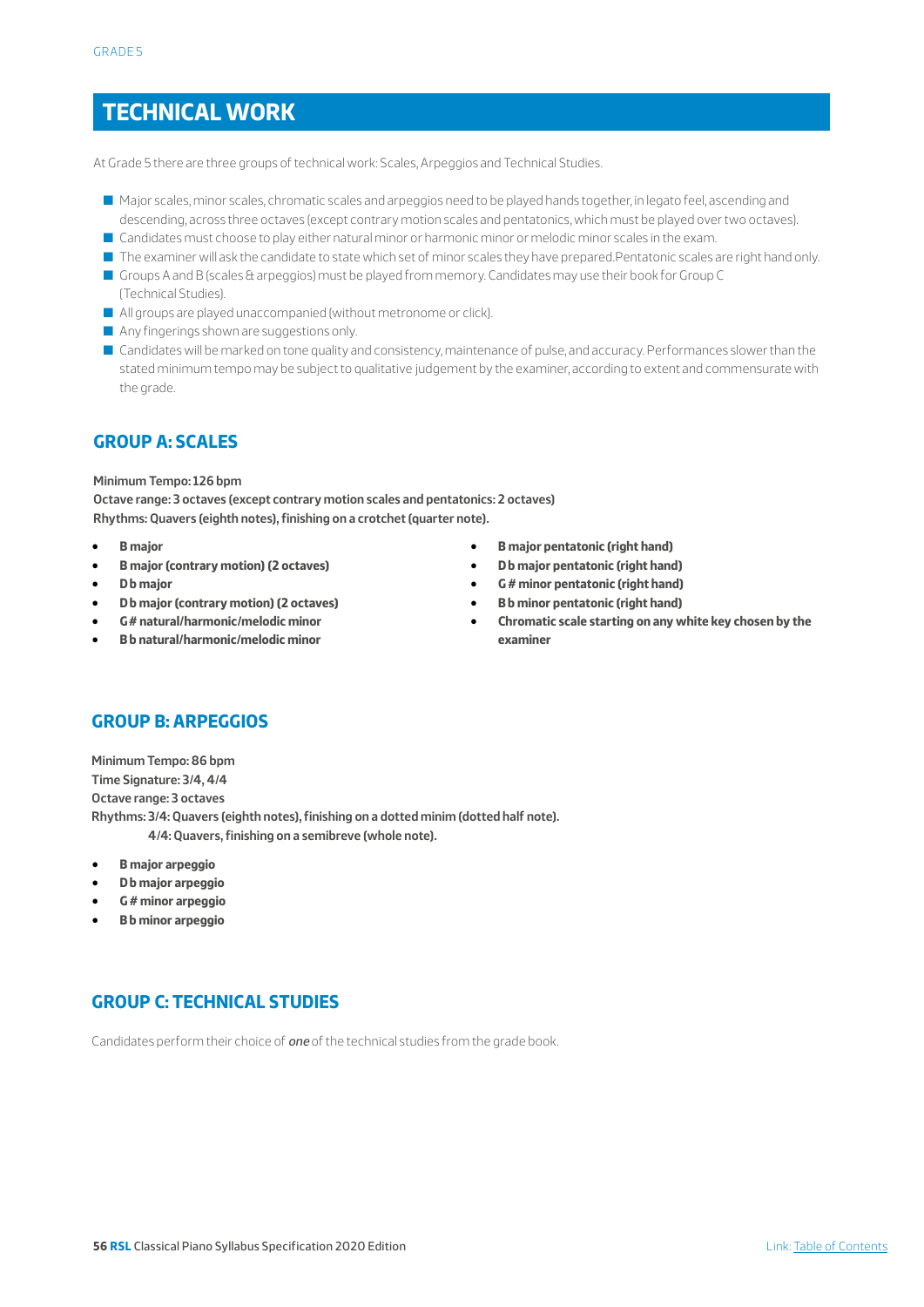# TECHNICAL WORK

At Grade 5 there are three groups of technical work: Scales, Arpeggios and Technical Studies.

- Major scales, minor scales, chromatic scales and arpeggios need to be played hands together, in legato feel, ascending and descending, across three octaves (except contrary motion scales and pentatonics, which must be played over two octaves).
- Candidates must choose to play either natural minor or harmonic minor or melodic minor scales in the exam.
- The examiner will ask the candidate to state which set of minor scales they have prepared.Pentatonic scales are right hand only.
- Groups A and B (scales & arpeggios) must be played from memory. Candidates may use their book for Group C (Technical Studies).
- All groups are played unaccompanied (without metronome or click).
- Any fingerings shown are suggestions only.
- Candidates will be marked on tone quality and consistency, maintenance of pulse, and accuracy. Performances slower than the stated minimum tempo may be subject to qualitative judgement by the examiner, according to extent and commensurate with the grade.

## GROUP A: SCALES

**Minimum Tempo: 126 bpm**
**Octave range: 3 octaves (except contrary motion scales and pentatonics: 2 octaves)**
**Rhythms: Quavers (eighth notes), finishing on a crotchet (quarter note).**

- **B major**
- **B major (contrary motion) (2 octaves)**
- **D♭ major**
- **D♭ major (contrary motion) (2 octaves)**
- **G# natural/harmonic/melodic minor**
- **B♭ natural/harmonic/melodic minor**
- **B major pentatonic (right hand)**
- **D♭ major pentatonic (right hand)**
- **G# minor pentatonic (right hand)**
- **B♭ minor pentatonic (right hand)**
- **Chromatic scale starting on any white key chosen by the examiner**

## GROUP B: ARPEGGIOS

**Minimum Tempo: 86 bpm**
**Time Signature: 3/4, 4/4**
**Octave range: 3 octaves**
**Rhythms: 3/4: Quavers (eighth notes), finishing on a dotted minim (dotted half note).**
**4/4: Quavers, finishing on a semibreve (whole note).**

- **B major arpeggio**
- **D♭ major arpeggio**
- **G# minor arpeggio**
- **B♭ minor arpeggio**

## GROUP C: TECHNICAL STUDIES

Candidates perform their choice of ***one*** of the technical studies from the grade book.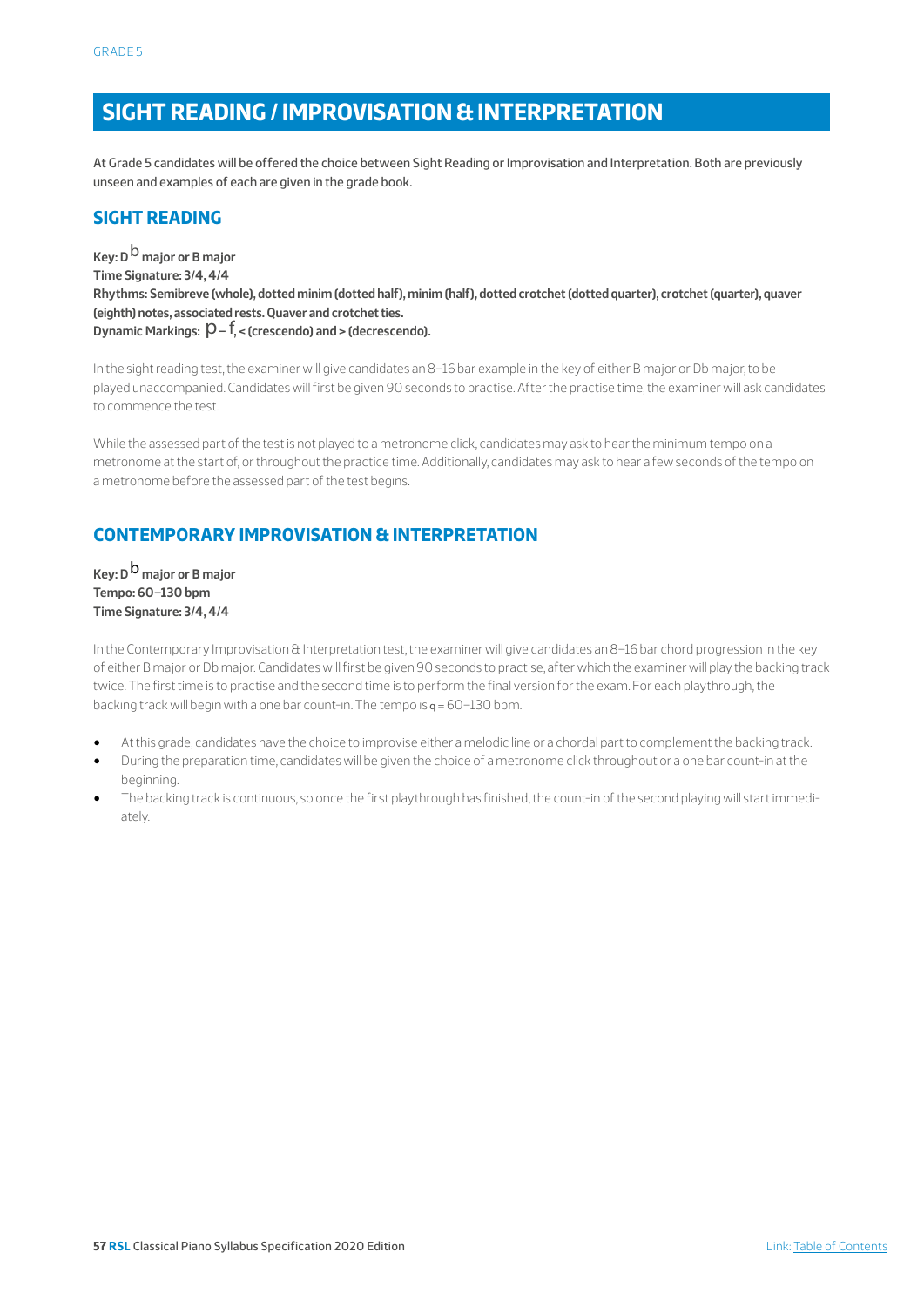## SIGHT READING / IMPROVISATION & INTERPRETATION

At Grade 5 candidates will be offered the choice between Sight Reading or Improvisation and Interpretation. Both are previously unseen and examples of each are given in the grade book.

### SIGHT READING

**Key: D♭ major or B major**
**Time Signature: 3/4, 4/4**
**Rhythms: Semibreve (whole), dotted minim (dotted half), minim (half), dotted crotchet (dotted quarter), crotchet (quarter), quaver (eighth) notes, associated rests. Quaver and crotchet ties.**
**Dynamic Markings: *p* – *f*, < (crescendo) and > (decrescendo).**

In the sight reading test, the examiner will give candidates an 8–16 bar example in the key of either B major or Db major, to be played unaccompanied. Candidates will first be given 90 seconds to practise. After the practise time, the examiner will ask candidates to commence the test.

While the assessed part of the test is not played to a metronome click, candidates may ask to hear the minimum tempo on a metronome at the start of, or throughout the practice time. Additionally, candidates may ask to hear a few seconds of the tempo on a metronome before the assessed part of the test begins.

### CONTEMPORARY IMPROVISATION & INTERPRETATION

**Key: D♭ major or B major**
**Tempo: 60–130 bpm**
**Time Signature: 3/4, 4/4**

In the Contemporary Improvisation & Interpretation test, the examiner will give candidates an 8–16 bar chord progression in the key of either B major or Db major. Candidates will first be given 90 seconds to practise, after which the examiner will play the backing track twice. The first time is to practise and the second time is to perform the final version for the exam. For each playthrough, the backing track will begin with a one bar count-in. The tempo is ♩ = 60–130 bpm.

- At this grade, candidates have the choice to improvise either a melodic line or a chordal part to complement the backing track.
- During the preparation time, candidates will be given the choice of a metronome click throughout or a one bar count-in at the beginning.
- The backing track is continuous, so once the first playthrough has finished, the count-in of the second playing will start immediately.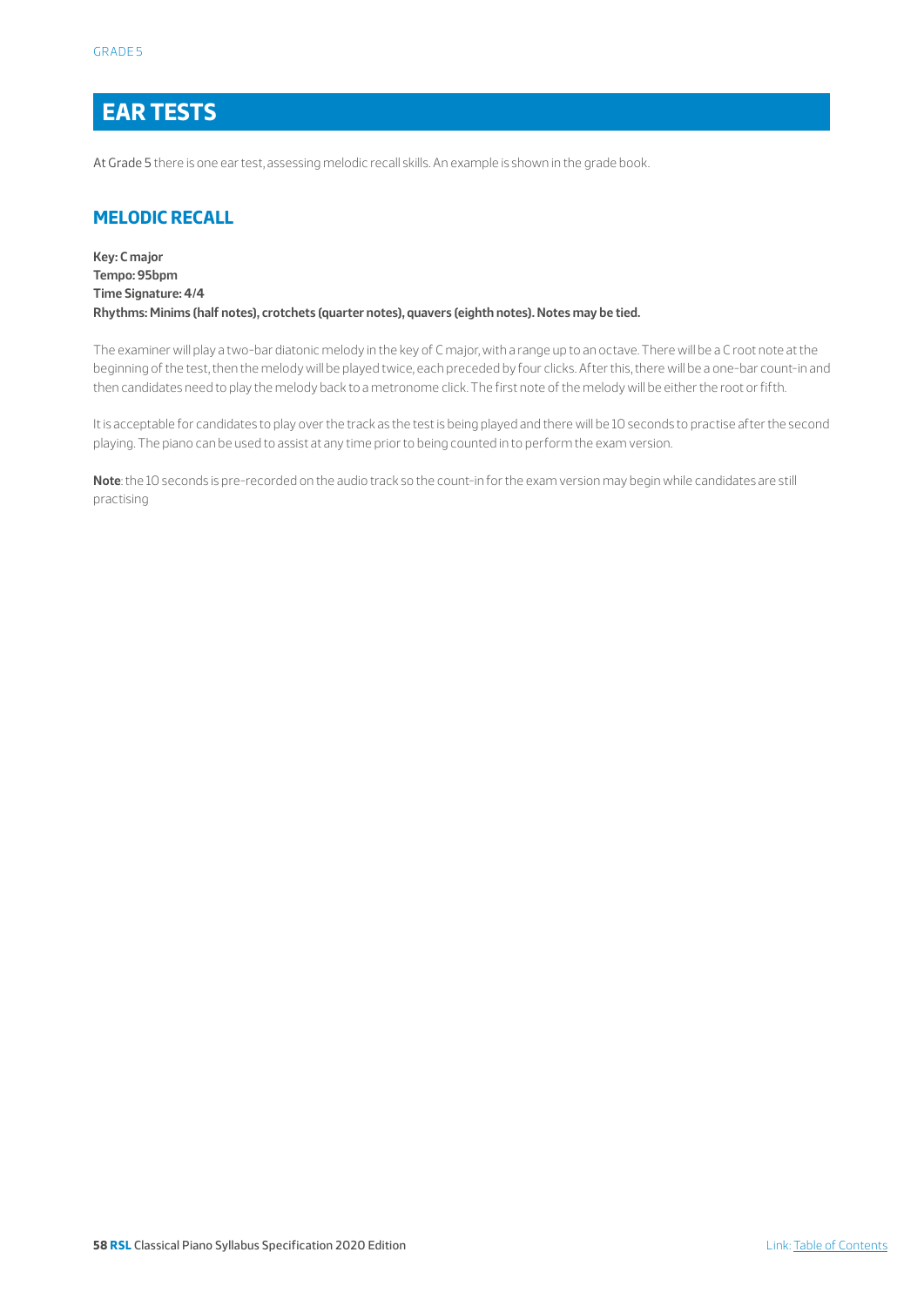# EAR TESTS

At Grade 5 there is one ear test, assessing melodic recall skills. An example is shown in the grade book.

## MELODIC RECALL

**Key: C major**
**Tempo: 95bpm**
**Time Signature: 4/4**
**Rhythms: Minims (half notes), crotchets (quarter notes), quavers (eighth notes). Notes may be tied.**

The examiner will play a two-bar diatonic melody in the key of C major, with a range up to an octave. There will be a C root note at the beginning of the test, then the melody will be played twice, each preceded by four clicks. After this, there will be a one-bar count-in and then candidates need to play the melody back to a metronome click. The first note of the melody will be either the root or fifth.

It is acceptable for candidates to play over the track as the test is being played and there will be 10 seconds to practise after the second playing. The piano can be used to assist at any time prior to being counted in to perform the exam version.

**Note**: the 10 seconds is pre-recorded on the audio track so the count-in for the exam version may begin while candidates are still practising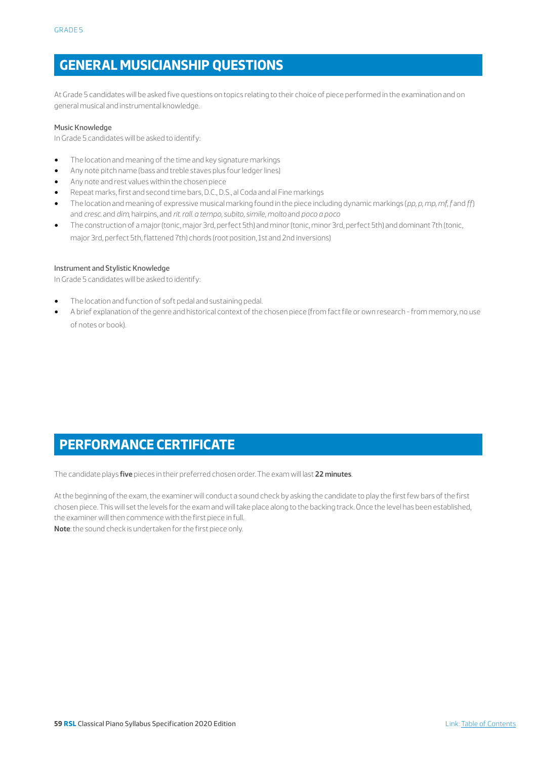## GENERAL MUSICIANSHIP QUESTIONS

At Grade 5 candidates will be asked five questions on topics relating to their choice of piece performed in the examination and on general musical and instrumental knowledge.

### Music Knowledge

In Grade 5 candidates will be asked to identify:

- The location and meaning of the time and key signature markings
- Any note pitch name (bass and treble staves plus four ledger lines)
- Any note and rest values within the chosen piece
- Repeat marks, first and second time bars, D.C., D.S., al Coda and al Fine markings
- The location and meaning of expressive musical marking found in the piece including dynamic markings (*pp, p, mp, mf, f* and *ff*) and *cresc.* and *dim,* hairpins, and *rit. rall. a tempo, subito, simile, molto* and *poco a poco*
- The construction of a major (tonic, major 3rd, perfect 5th) and minor (tonic, minor 3rd, perfect 5th) and dominant 7th (tonic, major 3rd, perfect 5th, flattened 7th) chords (root position, 1st and 2nd inversions)

### Instrument and Stylistic Knowledge

In Grade 5 candidates will be asked to identify:

- The location and function of soft pedal and sustaining pedal.
- A brief explanation of the genre and historical context of the chosen piece (from fact file or own research - from memory, no use of notes or book).

## PERFORMANCE CERTIFICATE

The candidate plays **five** pieces in their preferred chosen order. The exam will last **22 minutes**.

At the beginning of the exam, the examiner will conduct a sound check by asking the candidate to play the first few bars of the first chosen piece. This will set the levels for the exam and will take place along to the backing track. Once the level has been established, the examiner will then commence with the first piece in full.
**Note**: the sound check is undertaken for the first piece only.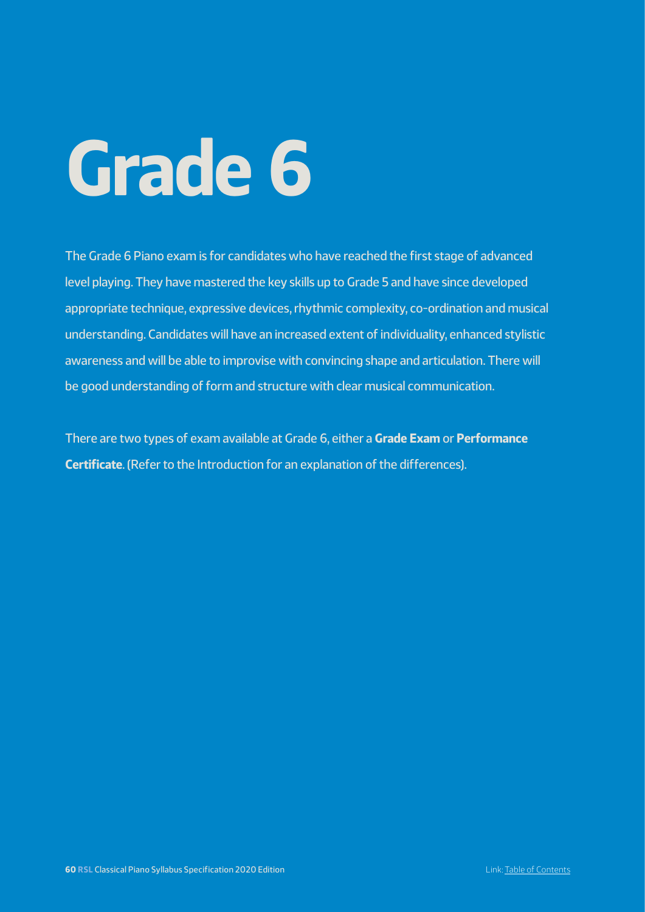# Grade 6

The Grade 6 Piano exam is for candidates who have reached the first stage of advanced level playing. They have mastered the key skills up to Grade 5 and have since developed appropriate technique, expressive devices, rhythmic complexity, co-ordination and musical understanding. Candidates will have an increased extent of individuality, enhanced stylistic awareness and will be able to improvise with convincing shape and articulation. There will be good understanding of form and structure with clear musical communication.

There are two types of exam available at Grade 6, either a **Grade Exam** or **Performance Certificate**. (Refer to the Introduction for an explanation of the differences).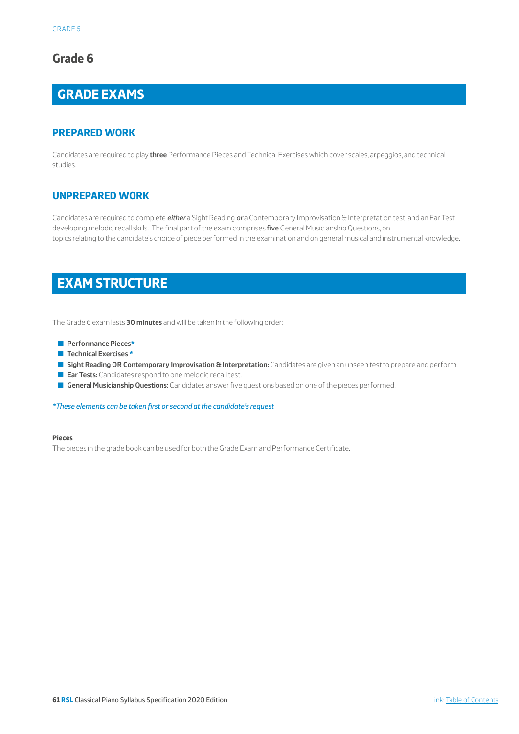# Grade 6

## GRADE EXAMS

### PREPARED WORK

Candidates are required to play **three** Performance Pieces and Technical Exercises which cover scales, arpeggios, and technical studies.

### UNPREPARED WORK

Candidates are required to complete ***either*** a Sight Reading ***or*** a Contemporary Improvisation & Interpretation test, and an Ear Test developing melodic recall skills. The final part of the exam comprises **five** General Musicianship Questions, on topics relating to the candidate's choice of piece performed in the examination and on general musical and instrumental knowledge.

## EXAM STRUCTURE

The Grade 6 exam lasts **30 minutes** and will be taken in the following order:

- **Performance Pieces***
- **Technical Exercises ***
- **Sight Reading OR Contemporary Improvisation & Interpretation:** Candidates are given an unseen test to prepare and perform.
- **Ear Tests:** Candidates respond to one melodic recall test.
- **General Musicianship Questions:** Candidates answer five questions based on one of the pieces performed.

**_*These elements can be taken first or second at the candidate's request_**

**Pieces**
The pieces in the grade book can be used for both the Grade Exam and Performance Certificate.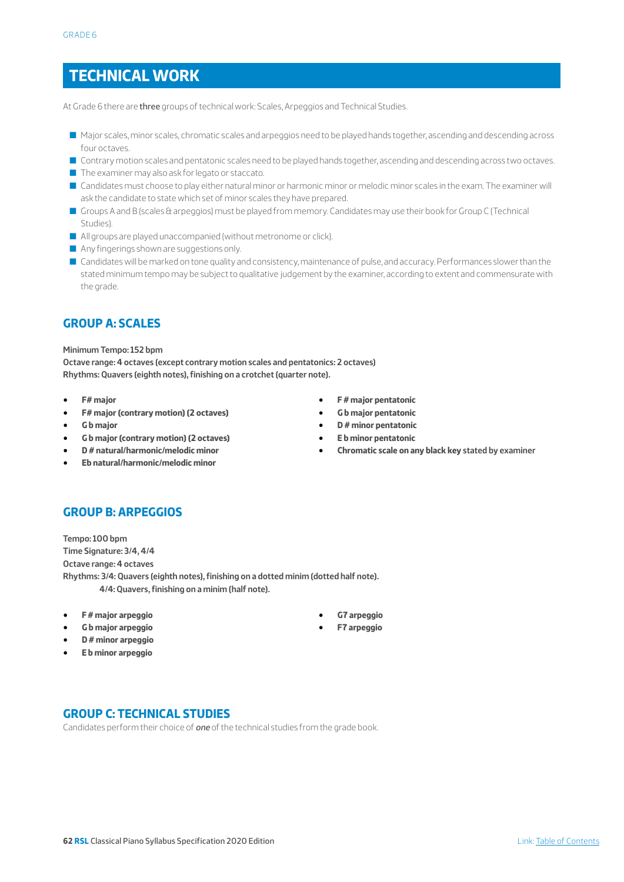# TECHNICAL WORK

At Grade 6 there are **three** groups of technical work: Scales, Arpeggios and Technical Studies.

- Major scales, minor scales, chromatic scales and arpeggios need to be played hands together, ascending and descending across four octaves.
- Contrary motion scales and pentatonic scales need to be played hands together, ascending and descending across two octaves.
- The examiner may also ask for legato or staccato.
- Candidates must choose to play either natural minor or harmonic minor or melodic minor scales in the exam. The examiner will ask the candidate to state which set of minor scales they have prepared.
- Groups A and B (scales & arpeggios) must be played from memory. Candidates may use their book for Group C (Technical Studies).
- All groups are played unaccompanied (without metronome or click).
- Any fingerings shown are suggestions only.
- Candidates will be marked on tone quality and consistency, maintenance of pulse, and accuracy. Performances slower than the stated minimum tempo may be subject to qualitative judgement by the examiner, according to extent and commensurate with the grade.

## GROUP A: SCALES

**Minimum Tempo: 152 bpm**
**Octave range: 4 octaves (except contrary motion scales and pentatonics: 2 octaves)**
**Rhythms: Quavers (eighth notes), finishing on a crotchet (quarter note).**

- **F# major**
- **F# major (contrary motion) (2 octaves)**
- **G b major**
- **G b major (contrary motion) (2 octaves)**
- **D # natural/harmonic/melodic minor**
- **Eb natural/harmonic/melodic minor**
- **F # major pentatonic**
- **G b major pentatonic**
- **D # minor pentatonic**
- **E b minor pentatonic**
- **Chromatic scale on any black key stated by examiner**

## GROUP B: ARPEGGIOS

**Tempo: 100 bpm**
**Time Signature: 3/4, 4/4**
**Octave range: 4 octaves**
**Rhythms: 3/4: Quavers (eighth notes), finishing on a dotted minim (dotted half note).**
**4/4: Quavers, finishing on a minim (half note).**

- **F # major arpeggio**
- **G b major arpeggio**
- **D # minor arpeggio**
- **E b minor arpeggio**
- **G7 arpeggio**
- **F7 arpeggio**

## GROUP C: TECHNICAL STUDIES

Candidates perform their choice of ***one*** of the technical studies from the grade book.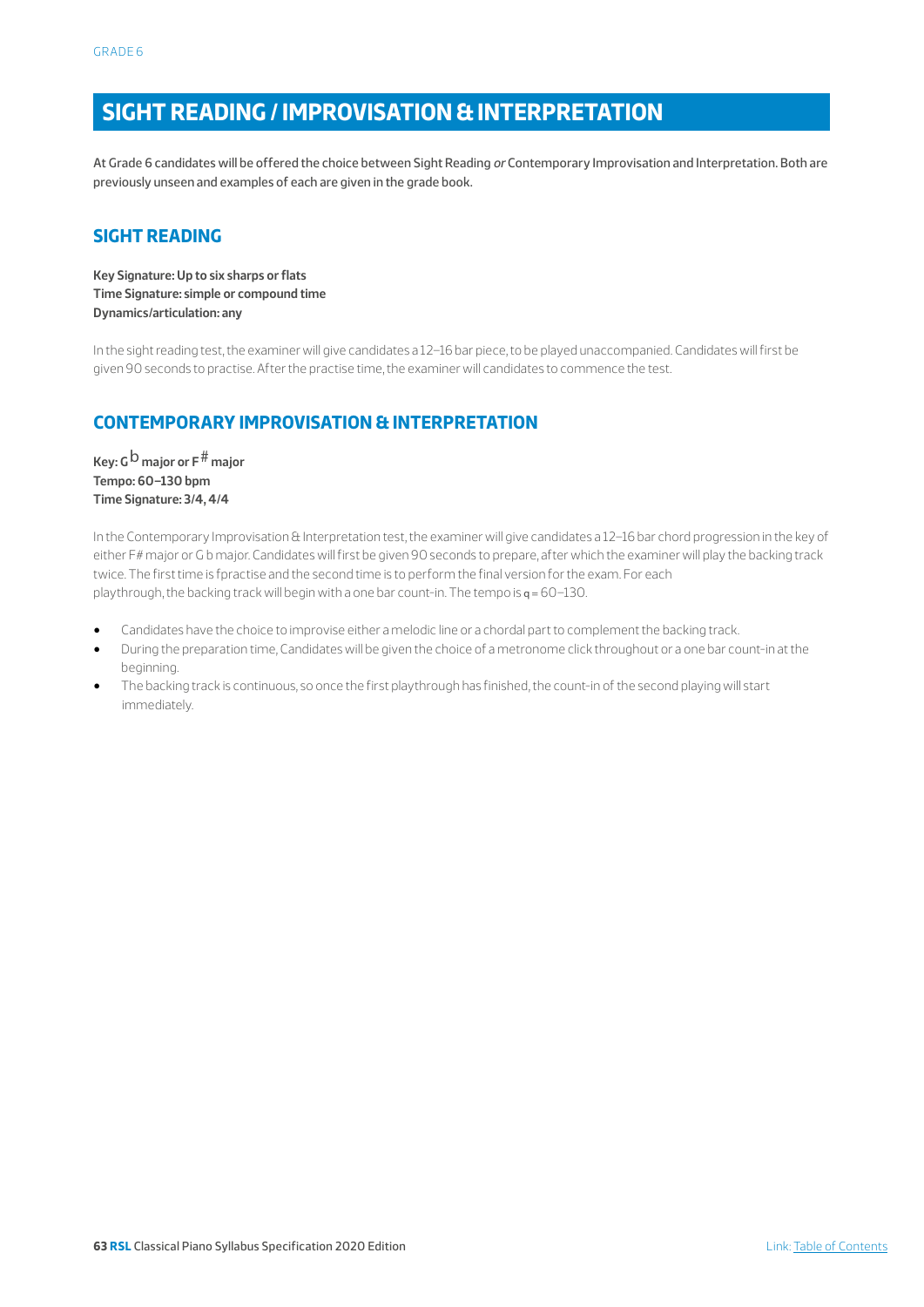# SIGHT READING / IMPROVISATION & INTERPRETATION

At Grade 6 candidates will be offered the choice between Sight Reading *or* Contemporary Improvisation and Interpretation. Both are previously unseen and examples of each are given in the grade book.

## SIGHT READING

**Key Signature: Up to six sharps or flats**
**Time Signature: simple or compound time**
**Dynamics/articulation: any**

In the sight reading test, the examiner will give candidates a 12–16 bar piece, to be played unaccompanied. Candidates will first be given 90 seconds to practise. After the practise time, the examiner will candidates to commence the test.

## CONTEMPORARY IMPROVISATION & INTERPRETATION

**Key: G♭ major or F# major**
**Tempo: 60–130 bpm**
**Time Signature: 3/4, 4/4**

In the Contemporary Improvisation & Interpretation test, the examiner will give candidates a 12–16 bar chord progression in the key of either F# major or G b major. Candidates will first be given 90 seconds to prepare, after which the examiner will play the backing track twice. The first time is fpractise and the second time is to perform the final version for the exam. For each playthrough, the backing track will begin with a one bar count-in. The tempo is q = 60–130.

- Candidates have the choice to improvise either a melodic line or a chordal part to complement the backing track.
- During the preparation time, Candidates will be given the choice of a metronome click throughout or a one bar count-in at the beginning.
- The backing track is continuous, so once the first playthrough has finished, the count-in of the second playing will start immediately.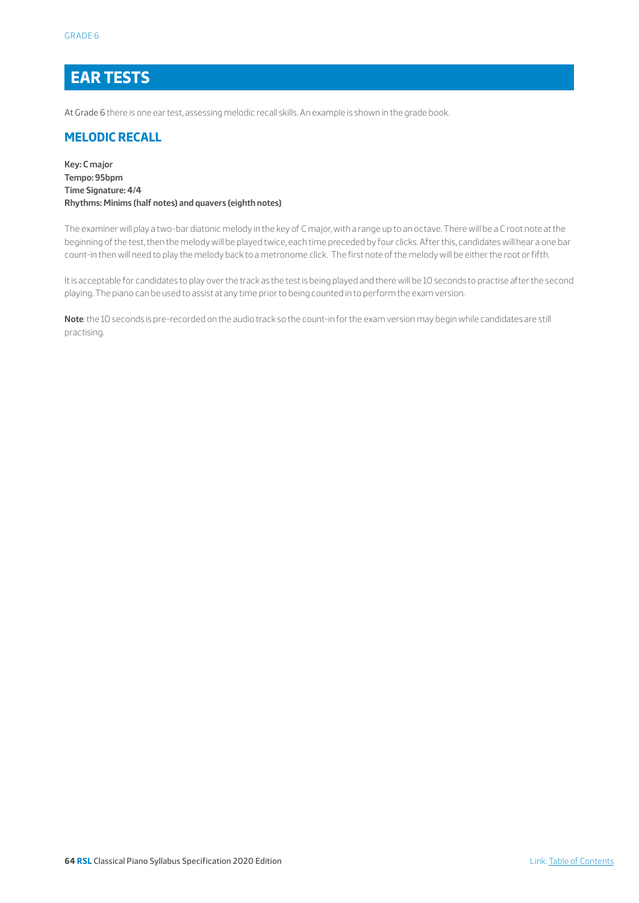# EAR TESTS

At Grade 6 there is one ear test, assessing melodic recall skills. An example is shown in the grade book.

## MELODIC RECALL

**Key: C major**
**Tempo: 95bpm**
**Time Signature: 4/4**
**Rhythms: Minims (half notes) and quavers (eighth notes)**

The examiner will play a two-bar diatonic melody in the key of C major, with a range up to an octave. There will be a C root note at the beginning of the test, then the melody will be played twice, each time preceded by four clicks. After this, candidates will hear a one bar count-in then will need to play the melody back to a metronome click. The first note of the melody will be either the root or fifth.

It is acceptable for candidates to play over the track as the test is being played and there will be 10 seconds to practise after the second playing. The piano can be used to assist at any time prior to being counted in to perform the exam version.

**Note**: the 10 seconds is pre-recorded on the audio track so the count-in for the exam version may begin while candidates are still practising.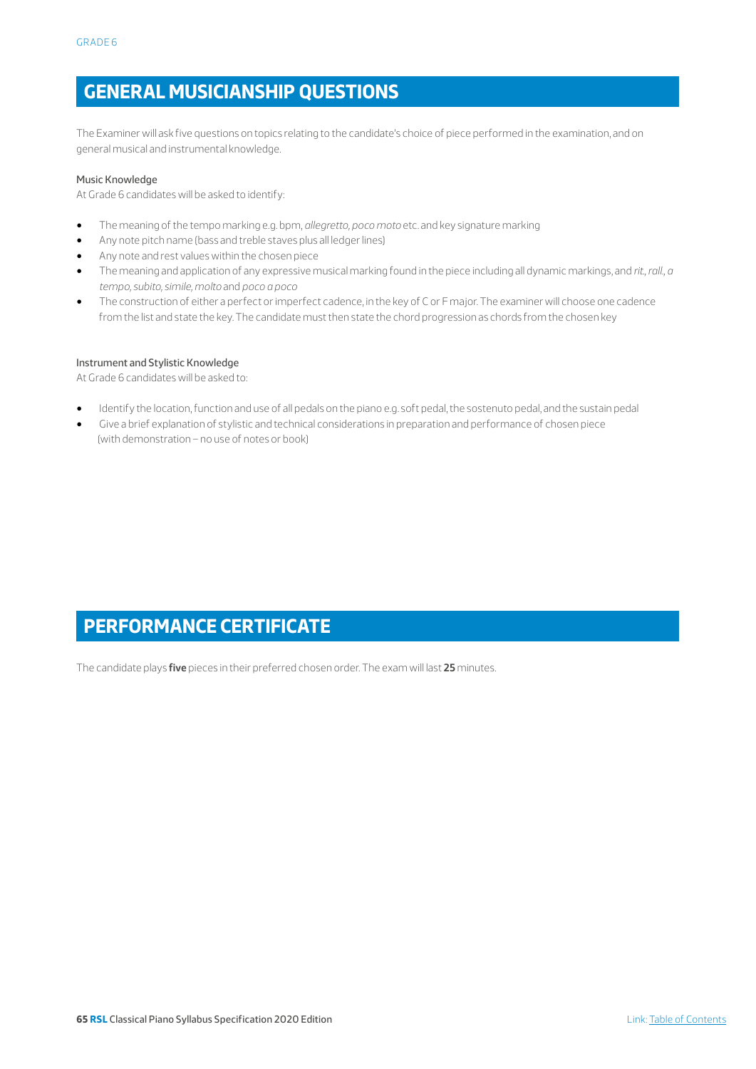## GENERAL MUSICIANSHIP QUESTIONS

The Examiner will ask five questions on topics relating to the candidate's choice of piece performed in the examination, and on general musical and instrumental knowledge.

### Music Knowledge

At Grade 6 candidates will be asked to identify:

- The meaning of the tempo marking e.g. bpm, *allegretto, poco moto* etc. and key signature marking
- Any note pitch name (bass and treble staves plus all ledger lines)
- Any note and rest values within the chosen piece
- The meaning and application of any expressive musical marking found in the piece including all dynamic markings, and *rit., rall., a tempo, subito, simile, molto* and *poco a poco*
- The construction of either a perfect or imperfect cadence, in the key of C or F major. The examiner will choose one cadence from the list and state the key. The candidate must then state the chord progression as chords from the chosen key

### Instrument and Stylistic Knowledge

At Grade 6 candidates will be asked to:

- Identify the location, function and use of all pedals on the piano e.g. soft pedal, the sostenuto pedal, and the sustain pedal
- Give a brief explanation of stylistic and technical considerations in preparation and performance of chosen piece (with demonstration – no use of notes or book)

## PERFORMANCE CERTIFICATE

The candidate plays **five** pieces in their preferred chosen order. The exam will last **25** minutes.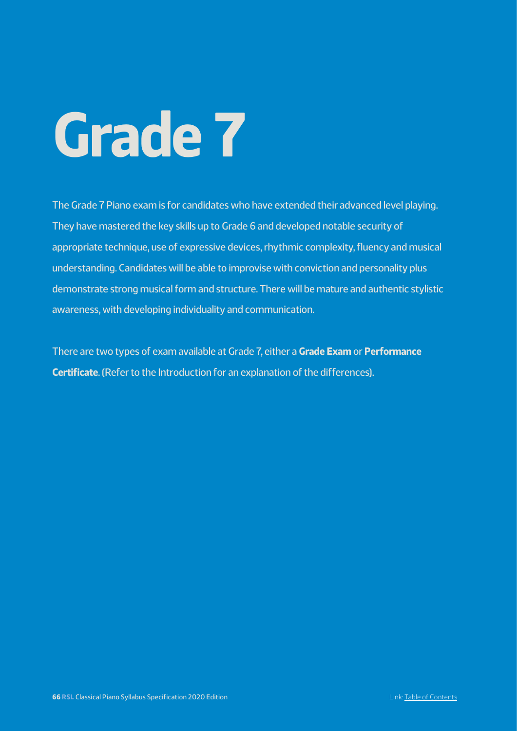# Grade 7

The Grade 7 Piano exam is for candidates who have extended their advanced level playing. They have mastered the key skills up to Grade 6 and developed notable security of appropriate technique, use of expressive devices, rhythmic complexity, fluency and musical understanding. Candidates will be able to improvise with conviction and personality plus demonstrate strong musical form and structure. There will be mature and authentic stylistic awareness, with developing individuality and communication.

There are two types of exam available at Grade 7, either a **Grade Exam** or **Performance Certificate**. (Refer to the Introduction for an explanation of the differences).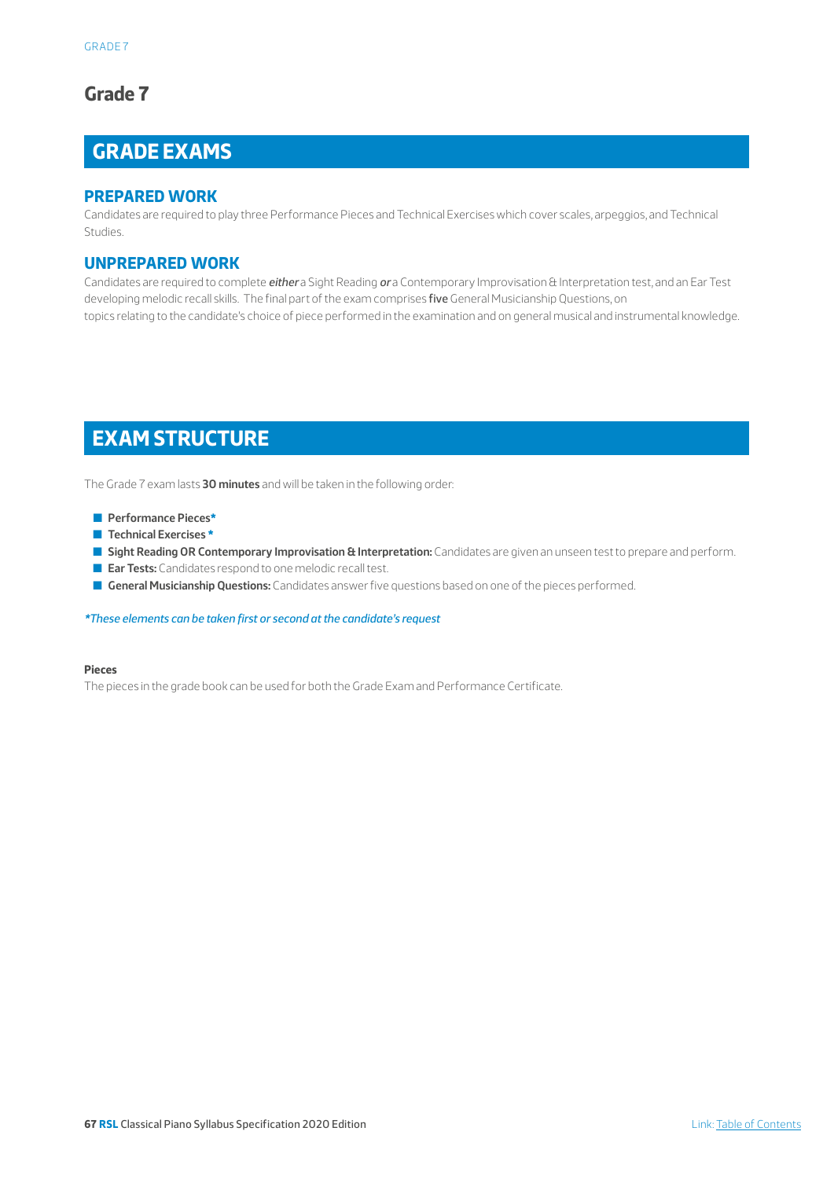# Grade 7

## GRADE EXAMS

### PREPARED WORK

Candidates are required to play three Performance Pieces and Technical Exercises which cover scales, arpeggios, and Technical Studies.

### UNPREPARED WORK

Candidates are required to complete ***either*** a Sight Reading ***or*** a Contemporary Improvisation & Interpretation test, and an Ear Test developing melodic recall skills. The final part of the exam comprises **five** General Musicianship Questions, on topics relating to the candidate's choice of piece performed in the examination and on general musical and instrumental knowledge.

## EXAM STRUCTURE

The Grade 7 exam lasts **30 minutes** and will be taken in the following order:

- **Performance Pieces***
- **Technical Exercises ***
- **Sight Reading OR Contemporary Improvisation & Interpretation:** Candidates are given an unseen test to prepare and perform.
- **Ear Tests:** Candidates respond to one melodic recall test.
- **General Musicianship Questions:** Candidates answer five questions based on one of the pieces performed.

*\*These elements can be taken first or second at the candidate's request*

**Pieces**

The pieces in the grade book can be used for both the Grade Exam and Performance Certificate.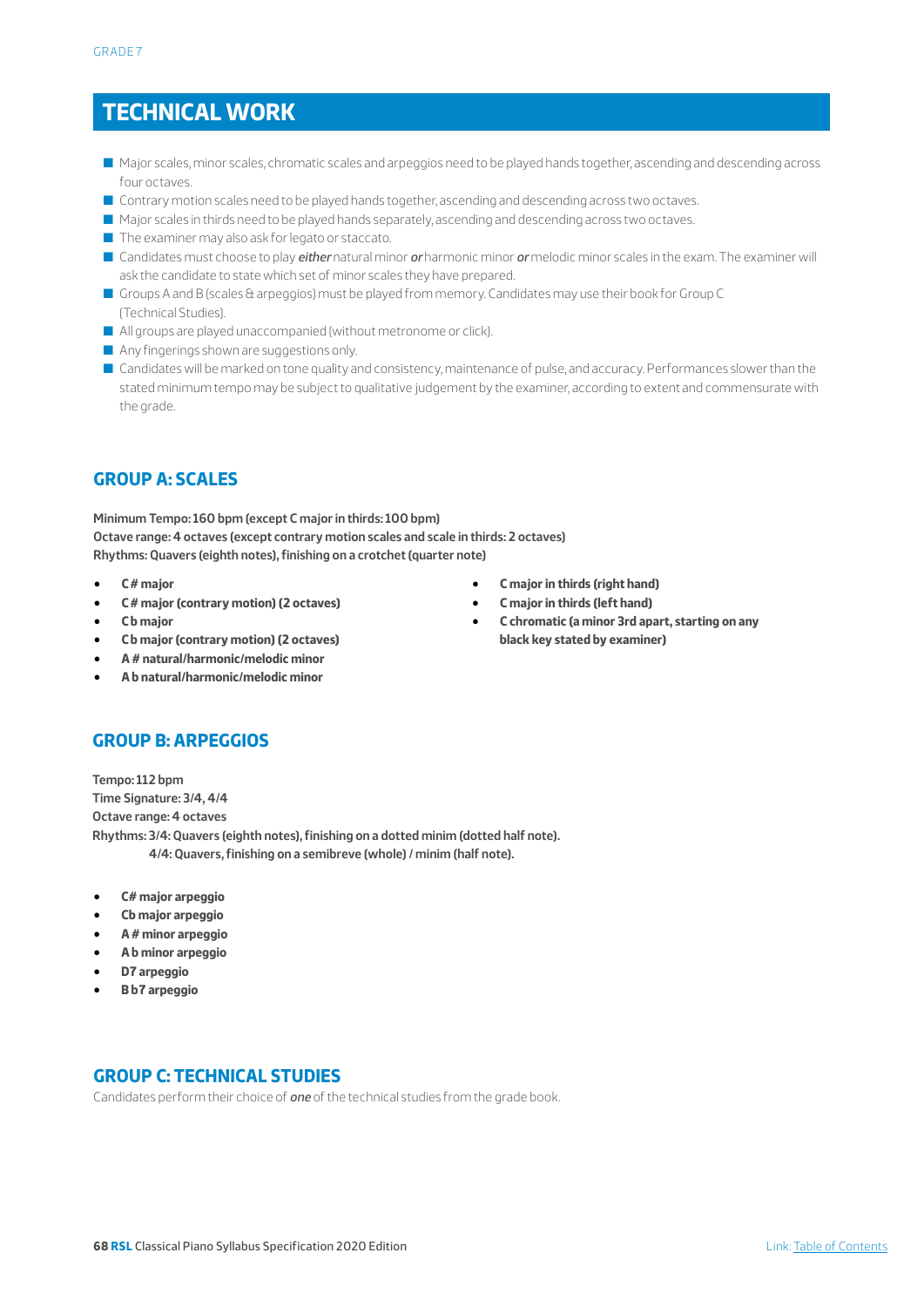# TECHNICAL WORK

- Major scales, minor scales, chromatic scales and arpeggios need to be played hands together, ascending and descending across four octaves.
- Contrary motion scales need to be played hands together, ascending and descending across two octaves.
- Major scales in thirds need to be played hands separately, ascending and descending across two octaves.
- The examiner may also ask for legato or staccato.
- Candidates must choose to play ***either*** natural minor ***or*** harmonic minor ***or*** melodic minor scales in the exam. The examiner will ask the candidate to state which set of minor scales they have prepared.
- Groups A and B (scales & arpeggios) must be played from memory. Candidates may use their book for Group C (Technical Studies).
- All groups are played unaccompanied (without metronome or click).
- Any fingerings shown are suggestions only.
- Candidates will be marked on tone quality and consistency, maintenance of pulse, and accuracy. Performances slower than the stated minimum tempo may be subject to qualitative judgement by the examiner, according to extent and commensurate with the grade.

## GROUP A: SCALES

**Minimum Tempo: 160 bpm (except C major in thirds: 100 bpm)**
**Octave range: 4 octaves (except contrary motion scales and scale in thirds: 2 octaves)**
**Rhythms: Quavers (eighth notes), finishing on a crotchet (quarter note)**

- **C# major**
- **C# major (contrary motion) (2 octaves)**
- **Cb major**
- **Cb major (contrary motion) (2 octaves)**
- **A# natural/harmonic/melodic minor**
- **Ab natural/harmonic/melodic minor**
- **C major in thirds (right hand)**
- **C major in thirds (left hand)**
- **C chromatic (a minor 3rd apart, starting on any black key stated by examiner)**

## GROUP B: ARPEGGIOS

**Tempo: 112 bpm**
**Time Signature: 3/4, 4/4**
**Octave range: 4 octaves**
**Rhythms: 3/4: Quavers (eighth notes), finishing on a dotted minim (dotted half note).**
**4/4: Quavers, finishing on a semibreve (whole) / minim (half note).**

- **C# major arpeggio**
- **Cb major arpeggio**
- **A# minor arpeggio**
- **Ab minor arpeggio**
- **D7 arpeggio**
- **Bb7 arpeggio**

## GROUP C: TECHNICAL STUDIES

Candidates perform their choice of ***one*** of the technical studies from the grade book.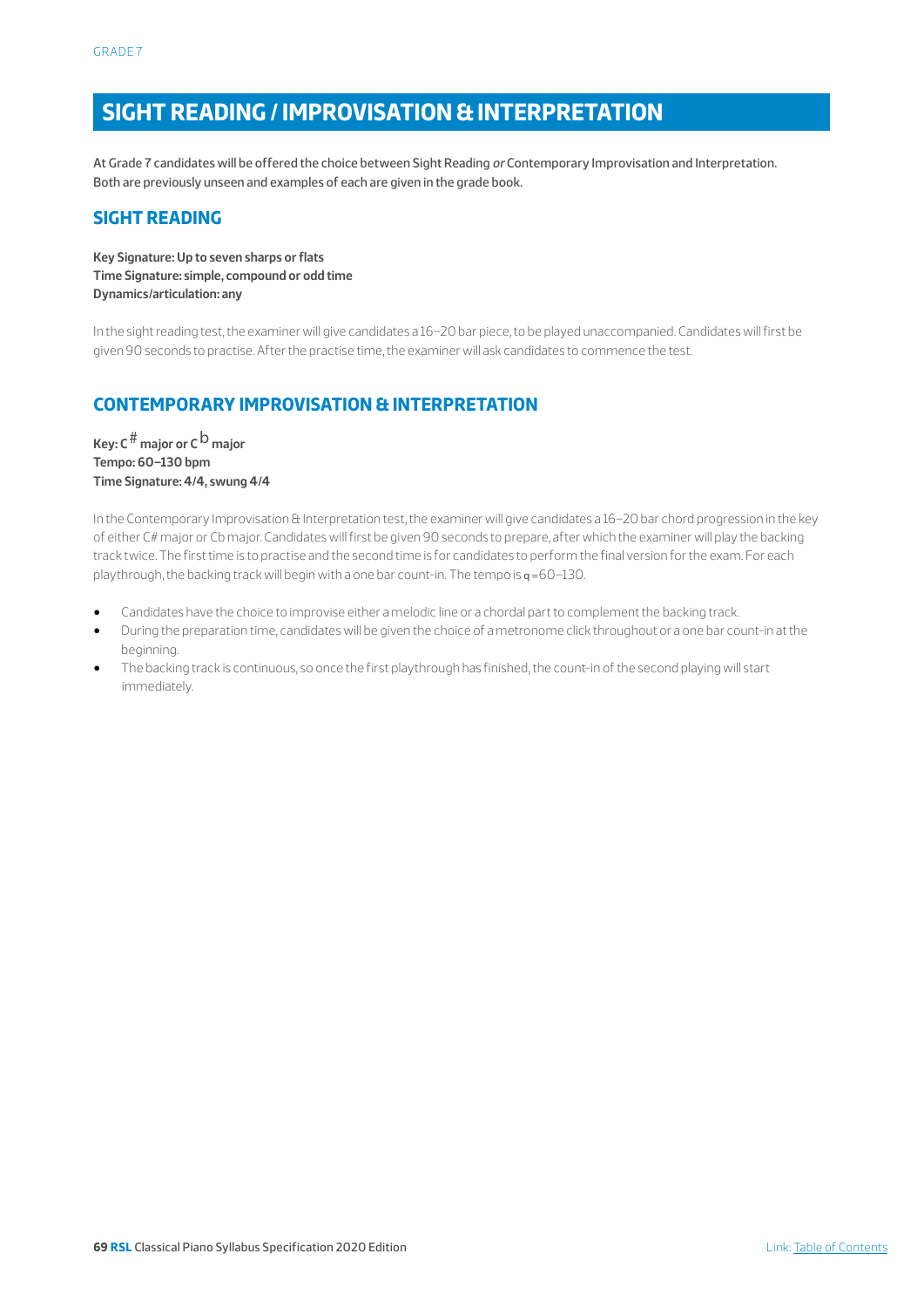# SIGHT READING / IMPROVISATION & INTERPRETATION

At Grade 7 candidates will be offered the choice between Sight Reading *or* Contemporary Improvisation and Interpretation. Both are previously unseen and examples of each are given in the grade book.

## SIGHT READING

**Key Signature: Up to seven sharps or flats**
**Time Signature: simple, compound or odd time**
**Dynamics/articulation: any**

In the sight reading test, the examiner will give candidates a 16–20 bar piece, to be played unaccompanied. Candidates will first be given 90 seconds to practise. After the practise time, the examiner will ask candidates to commence the test.

## CONTEMPORARY IMPROVISATION & INTERPRETATION

**Key: C# major or Cb major**
**Tempo: 60–130 bpm**
**Time Signature: 4/4, swung 4/4**

In the Contemporary Improvisation & Interpretation test, the examiner will give candidates a 16–20 bar chord progression in the key of either C# major or Cb major. Candidates will first be given 90 seconds to prepare, after which the examiner will play the backing track twice. The first time is to practise and the second time is for candidates to perform the final version for the exam. For each playthrough, the backing track will begin with a one bar count-in. The tempo is ♩=60–130.

- Candidates have the choice to improvise either a melodic line or a chordal part to complement the backing track.
- During the preparation time, candidates will be given the choice of a metronome click throughout or a one bar count-in at the beginning.
- The backing track is continuous, so once the first playthrough has finished, the count-in of the second playing will start immediately.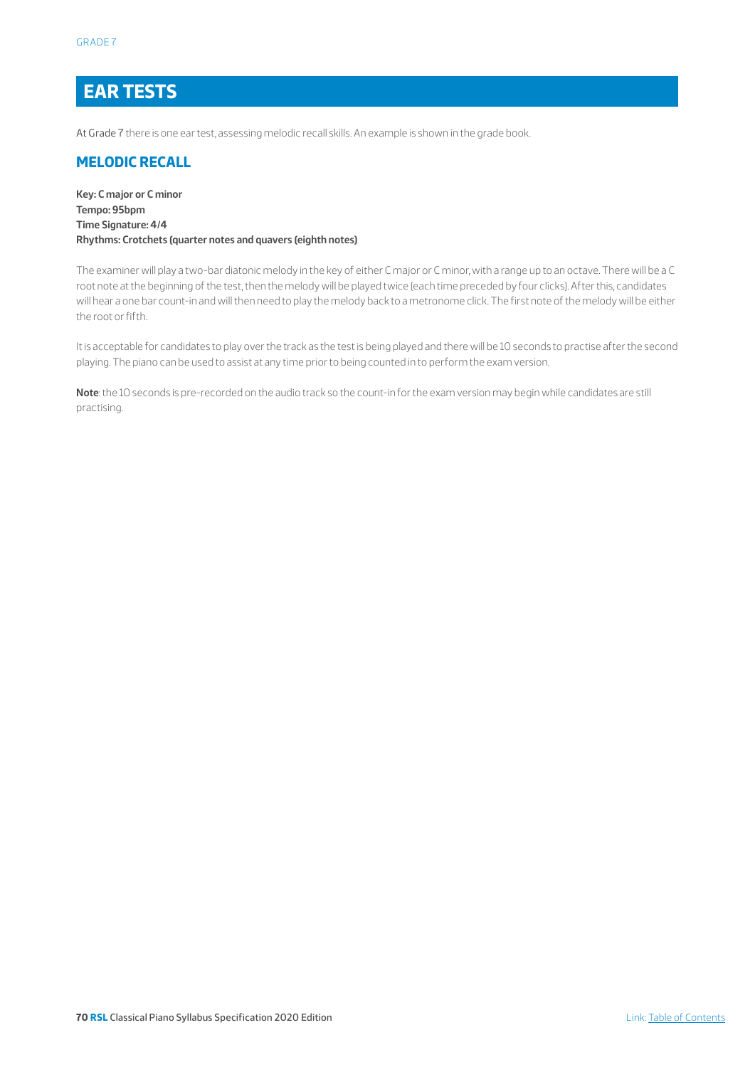# EAR TESTS

At Grade 7 there is one ear test, assessing melodic recall skills. An example is shown in the grade book.

## MELODIC RECALL

**Key: C major or C minor**
**Tempo: 95bpm**
**Time Signature: 4/4**
**Rhythms: Crotchets (quarter notes and quavers (eighth notes)**

The examiner will play a two-bar diatonic melody in the key of either C major or C minor, with a range up to an octave. There will be a C root note at the beginning of the test, then the melody will be played twice (each time preceded by four clicks). After this, candidates will hear a one bar count-in and will then need to play the melody back to a metronome click. The first note of the melody will be either the root or fifth.

It is acceptable for candidates to play over the track as the test is being played and there will be 10 seconds to practise after the second playing. The piano can be used to assist at any time prior to being counted in to perform the exam version.

**Note**: the 10 seconds is pre-recorded on the audio track so the count-in for the exam version may begin while candidates are still practising.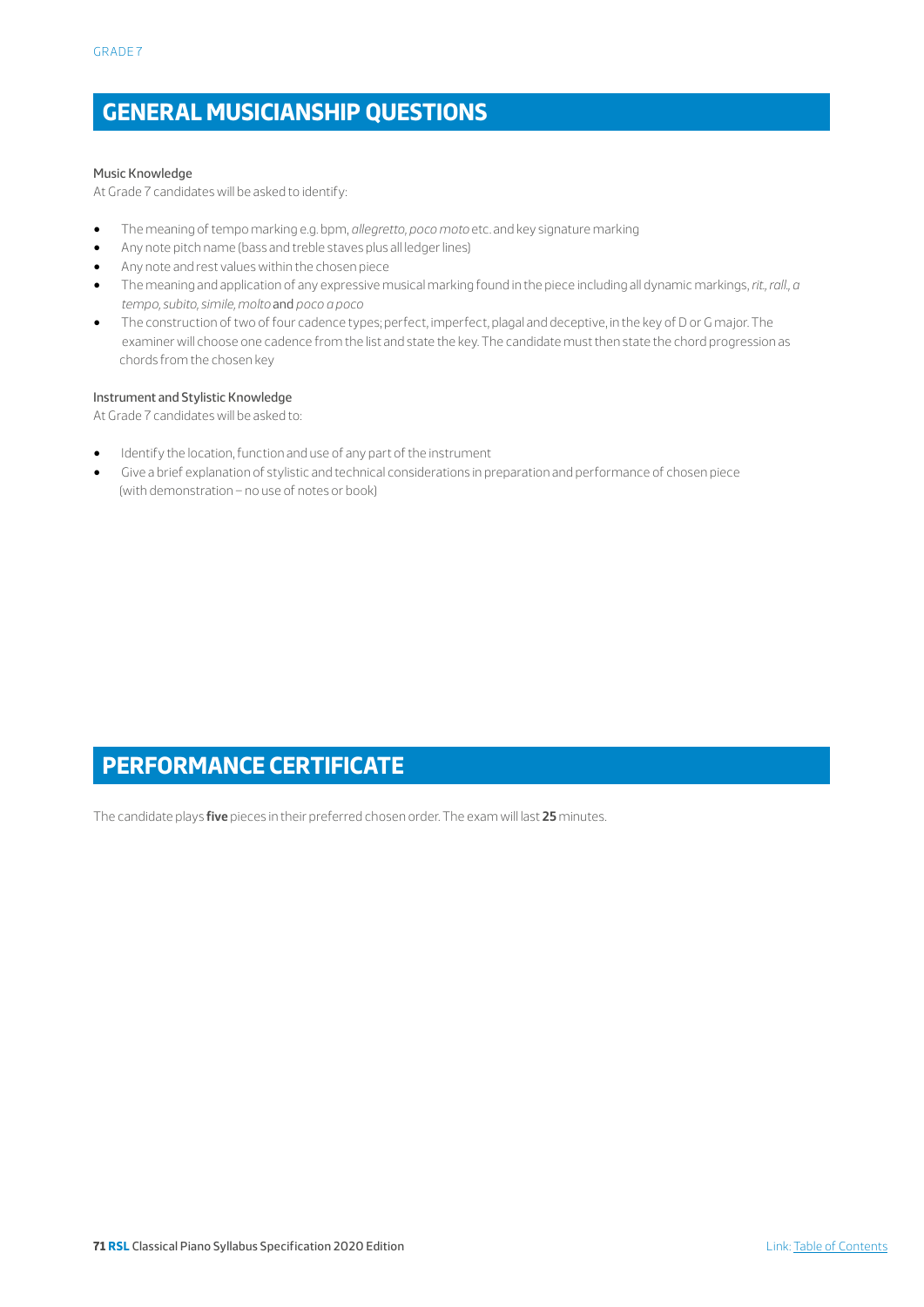## GENERAL MUSICIANSHIP QUESTIONS

Music Knowledge

At Grade 7 candidates will be asked to identify:

- The meaning of tempo marking e.g. bpm, *allegretto, poco moto* etc. and key signature marking
- Any note pitch name (bass and treble staves plus all ledger lines)
- Any note and rest values within the chosen piece
- The meaning and application of any expressive musical marking found in the piece including all dynamic markings, *rit., rall., a tempo, subito, simile, molto* and *poco a poco*
- The construction of two of four cadence types; perfect, imperfect, plagal and deceptive, in the key of D or G major. The examiner will choose one cadence from the list and state the key. The candidate must then state the chord progression as chords from the chosen key

Instrument and Stylistic Knowledge

At Grade 7 candidates will be asked to:

- Identify the location, function and use of any part of the instrument
- Give a brief explanation of stylistic and technical considerations in preparation and performance of chosen piece (with demonstration – no use of notes or book)

## PERFORMANCE CERTIFICATE

The candidate plays **five** pieces in their preferred chosen order. The exam will last **25** minutes.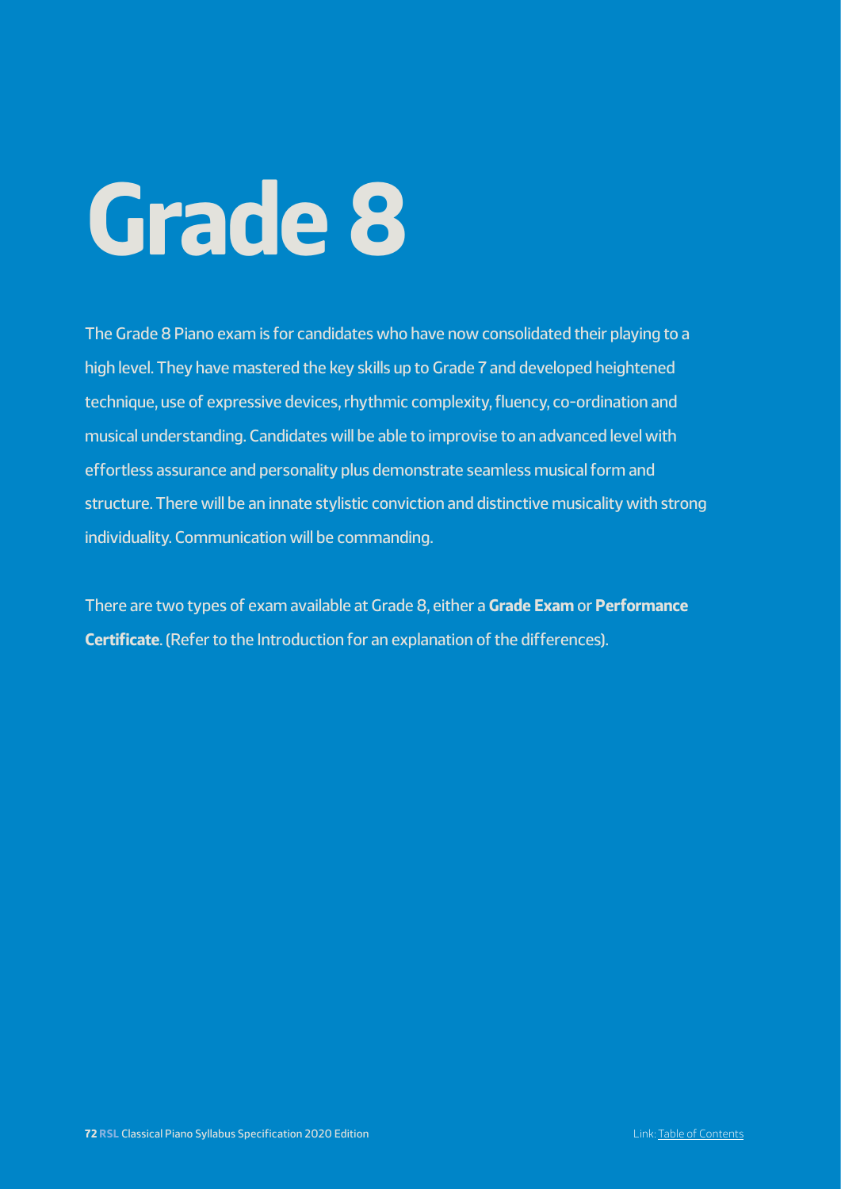# Grade 8

The Grade 8 Piano exam is for candidates who have now consolidated their playing to a high level. They have mastered the key skills up to Grade 7 and developed heightened technique, use of expressive devices, rhythmic complexity, fluency, co-ordination and musical understanding. Candidates will be able to improvise to an advanced level with effortless assurance and personality plus demonstrate seamless musical form and structure. There will be an innate stylistic conviction and distinctive musicality with strong individuality. Communication will be commanding.

There are two types of exam available at Grade 8, either a **Grade Exam** or **Performance Certificate**. (Refer to the Introduction for an explanation of the differences).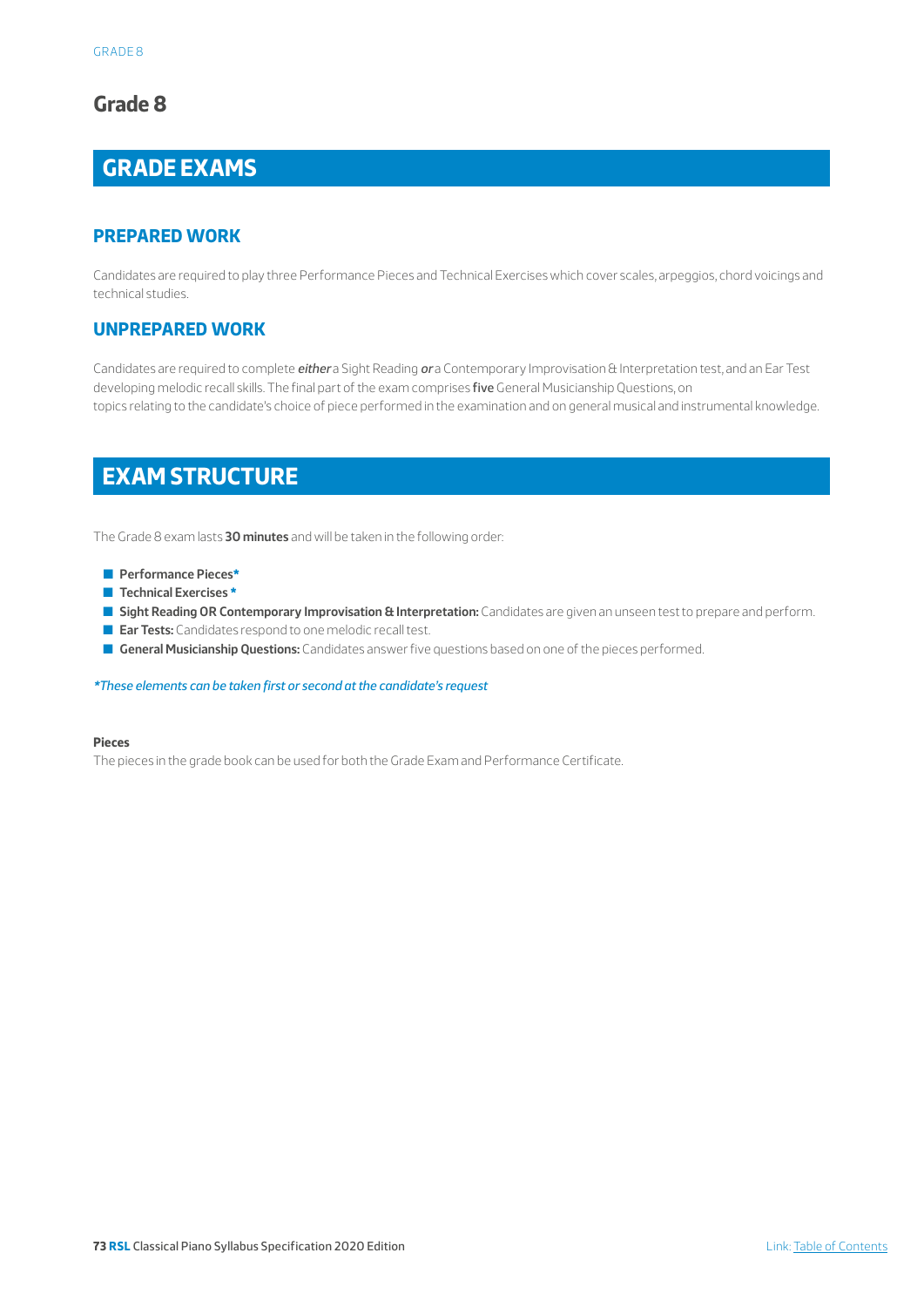# Grade 8

## GRADE EXAMS

### PREPARED WORK

Candidates are required to play three Performance Pieces and Technical Exercises which cover scales, arpeggios, chord voicings and technical studies.

### UNPREPARED WORK

Candidates are required to complete ***either*** a Sight Reading ***or*** a Contemporary Improvisation & Interpretation test, and an Ear Test developing melodic recall skills. The final part of the exam comprises **five** General Musicianship Questions, on topics relating to the candidate's choice of piece performed in the examination and on general musical and instrumental knowledge.

## EXAM STRUCTURE

The Grade 8 exam lasts **30 minutes** and will be taken in the following order:

- **Performance Pieces***
- **Technical Exercises ***
- **Sight Reading OR Contemporary Improvisation & Interpretation:** Candidates are given an unseen test to prepare and perform.
- **Ear Tests:** Candidates respond to one melodic recall test.
- **General Musicianship Questions:** Candidates answer five questions based on one of the pieces performed.

*\*These elements can be taken first or second at the candidate's request*

**Pieces**

The pieces in the grade book can be used for both the Grade Exam and Performance Certificate.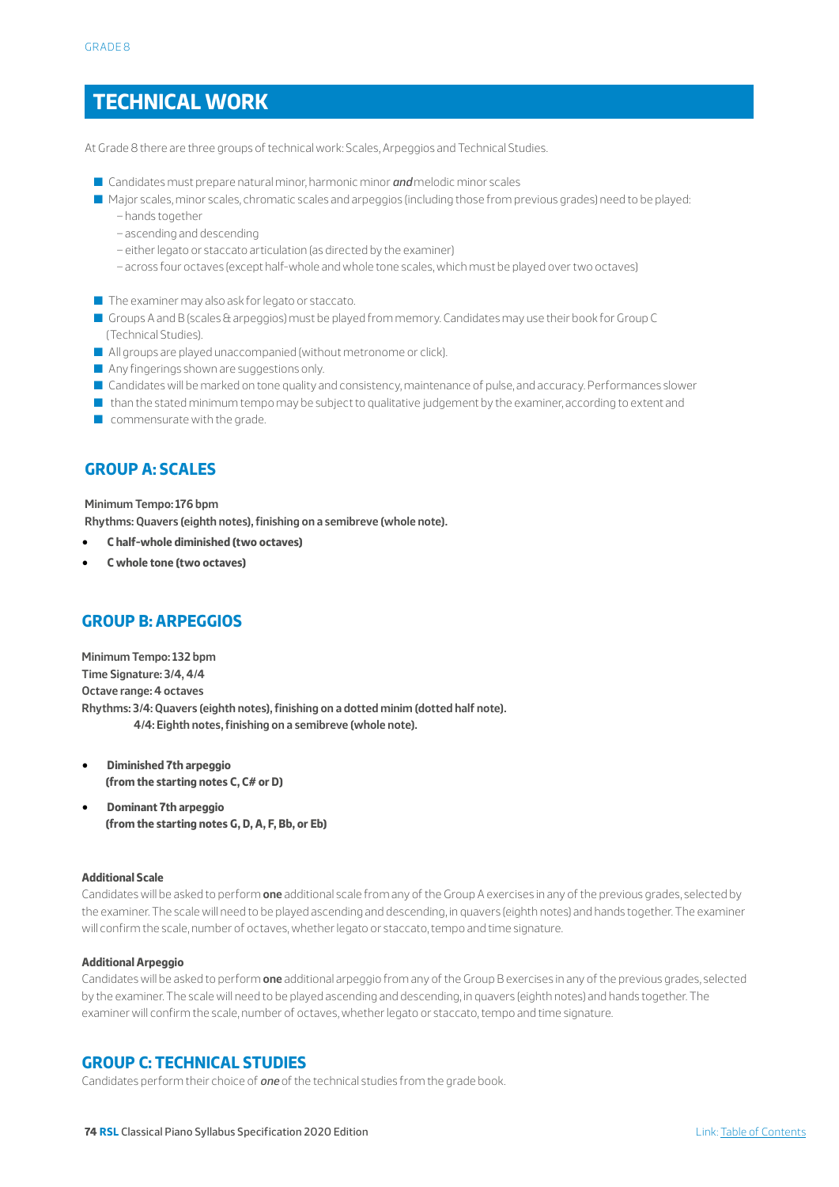## TECHNICAL WORK

At Grade 8 there are three groups of technical work: Scales, Arpeggios and Technical Studies.

- Candidates must prepare natural minor, harmonic minor ***and*** melodic minor scales
- Major scales, minor scales, chromatic scales and arpeggios (including those from previous grades) need to be played:
  - hands together
  - ascending and descending
  - either legato or staccato articulation (as directed by the examiner)
  - across four octaves (except half-whole and whole tone scales, which must be played over two octaves)
- The examiner may also ask for legato or staccato.
- Groups A and B (scales & arpeggios) must be played from memory. Candidates may use their book for Group C (Technical Studies).
- All groups are played unaccompanied (without metronome or click).
- Any fingerings shown are suggestions only.
- Candidates will be marked on tone quality and consistency, maintenance of pulse, and accuracy. Performances slower than the stated minimum tempo may be subject to qualitative judgement by the examiner, according to extent and commensurate with the grade.

### GROUP A: SCALES

**Minimum Tempo: 176 bpm**
**Rhythms: Quavers (eighth notes), finishing on a semibreve (whole note).**

- **C half-whole diminished (two octaves)**
- **C whole tone (two octaves)**

### GROUP B: ARPEGGIOS

**Minimum Tempo: 132 bpm**
**Time Signature: 3/4, 4/4**
**Octave range: 4 octaves**
**Rhythms: 3/4: Quavers (eighth notes), finishing on a dotted minim (dotted half note).**
**4/4: Eighth notes, finishing on a semibreve (whole note).**

- **Diminished 7th arpeggio (from the starting notes C, C# or D)**
- **Dominant 7th arpeggio (from the starting notes G, D, A, F, Bb, or Eb)**

#### Additional Scale

Candidates will be asked to perform **one** additional scale from any of the Group A exercises in any of the previous grades, selected by the examiner. The scale will need to be played ascending and descending, in quavers (eighth notes) and hands together. The examiner will confirm the scale, number of octaves, whether legato or staccato, tempo and time signature.

#### Additional Arpeggio

Candidates will be asked to perform **one** additional arpeggio from any of the Group B exercises in any of the previous grades, selected by the examiner. The scale will need to be played ascending and descending, in quavers (eighth notes) and hands together. The examiner will confirm the scale, number of octaves, whether legato or staccato, tempo and time signature.

### GROUP C: TECHNICAL STUDIES

Candidates perform their choice of ***one*** of the technical studies from the grade book.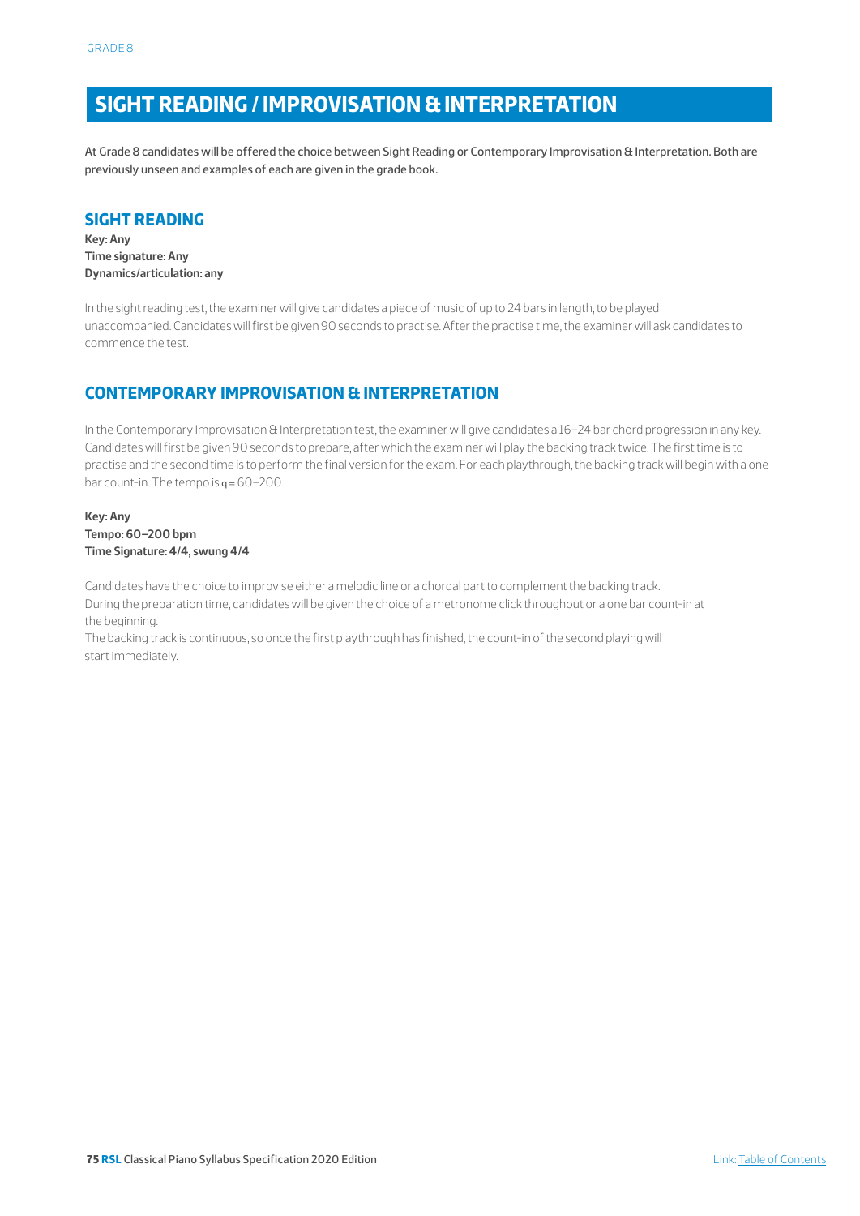# SIGHT READING / IMPROVISATION & INTERPRETATION

At Grade 8 candidates will be offered the choice between Sight Reading or Contemporary Improvisation & Interpretation. Both are previously unseen and examples of each are given in the grade book.

## SIGHT READING

**Key: Any**
**Time signature: Any**
**Dynamics/articulation: any**

In the sight reading test, the examiner will give candidates a piece of music of up to 24 bars in length, to be played unaccompanied. Candidates will first be given 90 seconds to practise. After the practise time, the examiner will ask candidates to commence the test.

## CONTEMPORARY IMPROVISATION & INTERPRETATION

In the Contemporary Improvisation & Interpretation test, the examiner will give candidates a 16–24 bar chord progression in any key. Candidates will first be given 90 seconds to prepare, after which the examiner will play the backing track twice. The first time is to practise and the second time is to perform the final version for the exam. For each playthrough, the backing track will begin with a one bar count-in. The tempo is ♩= 60–200.

**Key: Any**
**Tempo: 60–200 bpm**
**Time Signature: 4/4, swung 4/4**

Candidates have the choice to improvise either a melodic line or a chordal part to complement the backing track.
During the preparation time, candidates will be given the choice of a metronome click throughout or a one bar count-in at the beginning.
The backing track is continuous, so once the first playthrough has finished, the count-in of the second playing will start immediately.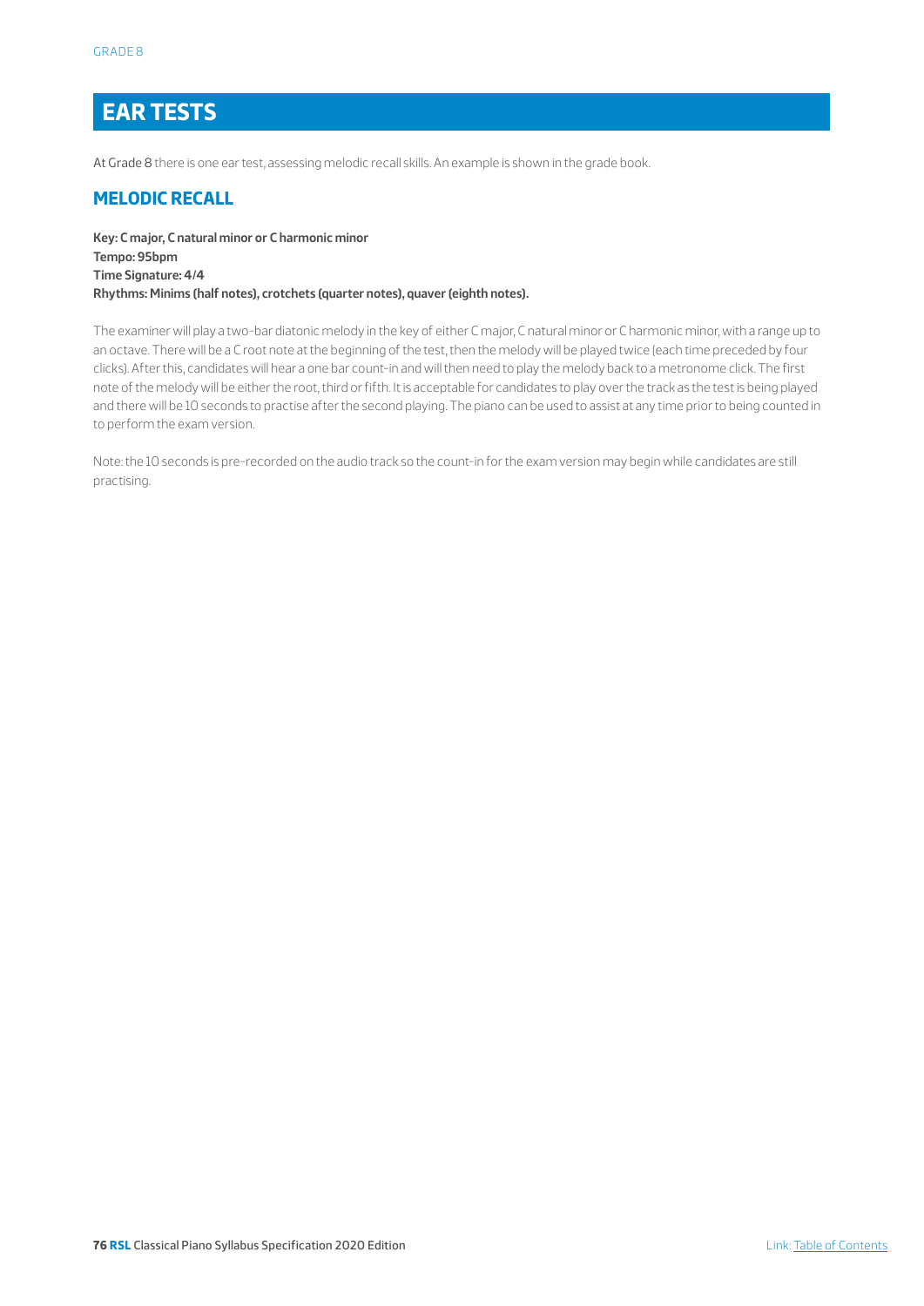# EAR TESTS

At Grade 8 there is one ear test, assessing melodic recall skills. An example is shown in the grade book.

## MELODIC RECALL

**Key: C major, C natural minor or C harmonic minor**
**Tempo: 95bpm**
**Time Signature: 4/4**
**Rhythms: Minims (half notes), crotchets (quarter notes), quaver (eighth notes).**

The examiner will play a two-bar diatonic melody in the key of either C major, C natural minor or C harmonic minor, with a range up to an octave. There will be a C root note at the beginning of the test, then the melody will be played twice (each time preceded by four clicks). After this, candidates will hear a one bar count-in and will then need to play the melody back to a metronome click. The first note of the melody will be either the root, third or fifth. It is acceptable for candidates to play over the track as the test is being played and there will be 10 seconds to practise after the second playing. The piano can be used to assist at any time prior to being counted in to perform the exam version.

Note: the 10 seconds is pre-recorded on the audio track so the count-in for the exam version may begin while candidates are still practising.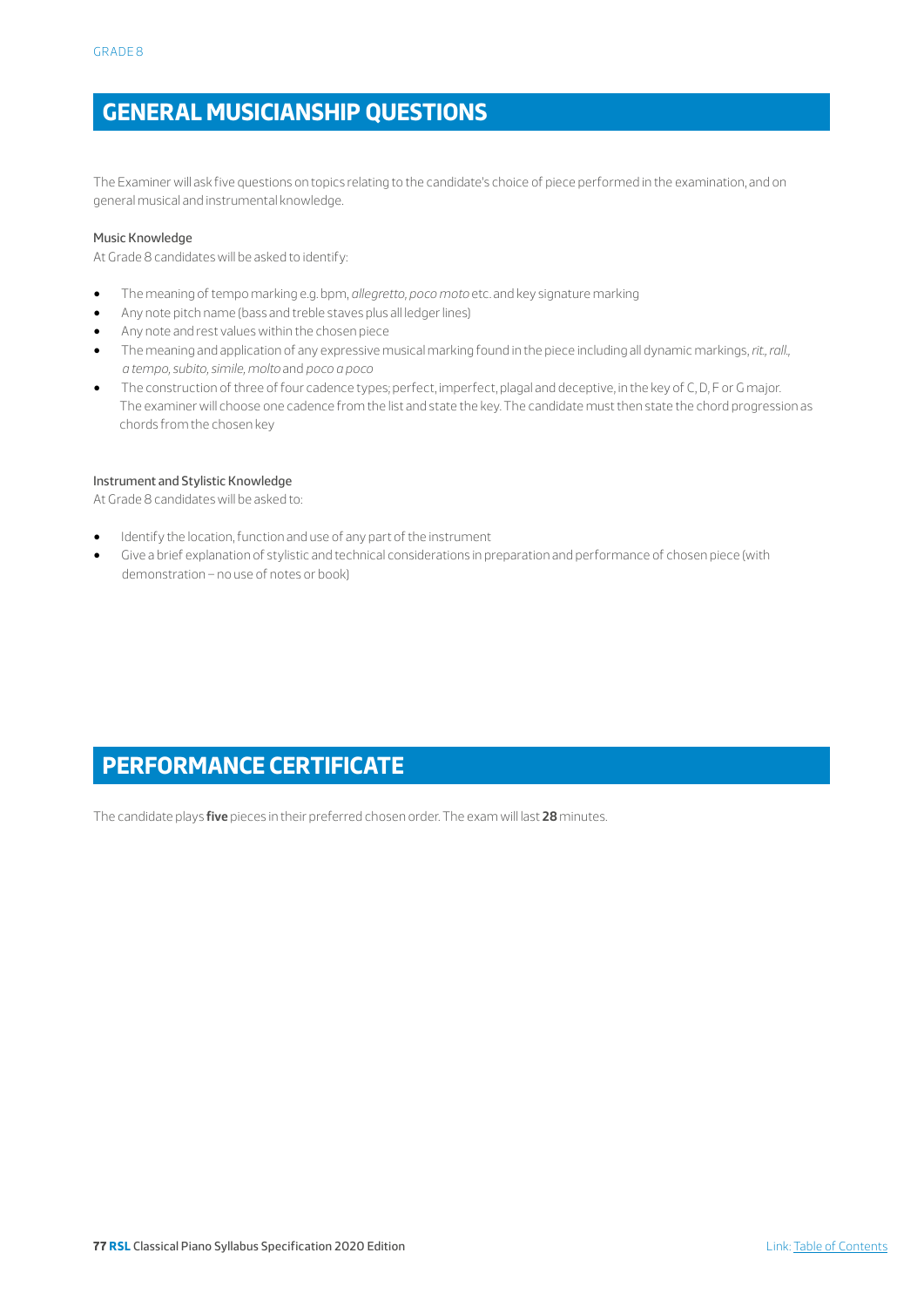## GENERAL MUSICIANSHIP QUESTIONS

The Examiner will ask five questions on topics relating to the candidate's choice of piece performed in the examination, and on general musical and instrumental knowledge.

### Music Knowledge

At Grade 8 candidates will be asked to identify:

- The meaning of tempo marking e.g. bpm, *allegretto, poco moto* etc. and key signature marking
- Any note pitch name (bass and treble staves plus all ledger lines)
- Any note and rest values within the chosen piece
- The meaning and application of any expressive musical marking found in the piece including all dynamic markings, *rit., rall., a tempo, subito, simile, molto* and *poco a poco*
- The construction of three of four cadence types; perfect, imperfect, plagal and deceptive, in the key of C, D, F or G major. The examiner will choose one cadence from the list and state the key. The candidate must then state the chord progression as chords from the chosen key

### Instrument and Stylistic Knowledge

At Grade 8 candidates will be asked to:

- Identify the location, function and use of any part of the instrument
- Give a brief explanation of stylistic and technical considerations in preparation and performance of chosen piece (with demonstration – no use of notes or book)

## PERFORMANCE CERTIFICATE

The candidate plays **five** pieces in their preferred chosen order. The exam will last **28** minutes.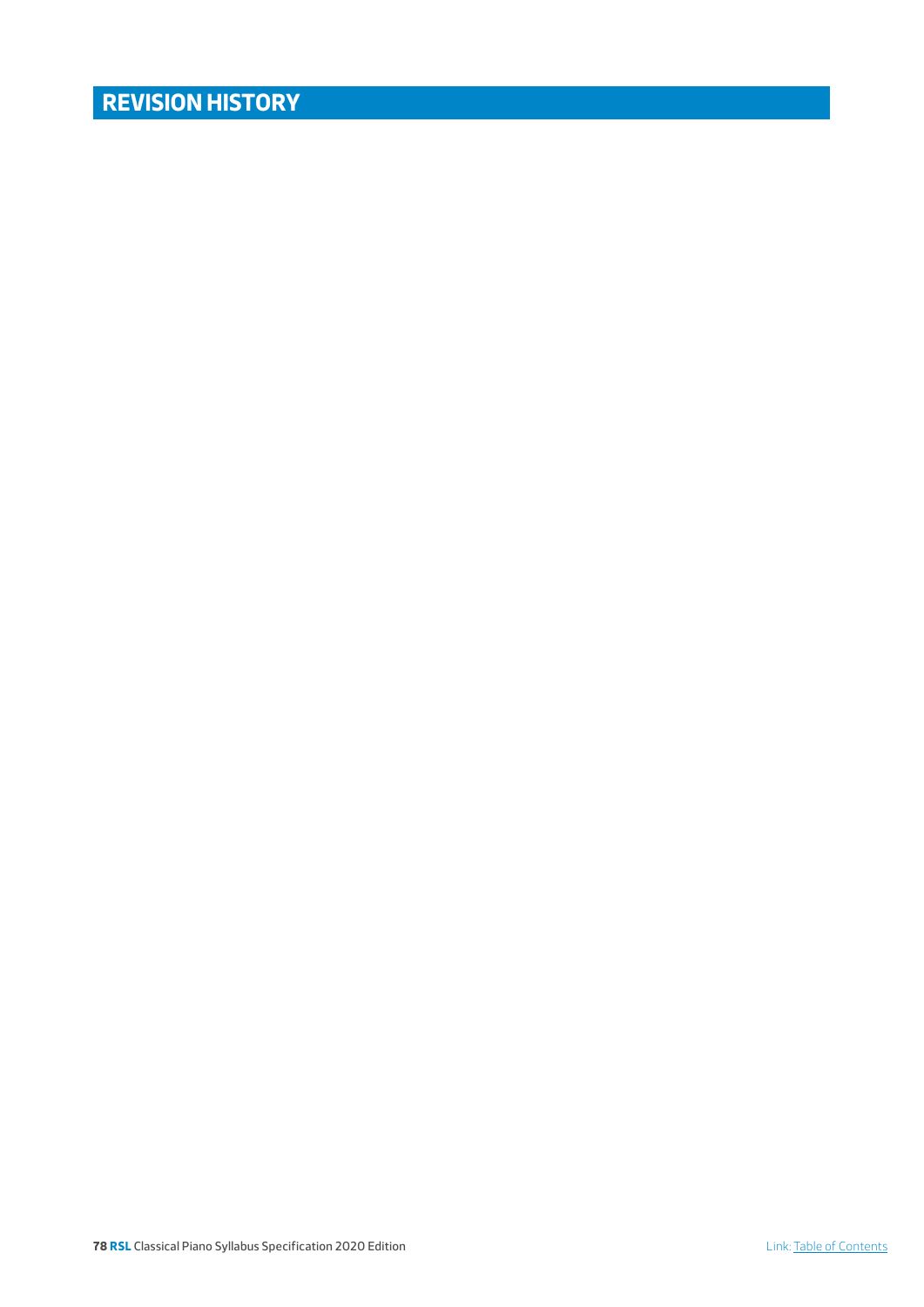# REVISION HISTORY